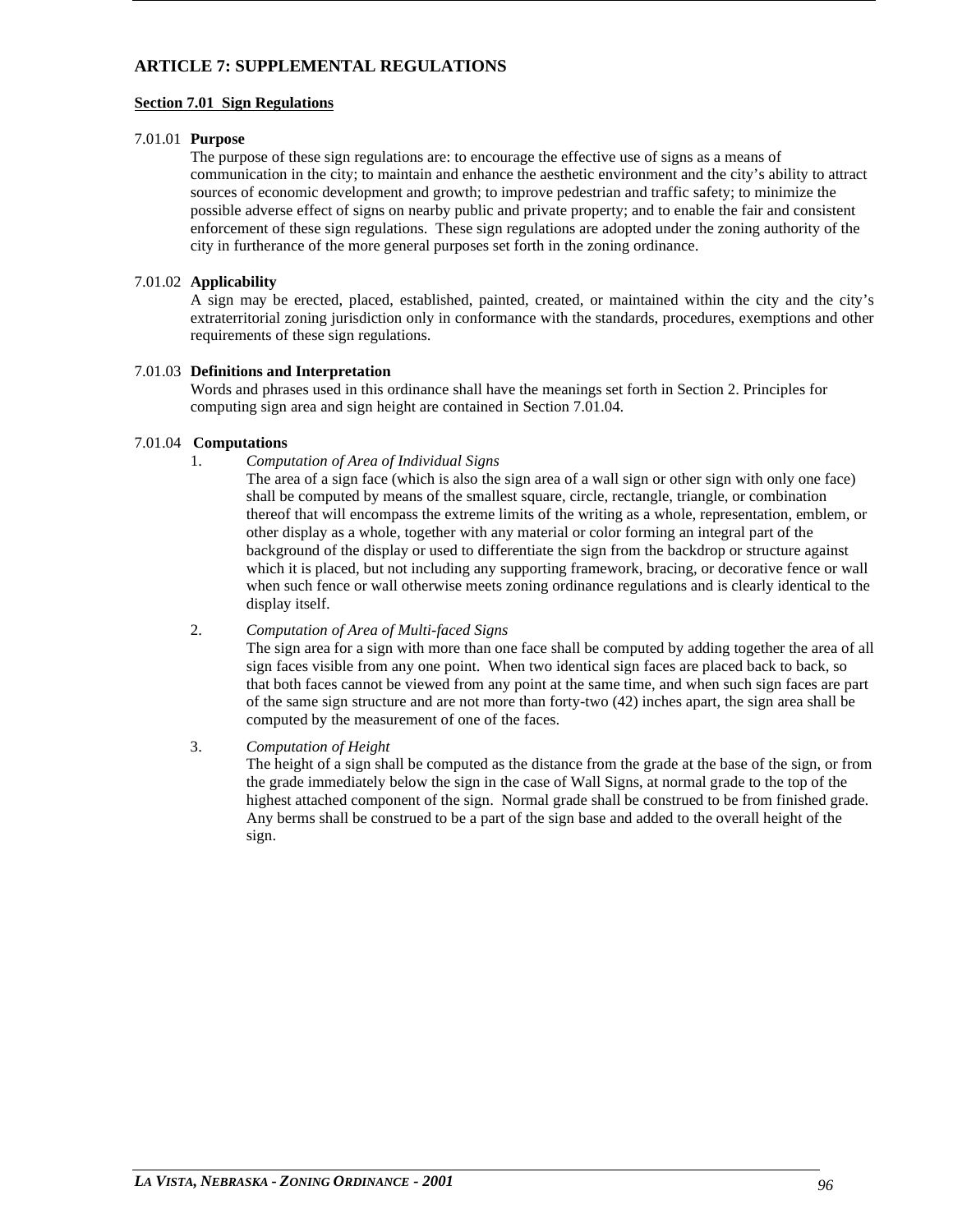# ARTICLE 7: SUPPLEMENTAL REGULATIONS

## Section 7.01 Sign Regulations

7.01.01 **Purpose**

The purpose of these sign regulations are: to encourage the effective use of signs as a means of communication in the city; to maintain and enhance the aesthetic environment and the city's ability to attract sources of economic development and growth; to improve pedestrian and traffic safety; to minimize the possible adverse effect of signs on nearby public and private property; and to enable the fair and consistent enforcement of these sign regulations. These sign regulations are adopted under the zoning authority of the city in furtherance of the more general purposes set forth in the zoning ordinance.

7.01.02 **Applicability**

A sign may be erected, placed, established, painted, created, or maintained within the city and the city's extraterritorial zoning jurisdiction only in conformance with the standards, procedures, exemptions and other requirements of these sign regulations.

7.01.03 **Definitions and Interpretation**

Words and phrases used in this ordinance shall have the meanings set forth in Section 2. Principles for computing sign area and sign height are contained in Section 7.01.04.

7.01.04 **Computations**

1. *Computation of Area of Individual Signs*

   The area of a sign face (which is also the sign area of a wall sign or other sign with only one face) shall be computed by means of the smallest square, circle, rectangle, triangle, or combination thereof that will encompass the extreme limits of the writing as a whole, representation, emblem, or other display as a whole, together with any material or color forming an integral part of the background of the display or used to differentiate the sign from the backdrop or structure against which it is placed, but not including any supporting framework, bracing, or decorative fence or wall when such fence or wall otherwise meets zoning ordinance regulations and is clearly identical to the display itself.

2. *Computation of Area of Multi-faced Signs*

   The sign area for a sign with more than one face shall be computed by adding together the area of all sign faces visible from any one point. When two identical sign faces are placed back to back, so that both faces cannot be viewed from any point at the same time, and when such sign faces are part of the same sign structure and are not more than forty-two (42) inches apart, the sign area shall be computed by the measurement of one of the faces.

3. *Computation of Height*

   The height of a sign shall be computed as the distance from the grade at the base of the sign, or from the grade immediately below the sign in the case of Wall Signs, at normal grade to the top of the highest attached component of the sign. Normal grade shall be construed to be from finished grade. Any berms shall be construed to be a part of the sign base and added to the overall height of the sign.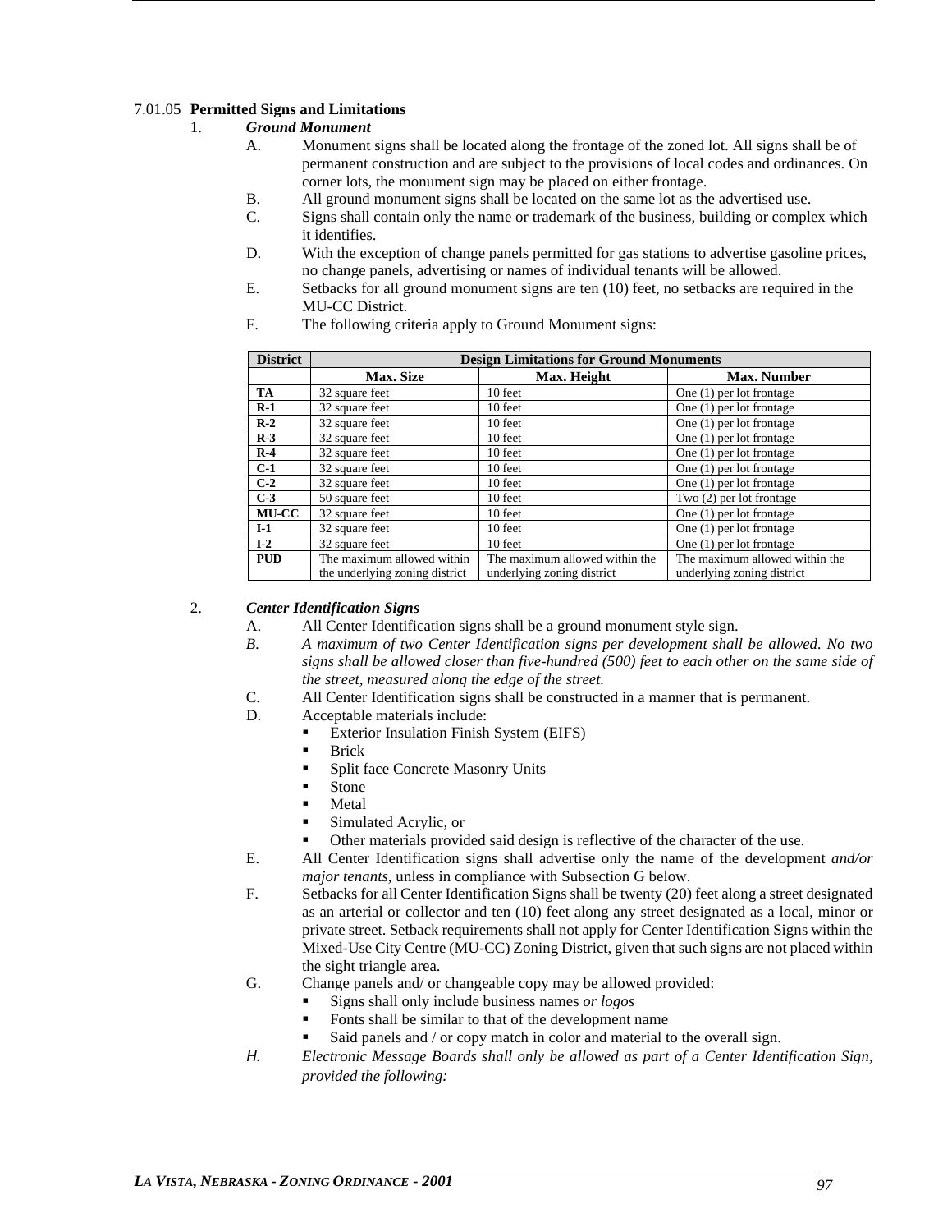7.01.05 **Permitted Signs and Limitations**

1. ***Ground Monument***

   A. Monument signs shall be located along the frontage of the zoned lot. All signs shall be of permanent construction and are subject to the provisions of local codes and ordinances. On corner lots, the monument sign may be placed on either frontage.

   B. All ground monument signs shall be located on the same lot as the advertised use.

   C. Signs shall contain only the name or trademark of the business, building or complex which it identifies.

   D. With the exception of change panels permitted for gas stations to advertise gasoline prices, no change panels, advertising or names of individual tenants will be allowed.

   E. Setbacks for all ground monument signs are ten (10) feet, no setbacks are required in the MU-CC District.

   F. The following criteria apply to Ground Monument signs:

| District | Design Limitations for Ground Monuments | | |
|---|---|---|---|
| | **Max. Size** | **Max. Height** | **Max. Number** |
| **TA** | 32 square feet | 10 feet | One (1) per lot frontage |
| **R-1** | 32 square feet | 10 feet | One (1) per lot frontage |
| **R-2** | 32 square feet | 10 feet | One (1) per lot frontage |
| **R-3** | 32 square feet | 10 feet | One (1) per lot frontage |
| **R-4** | 32 square feet | 10 feet | One (1) per lot frontage |
| **C-1** | 32 square feet | 10 feet | One (1) per lot frontage |
| **C-2** | 32 square feet | 10 feet | One (1) per lot frontage |
| **C-3** | 50 square feet | 10 feet | Two (2) per lot frontage |
| **MU-CC** | 32 square feet | 10 feet | One (1) per lot frontage |
| **I-1** | 32 square feet | 10 feet | One (1) per lot frontage |
| **I-2** | 32 square feet | 10 feet | One (1) per lot frontage |
| **PUD** | The maximum allowed within the underlying zoning district | The maximum allowed within the underlying zoning district | The maximum allowed within the underlying zoning district |

2. ***Center Identification Signs***

   A. All Center Identification signs shall be a ground monument style sign.

   *B. A maximum of two Center Identification signs per development shall be allowed. No two signs shall be allowed closer than five-hundred (500) feet to each other on the same side of the street, measured along the edge of the street.*

   C. All Center Identification signs shall be constructed in a manner that is permanent.

   D. Acceptable materials include:
      - Exterior Insulation Finish System (EIFS)
      - Brick
      - Split face Concrete Masonry Units
      - Stone
      - Metal
      - Simulated Acrylic, or
      - Other materials provided said design is reflective of the character of the use.

   E. All Center Identification signs shall advertise only the name of the development *and/or major tenants*, unless in compliance with Subsection G below.

   F. Setbacks for all Center Identification Signs shall be twenty (20) feet along a street designated as an arterial or collector and ten (10) feet along any street designated as a local, minor or private street. Setback requirements shall not apply for Center Identification Signs within the Mixed-Use City Centre (MU-CC) Zoning District, given that such signs are not placed within the sight triangle area.

   G. Change panels and/ or changeable copy may be allowed provided:
      - Signs shall only include business names *or logos*
      - Fonts shall be similar to that of the development name
      - Said panels and / or copy match in color and material to the overall sign.

   *H. Electronic Message Boards shall only be allowed as part of a Center Identification Sign, provided the following:*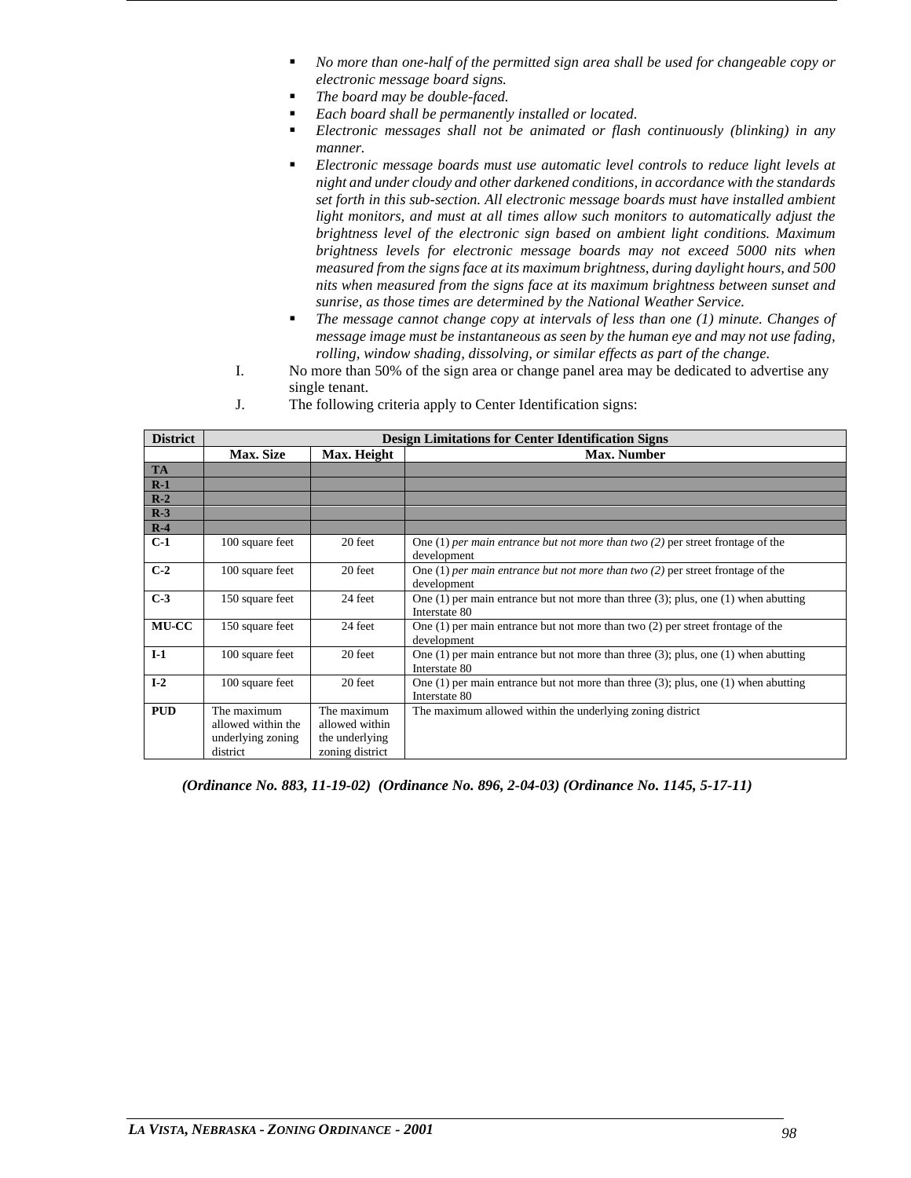- *No more than one-half of the permitted sign area shall be used for changeable copy or electronic message board signs.*
- *The board may be double-faced.*
- *Each board shall be permanently installed or located.*
- *Electronic messages shall not be animated or flash continuously (blinking) in any manner.*
- *Electronic message boards must use automatic level controls to reduce light levels at night and under cloudy and other darkened conditions, in accordance with the standards set forth in this sub-section. All electronic message boards must have installed ambient light monitors, and must at all times allow such monitors to automatically adjust the brightness level of the electronic sign based on ambient light conditions. Maximum brightness levels for electronic message boards may not exceed 5000 nits when measured from the signs face at its maximum brightness, during daylight hours, and 500 nits when measured from the signs face at its maximum brightness between sunset and sunrise, as those times are determined by the National Weather Service.*
- *The message cannot change copy at intervals of less than one (1) minute. Changes of message image must be instantaneous as seen by the human eye and may not use fading, rolling, window shading, dissolving, or similar effects as part of the change.*

I. No more than 50% of the sign area or change panel area may be dedicated to advertise any single tenant.

J. The following criteria apply to Center Identification signs:

| District | Design Limitations for Center Identification Signs | | |
|---|---|---|---|
| | **Max. Size** | **Max. Height** | **Max. Number** |
| **TA** | | | |
| **R-1** | | | |
| **R-2** | | | |
| **R-3** | | | |
| **R-4** | | | |
| **C-1** | 100 square feet | 20 feet | One (1) *per main entrance but not more than two (2)* per street frontage of the development |
| **C-2** | 100 square feet | 20 feet | One (1) *per main entrance but not more than two (2)* per street frontage of the development |
| **C-3** | 150 square feet | 24 feet | One (1) per main entrance but not more than three (3); plus, one (1) when abutting Interstate 80 |
| **MU-CC** | 150 square feet | 24 feet | One (1) per main entrance but not more than two (2) per street frontage of the development |
| **I-1** | 100 square feet | 20 feet | One (1) per main entrance but not more than three (3); plus, one (1) when abutting Interstate 80 |
| **I-2** | 100 square feet | 20 feet | One (1) per main entrance but not more than three (3); plus, one (1) when abutting Interstate 80 |
| **PUD** | The maximum allowed within the underlying zoning district | The maximum allowed within the underlying zoning district | The maximum allowed within the underlying zoning district |

***(Ordinance No. 883, 11-19-02) (Ordinance No. 896, 2-04-03) (Ordinance No. 1145, 5-17-11)***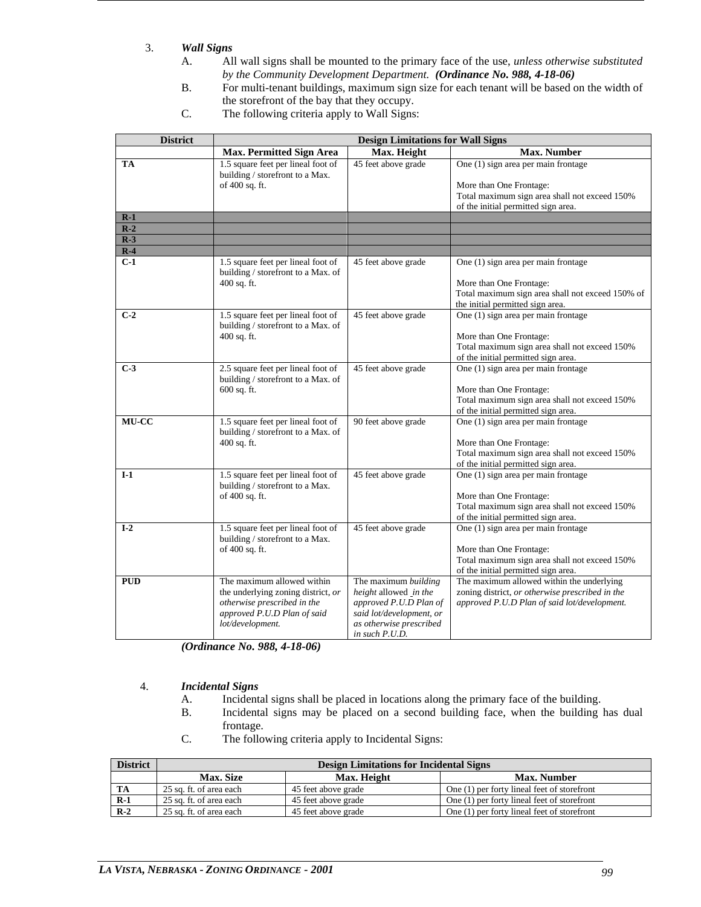3. ***Wall Signs***

   A. All wall signs shall be mounted to the primary face of the use, *unless otherwise substituted by the Community Development Department.* ***(Ordinance No. 988, 4-18-06)***

   B. For multi-tenant buildings, maximum sign size for each tenant will be based on the width of the storefront of the bay that they occupy.

   C. The following criteria apply to Wall Signs:

| District | Design Limitations for Wall Signs | | |
|---|---|---|---|
| | **Max. Permitted Sign Area** | **Max. Height** | **Max. Number** |
| **TA** | 1.5 square feet per lineal foot of building / storefront to a Max. of 400 sq. ft. | 45 feet above grade | One (1) sign area per main frontage<br><br>More than One Frontage:<br>Total maximum sign area shall not exceed 150% of the initial permitted sign area. |
| **R-1** | | | |
| **R-2** | | | |
| **R-3** | | | |
| **R-4** | | | |
| **C-1** | 1.5 square feet per lineal foot of building / storefront to a Max. of 400 sq. ft. | 45 feet above grade | One (1) sign area per main frontage<br><br>More than One Frontage:<br>Total maximum sign area shall not exceed 150% of the initial permitted sign area. |
| **C-2** | 1.5 square feet per lineal foot of building / storefront to a Max. of 400 sq. ft. | 45 feet above grade | One (1) sign area per main frontage<br><br>More than One Frontage:<br>Total maximum sign area shall not exceed 150% of the initial permitted sign area. |
| **C-3** | 2.5 square feet per lineal foot of building / storefront to a Max. of 600 sq. ft. | 45 feet above grade | One (1) sign area per main frontage<br><br>More than One Frontage:<br>Total maximum sign area shall not exceed 150% of the initial permitted sign area. |
| **MU-CC** | 1.5 square feet per lineal foot of building / storefront to a Max. of 400 sq. ft. | 90 feet above grade | One (1) sign area per main frontage<br><br>More than One Frontage:<br>Total maximum sign area shall not exceed 150% of the initial permitted sign area. |
| **I-1** | 1.5 square feet per lineal foot of building / storefront to a Max. of 400 sq. ft. | 45 feet above grade | One (1) sign area per main frontage<br><br>More than One Frontage:<br>Total maximum sign area shall not exceed 150% of the initial permitted sign area. |
| **I-2** | 1.5 square feet per lineal foot of building / storefront to a Max. of 400 sq. ft. | 45 feet above grade | One (1) sign area per main frontage<br><br>More than One Frontage:<br>Total maximum sign area shall not exceed 150% of the initial permitted sign area. |
| **PUD** | The maximum allowed within the underlying zoning district, *or otherwise prescribed in the approved P.U.D Plan of said lot/development.* | The maximum *building height* allowed *in the approved P.U.D Plan of said lot/development, or as otherwise prescribed in such P.U.D.* | The maximum allowed within the underlying zoning district, *or otherwise prescribed in the approved P.U.D Plan of said lot/development.* |

***(Ordinance No. 988, 4-18-06)***

4. ***Incidental Signs***

   A. Incidental signs shall be placed in locations along the primary face of the building.

   B. Incidental signs may be placed on a second building face, when the building has dual frontage.

   C. The following criteria apply to Incidental Signs:

| District | Design Limitations for Incidental Signs | | |
|---|---|---|---|
| | **Max. Size** | **Max. Height** | **Max. Number** |
| **TA** | 25 sq. ft. of area each | 45 feet above grade | One (1) per forty lineal feet of storefront |
| **R-1** | 25 sq. ft. of area each | 45 feet above grade | One (1) per forty lineal feet of storefront |
| **R-2** | 25 sq. ft. of area each | 45 feet above grade | One (1) per forty lineal feet of storefront |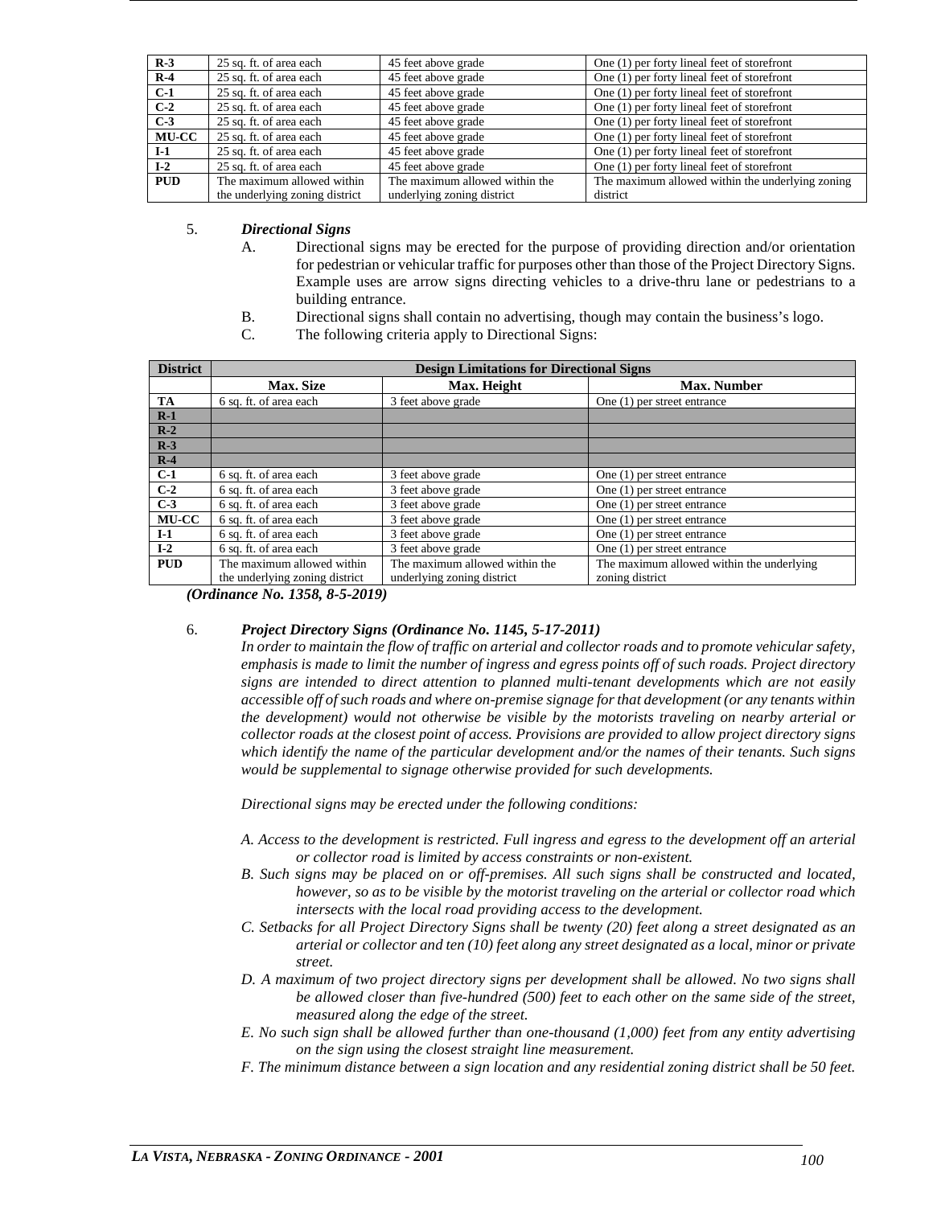| R-3 | 25 sq. ft. of area each | 45 feet above grade | One (1) per forty lineal feet of storefront |
|---|---|---|---|
| R-4 | 25 sq. ft. of area each | 45 feet above grade | One (1) per forty lineal feet of storefront |
| C-1 | 25 sq. ft. of area each | 45 feet above grade | One (1) per forty lineal feet of storefront |
| C-2 | 25 sq. ft. of area each | 45 feet above grade | One (1) per forty lineal feet of storefront |
| C-3 | 25 sq. ft. of area each | 45 feet above grade | One (1) per forty lineal feet of storefront |
| MU-CC | 25 sq. ft. of area each | 45 feet above grade | One (1) per forty lineal feet of storefront |
| I-1 | 25 sq. ft. of area each | 45 feet above grade | One (1) per forty lineal feet of storefront |
| I-2 | 25 sq. ft. of area each | 45 feet above grade | One (1) per forty lineal feet of storefront |
| PUD | The maximum allowed within the underlying zoning district | The maximum allowed within the underlying zoning district | The maximum allowed within the underlying zoning district |

5. ***Directional Signs***
   - A. Directional signs may be erected for the purpose of providing direction and/or orientation for pedestrian or vehicular traffic for purposes other than those of the Project Directory Signs. Example uses are arrow signs directing vehicles to a drive-thru lane or pedestrians to a building entrance.
   - B. Directional signs shall contain no advertising, though may contain the business's logo.
   - C. The following criteria apply to Directional Signs:

| District | Design Limitations for Directional Signs | | |
|---|---|---|---|
| | Max. Size | Max. Height | Max. Number |
| TA | 6 sq. ft. of area each | 3 feet above grade | One (1) per street entrance |
| R-1 | | | |
| R-2 | | | |
| R-3 | | | |
| R-4 | | | |
| C-1 | 6 sq. ft. of area each | 3 feet above grade | One (1) per street entrance |
| C-2 | 6 sq. ft. of area each | 3 feet above grade | One (1) per street entrance |
| C-3 | 6 sq. ft. of area each | 3 feet above grade | One (1) per street entrance |
| MU-CC | 6 sq. ft. of area each | 3 feet above grade | One (1) per street entrance |
| I-1 | 6 sq. ft. of area each | 3 feet above grade | One (1) per street entrance |
| I-2 | 6 sq. ft. of area each | 3 feet above grade | One (1) per street entrance |
| PUD | The maximum allowed within the underlying zoning district | The maximum allowed within the underlying zoning district | The maximum allowed within the underlying zoning district |

***(Ordinance No. 1358, 8-5-2019)***

6. ***Project Directory Signs (Ordinance No. 1145, 5-17-2011)***

   *In order to maintain the flow of traffic on arterial and collector roads and to promote vehicular safety, emphasis is made to limit the number of ingress and egress points off of such roads. Project directory signs are intended to direct attention to planned multi-tenant developments which are not easily accessible off of such roads and where on-premise signage for that development (or any tenants within the development) would not otherwise be visible by the motorists traveling on nearby arterial or collector roads at the closest point of access. Provisions are provided to allow project directory signs which identify the name of the particular development and/or the names of their tenants. Such signs would be supplemental to signage otherwise provided for such developments.*

   *Directional signs may be erected under the following conditions:*

   *A. Access to the development is restricted. Full ingress and egress to the development off an arterial or collector road is limited by access constraints or non-existent.*

   *B. Such signs may be placed on or off-premises. All such signs shall be constructed and located, however, so as to be visible by the motorist traveling on the arterial or collector road which intersects with the local road providing access to the development.*

   *C. Setbacks for all Project Directory Signs shall be twenty (20) feet along a street designated as an arterial or collector and ten (10) feet along any street designated as a local, minor or private street.*

   *D. A maximum of two project directory signs per development shall be allowed. No two signs shall be allowed closer than five-hundred (500) feet to each other on the same side of the street, measured along the edge of the street.*

   *E. No such sign shall be allowed further than one-thousand (1,000) feet from any entity advertising on the sign using the closest straight line measurement.*

   *F. The minimum distance between a sign location and any residential zoning district shall be 50 feet.*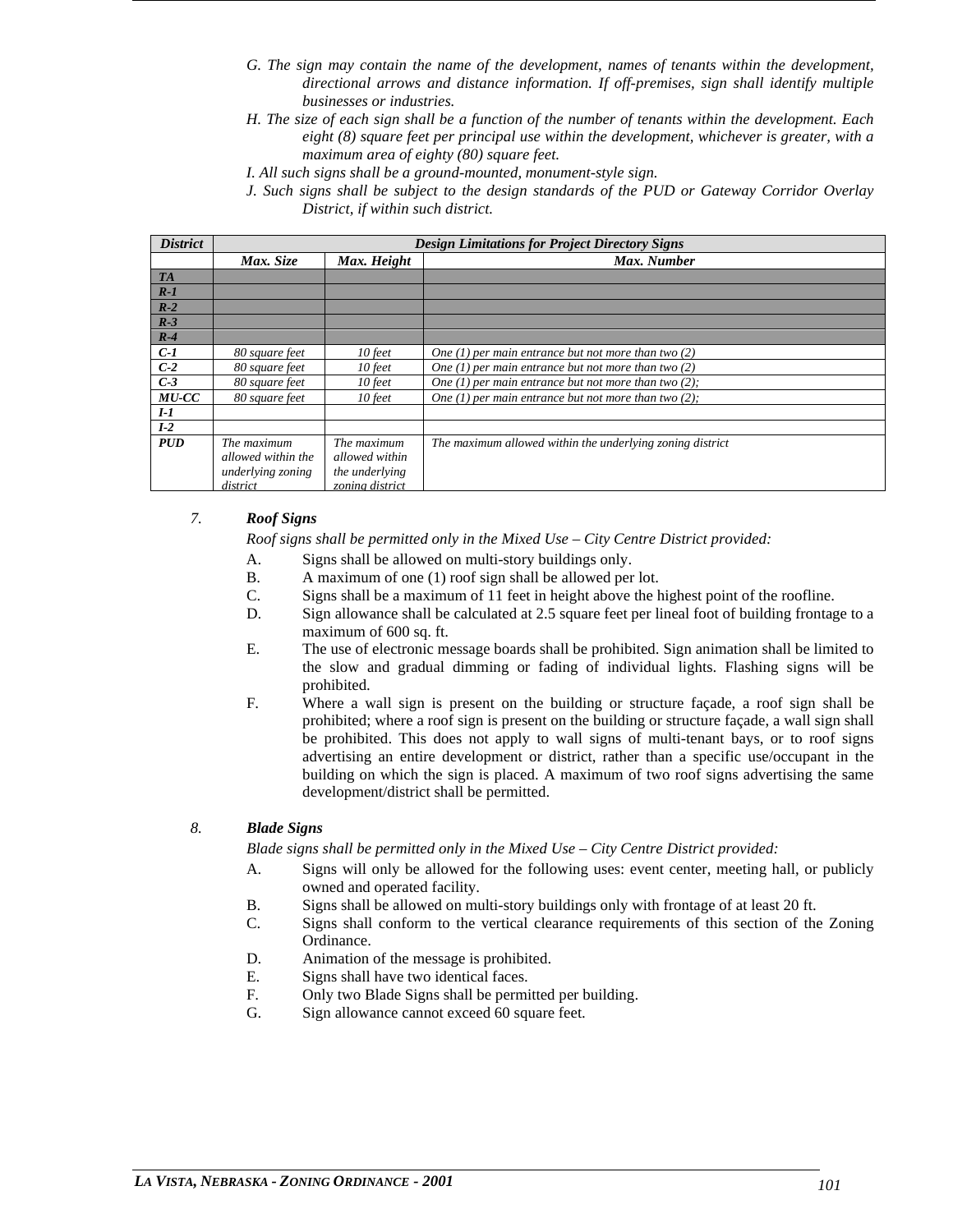*G. The sign may contain the name of the development, names of tenants within the development, directional arrows and distance information. If off-premises, sign shall identify multiple businesses or industries.*

*H. The size of each sign shall be a function of the number of tenants within the development. Each eight (8) square feet per principal use within the development, whichever is greater, with a maximum area of eighty (80) square feet.*

*I. All such signs shall be a ground-mounted, monument-style sign.*

*J. Such signs shall be subject to the design standards of the PUD or Gateway Corridor Overlay District, if within such district.*

| ***District*** | ***Design Limitations for Project Directory Signs*** | | |
|---|---|---|---|
| | ***Max. Size*** | ***Max. Height*** | ***Max. Number*** |
| ***TA*** | | | |
| ***R-1*** | | | |
| ***R-2*** | | | |
| ***R-3*** | | | |
| ***R-4*** | | | |
| ***C-1*** | *80 square feet* | *10 feet* | *One (1) per main entrance but not more than two (2)* |
| ***C-2*** | *80 square feet* | *10 feet* | *One (1) per main entrance but not more than two (2)* |
| ***C-3*** | *80 square feet* | *10 feet* | *One (1) per main entrance but not more than two (2);* |
| ***MU-CC*** | *80 square feet* | *10 feet* | *One (1) per main entrance but not more than two (2);* |
| ***I-1*** | | | |
| ***I-2*** | | | |
| ***PUD*** | *The maximum allowed within the underlying zoning district* | *The maximum allowed within the underlying zoning district* | *The maximum allowed within the underlying zoning district* |

*7.* ***Roof Signs***

*Roof signs shall be permitted only in the Mixed Use – City Centre District provided:*

A. Signs shall be allowed on multi-story buildings only.

B. A maximum of one (1) roof sign shall be allowed per lot.

C. Signs shall be a maximum of 11 feet in height above the highest point of the roofline.

D. Sign allowance shall be calculated at 2.5 square feet per lineal foot of building frontage to a maximum of 600 sq. ft.

E. The use of electronic message boards shall be prohibited. Sign animation shall be limited to the slow and gradual dimming or fading of individual lights. Flashing signs will be prohibited.

F. Where a wall sign is present on the building or structure façade, a roof sign shall be prohibited; where a roof sign is present on the building or structure façade, a wall sign shall be prohibited. This does not apply to wall signs of multi-tenant bays, or to roof signs advertising an entire development or district, rather than a specific use/occupant in the building on which the sign is placed. A maximum of two roof signs advertising the same development/district shall be permitted.

*8.* ***Blade Signs***

*Blade signs shall be permitted only in the Mixed Use – City Centre District provided:*

A. Signs will only be allowed for the following uses: event center, meeting hall, or publicly owned and operated facility.

B. Signs shall be allowed on multi-story buildings only with frontage of at least 20 ft.

C. Signs shall conform to the vertical clearance requirements of this section of the Zoning Ordinance.

D. Animation of the message is prohibited.

E. Signs shall have two identical faces.

F. Only two Blade Signs shall be permitted per building.

G. Sign allowance cannot exceed 60 square feet.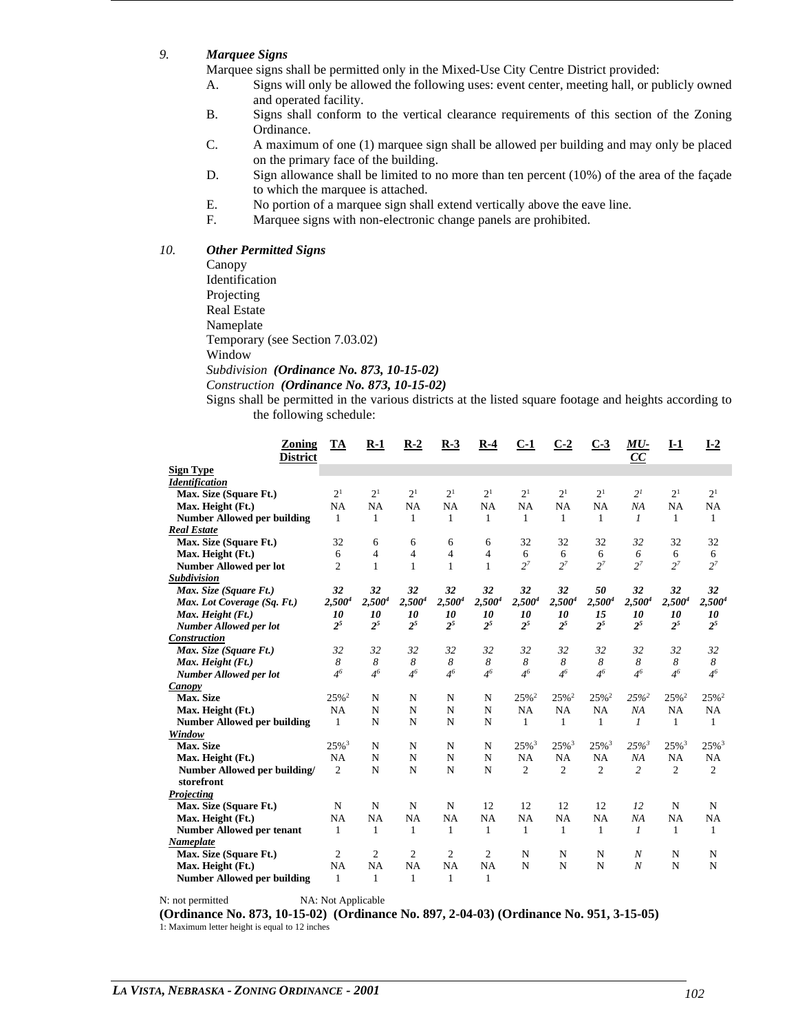*9.* ***Marquee Signs***

Marquee signs shall be permitted only in the Mixed-Use City Centre District provided:

A. Signs will only be allowed the following uses: event center, meeting hall, or publicly owned and operated facility.

B. Signs shall conform to the vertical clearance requirements of this section of the Zoning Ordinance.

C. A maximum of one (1) marquee sign shall be allowed per building and may only be placed on the primary face of the building.

D. Sign allowance shall be limited to no more than ten percent (10%) of the area of the façade to which the marquee is attached.

E. No portion of a marquee sign shall extend vertically above the eave line.

F. Marquee signs with non-electronic change panels are prohibited.

*10.* ***Other Permitted Signs***

Canopy
Identification
Projecting
Real Estate
Nameplate
Temporary (see Section 7.03.02)
Window
*Subdivision* ***(Ordinance No. 873, 10-15-02)***
*Construction* ***(Ordinance No. 873, 10-15-02)***

Signs shall be permitted in the various districts at the listed square footage and heights according to the following schedule:

| **Zoning District** | **TA** | **R-1** | **R-2** | **R-3** | **R-4** | **C-1** | **C-2** | **C-3** | ***MU-CC*** | **I-1** | **I-2** |
|---|---|---|---|---|---|---|---|---|---|---|---|
| **Sign Type** | | | | | | | | | | | |
| ***Identification*** | | | | | | | | | | | |
| **Max. Size (Square Ft.)** | 2[1] | 2[1] | 2[1] | 2[1] | 2[1] | 2[1] | 2[1] | 2[1] | *2[1]* | 2[1] | 2[1] |
| **Max. Height (Ft.)** | NA | NA | NA | NA | NA | NA | NA | NA | *NA* | NA | NA |
| **Number Allowed per building** | 1 | 1 | 1 | 1 | 1 | 1 | 1 | 1 | *1* | 1 | 1 |
| ***Real Estate*** | | | | | | | | | | | |
| **Max. Size (Square Ft.)** | 32 | 6 | 6 | 6 | 6 | 32 | 32 | 32 | *32* | 32 | 32 |
| **Max. Height (Ft.)** | 6 | 4 | 4 | 4 | 4 | 6 | 6 | 6 | *6* | 6 | 6 |
| **Number Allowed per lot** | 2 | 1 | 1 | 1 | 1 | 2[7] | 2[7] | 2[7] | *2[7]* | 2[7] | 2[7] |
| ***Subdivision*** | | | | | | | | | | | |
| ***Max. Size (Square Ft.)*** | ***32*** | ***32*** | ***32*** | ***32*** | ***32*** | ***32*** | ***32*** | ***50*** | ***32*** | ***32*** | ***32*** |
| ***Max. Lot Coverage (Sq. Ft.)*** | ***2,500[4]*** | ***2,500[4]*** | ***2,500[4]*** | ***2,500[4]*** | ***2,500[4]*** | ***2,500[4]*** | ***2,500[4]*** | ***2,500[4]*** | ***2,500[4]*** | ***2,500[4]*** | ***2,500[4]*** |
| ***Max. Height (Ft.)*** | ***10*** | ***10*** | ***10*** | ***10*** | ***10*** | ***10*** | ***10*** | ***15*** | ***10*** | ***10*** | ***10*** |
| ***Number Allowed per lot*** | ***2[5]*** | ***2[5]*** | ***2[5]*** | ***2[5]*** | ***2[5]*** | ***2[5]*** | ***2[5]*** | ***2[5]*** | ***2[5]*** | ***2[5]*** | ***2[5]*** |
| ***Construction*** | | | | | | | | | | | |
| ***Max. Size (Square Ft.)*** | *32* | *32* | *32* | *32* | *32* | *32* | *32* | *32* | *32* | *32* | *32* |
| ***Max. Height (Ft.)*** | *8* | *8* | *8* | *8* | *8* | *8* | *8* | *8* | *8* | *8* | *8* |
| ***Number Allowed per lot*** | *4[6]* | *4[6]* | *4[6]* | *4[6]* | *4[6]* | *4[6]* | *4[6]* | *4[6]* | *4[6]* | *4[6]* | *4[6]* |
| ***Canopy*** | | | | | | | | | | | |
| **Max. Size** | 25%[2] | N | N | N | N | 25%[2] | 25%[2] | 25%[2] | *25%[2]* | 25%[2] | 25%[2] |
| **Max. Height (Ft.)** | NA | N | N | N | N | NA | NA | NA | *NA* | NA | NA |
| **Number Allowed per building** | 1 | N | N | N | N | 1 | 1 | 1 | *1* | 1 | 1 |
| ***Window*** | | | | | | | | | | | |
| **Max. Size** | 25%[3] | N | N | N | N | 25%[3] | 25%[3] | 25%[3] | *25%[3]* | 25%[3] | 25%[3] |
| **Max. Height (Ft.)** | NA | N | N | N | N | NA | NA | NA | *NA* | NA | NA |
| **Number Allowed per building/ storefront** | 2 | N | N | N | N | 2 | 2 | 2 | *2* | 2 | 2 |
| ***Projecting*** | | | | | | | | | | | |
| **Max. Size (Square Ft.)** | N | N | N | N | 12 | 12 | 12 | 12 | *12* | N | N |
| **Max. Height (Ft.)** | NA | NA | NA | NA | NA | NA | NA | NA | *NA* | NA | NA |
| **Number Allowed per tenant** | 1 | 1 | 1 | 1 | 1 | 1 | 1 | 1 | *1* | 1 | 1 |
| ***Nameplate*** | | | | | | | | | | | |
| **Max. Size (Square Ft.)** | 2 | 2 | 2 | 2 | 2 | N | N | N | *N* | N | N |
| **Max. Height (Ft.)** | NA | NA | NA | NA | NA | N | N | N | *N* | N | N |
| **Number Allowed per building** | 1 | 1 | 1 | 1 | 1 | | | | | | |

N: not permitted NA: Not Applicable

**(Ordinance No. 873, 10-15-02) (Ordinance No. 897, 2-04-03) (Ordinance No. 951, 3-15-05)**

1: Maximum letter height is equal to 12 inches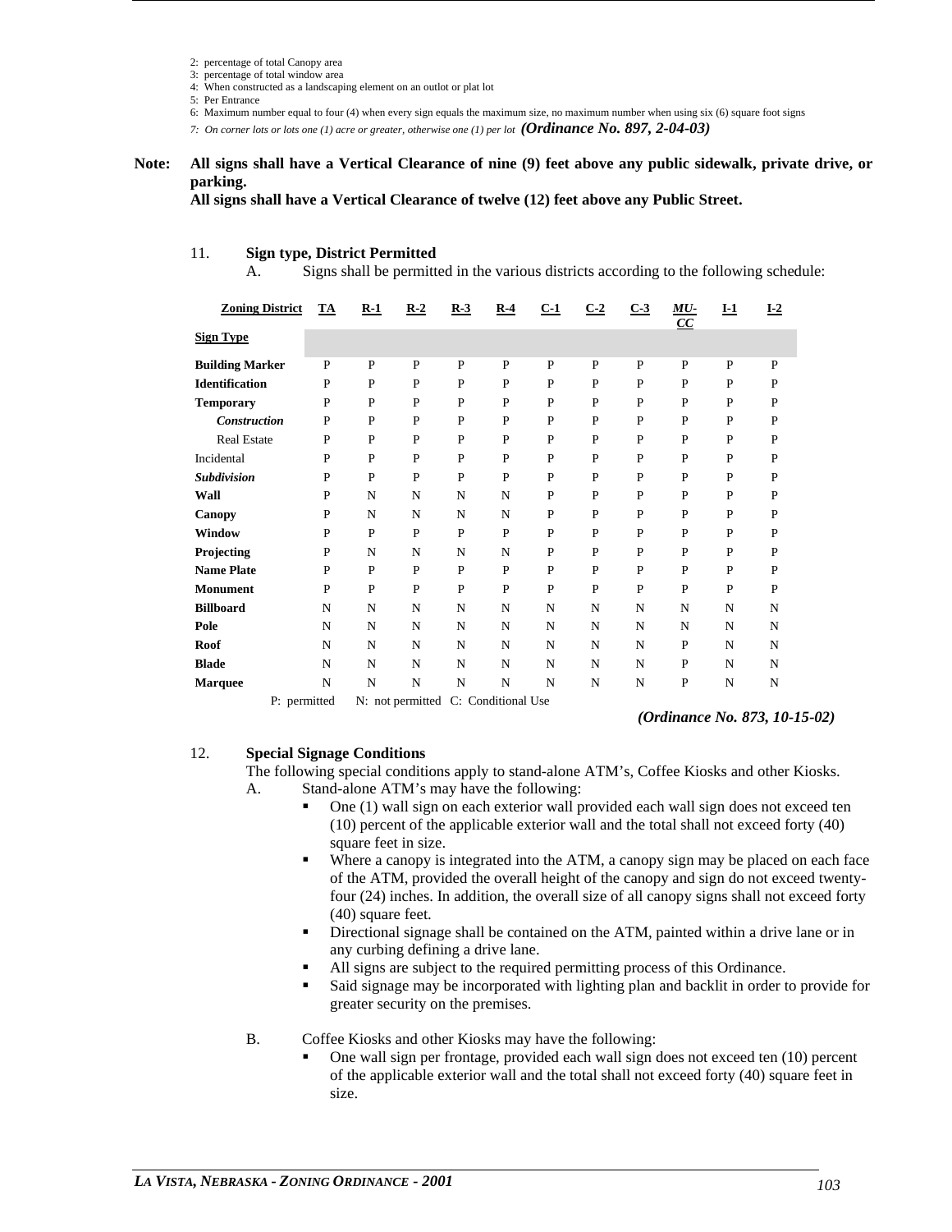2: percentage of total Canopy area
3: percentage of total window area
4: When constructed as a landscaping element on an outlot or plat lot
5: Per Entrance
6: Maximum number equal to four (4) when every sign equals the maximum size, no maximum number when using six (6) square foot signs
*7: On corner lots or lots one (1) acre or greater, otherwise one (1) per lot* ***(Ordinance No. 897, 2-04-03)***

**Note: All signs shall have a Vertical Clearance of nine (9) feet above any public sidewalk, private drive, or parking.**
**All signs shall have a Vertical Clearance of twelve (12) feet above any Public Street.**

11. **Sign type, District Permitted**

A. Signs shall be permitted in the various districts according to the following schedule:

| Zoning District / Sign Type | TA | R-1 | R-2 | R-3 | R-4 | C-1 | C-2 | C-3 | *MU-CC* | I-1 | I-2 |
|---|---|---|---|---|---|---|---|---|---|---|---|
| **Building Marker** | P | P | P | P | P | P | P | P | P | P | P |
| **Identification** | P | P | P | P | P | P | P | P | P | P | P |
| **Temporary** | P | P | P | P | P | P | P | P | P | P | P |
| ***Construction*** | P | P | P | P | P | P | P | P | P | P | P |
| Real Estate | P | P | P | P | P | P | P | P | P | P | P |
| Incidental | P | P | P | P | P | P | P | P | P | P | P |
| ***Subdivision*** | P | P | P | P | P | P | P | P | P | P | P |
| **Wall** | P | N | N | N | N | P | P | P | P | P | P |
| **Canopy** | P | N | N | N | N | P | P | P | P | P | P |
| **Window** | P | P | P | P | P | P | P | P | P | P | P |
| **Projecting** | P | N | N | N | N | P | P | P | P | P | P |
| **Name Plate** | P | P | P | P | P | P | P | P | P | P | P |
| **Monument** | P | P | P | P | P | P | P | P | P | P | P |
| **Billboard** | N | N | N | N | N | N | N | N | N | N | N |
| **Pole** | N | N | N | N | N | N | N | N | N | N | N |
| **Roof** | N | N | N | N | N | N | N | N | P | N | N |
| **Blade** | N | N | N | N | N | N | N | N | P | N | N |
| **Marquee** | N | N | N | N | N | N | N | N | P | N | N |

P: permitted N: not permitted C: Conditional Use

***(Ordinance No. 873, 10-15-02)***

12. **Special Signage Conditions**

The following special conditions apply to stand-alone ATM's, Coffee Kiosks and other Kiosks.

A. Stand-alone ATM's may have the following:

- One (1) wall sign on each exterior wall provided each wall sign does not exceed ten (10) percent of the applicable exterior wall and the total shall not exceed forty (40) square feet in size.
- Where a canopy is integrated into the ATM, a canopy sign may be placed on each face of the ATM, provided the overall height of the canopy and sign do not exceed twenty-four (24) inches. In addition, the overall size of all canopy signs shall not exceed forty (40) square feet.
- Directional signage shall be contained on the ATM, painted within a drive lane or in any curbing defining a drive lane.
- All signs are subject to the required permitting process of this Ordinance.
- Said signage may be incorporated with lighting plan and backlit in order to provide for greater security on the premises.

B. Coffee Kiosks and other Kiosks may have the following:

- One wall sign per frontage, provided each wall sign does not exceed ten (10) percent of the applicable exterior wall and the total shall not exceed forty (40) square feet in size.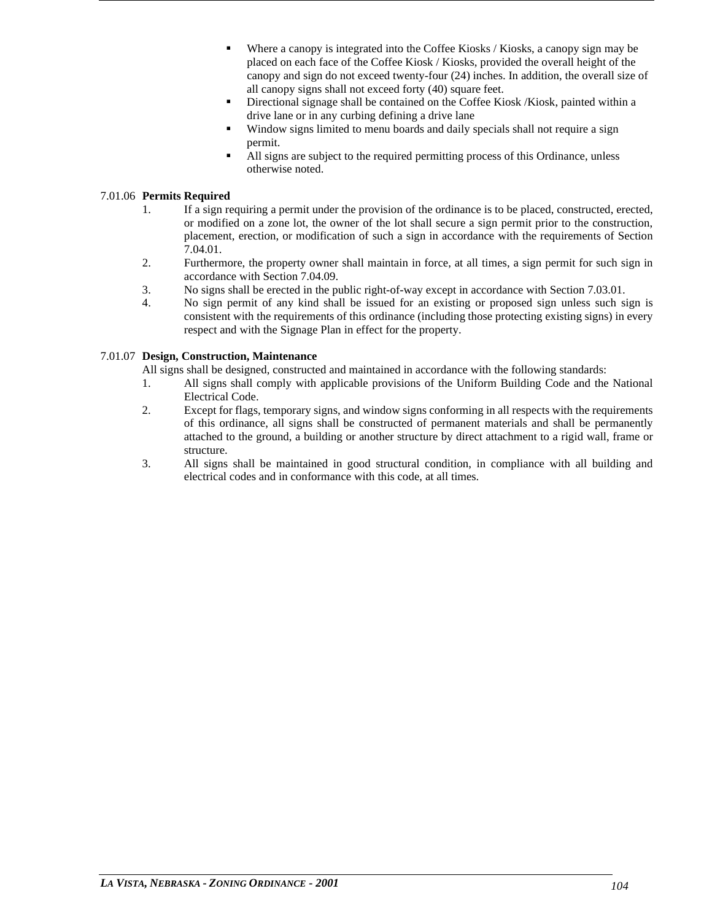- Where a canopy is integrated into the Coffee Kiosks / Kiosks, a canopy sign may be placed on each face of the Coffee Kiosk / Kiosks, provided the overall height of the canopy and sign do not exceed twenty-four (24) inches. In addition, the overall size of all canopy signs shall not exceed forty (40) square feet.
- Directional signage shall be contained on the Coffee Kiosk /Kiosk, painted within a drive lane or in any curbing defining a drive lane
- Window signs limited to menu boards and daily specials shall not require a sign permit.
- All signs are subject to the required permitting process of this Ordinance, unless otherwise noted.

7.01.06 **Permits Required**

1. If a sign requiring a permit under the provision of the ordinance is to be placed, constructed, erected, or modified on a zone lot, the owner of the lot shall secure a sign permit prior to the construction, placement, erection, or modification of such a sign in accordance with the requirements of Section 7.04.01.
2. Furthermore, the property owner shall maintain in force, at all times, a sign permit for such sign in accordance with Section 7.04.09.
3. No signs shall be erected in the public right-of-way except in accordance with Section 7.03.01.
4. No sign permit of any kind shall be issued for an existing or proposed sign unless such sign is consistent with the requirements of this ordinance (including those protecting existing signs) in every respect and with the Signage Plan in effect for the property.

7.01.07 **Design, Construction, Maintenance**

All signs shall be designed, constructed and maintained in accordance with the following standards:

1. All signs shall comply with applicable provisions of the Uniform Building Code and the National Electrical Code.
2. Except for flags, temporary signs, and window signs conforming in all respects with the requirements of this ordinance, all signs shall be constructed of permanent materials and shall be permanently attached to the ground, a building or another structure by direct attachment to a rigid wall, frame or structure.
3. All signs shall be maintained in good structural condition, in compliance with all building and electrical codes and in conformance with this code, at all times.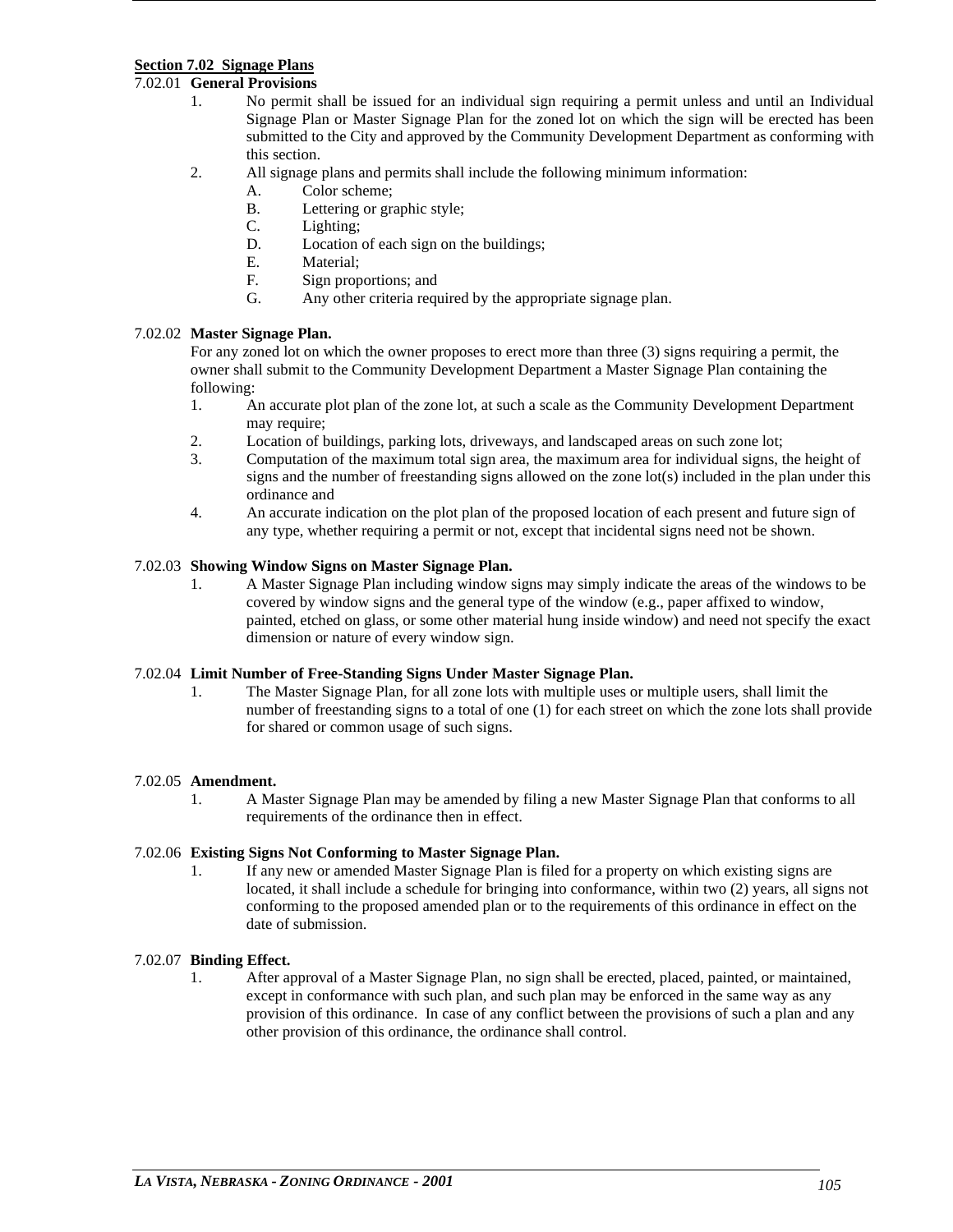## Section 7.02 Signage Plans

7.02.01 **General Provisions**

1. No permit shall be issued for an individual sign requiring a permit unless and until an Individual Signage Plan or Master Signage Plan for the zoned lot on which the sign will be erected has been submitted to the City and approved by the Community Development Department as conforming with this section.
2. All signage plans and permits shall include the following minimum information:
   - A. Color scheme;
   - B. Lettering or graphic style;
   - C. Lighting;
   - D. Location of each sign on the buildings;
   - E. Material;
   - F. Sign proportions; and
   - G. Any other criteria required by the appropriate signage plan.

7.02.02 **Master Signage Plan.**

For any zoned lot on which the owner proposes to erect more than three (3) signs requiring a permit, the owner shall submit to the Community Development Department a Master Signage Plan containing the following:

1. An accurate plot plan of the zone lot, at such a scale as the Community Development Department may require;
2. Location of buildings, parking lots, driveways, and landscaped areas on such zone lot;
3. Computation of the maximum total sign area, the maximum area for individual signs, the height of signs and the number of freestanding signs allowed on the zone lot(s) included in the plan under this ordinance and
4. An accurate indication on the plot plan of the proposed location of each present and future sign of any type, whether requiring a permit or not, except that incidental signs need not be shown.

7.02.03 **Showing Window Signs on Master Signage Plan.**

1. A Master Signage Plan including window signs may simply indicate the areas of the windows to be covered by window signs and the general type of the window (e.g., paper affixed to window, painted, etched on glass, or some other material hung inside window) and need not specify the exact dimension or nature of every window sign.

7.02.04 **Limit Number of Free-Standing Signs Under Master Signage Plan.**

1. The Master Signage Plan, for all zone lots with multiple uses or multiple users, shall limit the number of freestanding signs to a total of one (1) for each street on which the zone lots shall provide for shared or common usage of such signs.

7.02.05 **Amendment.**

1. A Master Signage Plan may be amended by filing a new Master Signage Plan that conforms to all requirements of the ordinance then in effect.

7.02.06 **Existing Signs Not Conforming to Master Signage Plan.**

1. If any new or amended Master Signage Plan is filed for a property on which existing signs are located, it shall include a schedule for bringing into conformance, within two (2) years, all signs not conforming to the proposed amended plan or to the requirements of this ordinance in effect on the date of submission.

7.02.07 **Binding Effect.**

1. After approval of a Master Signage Plan, no sign shall be erected, placed, painted, or maintained, except in conformance with such plan, and such plan may be enforced in the same way as any provision of this ordinance. In case of any conflict between the provisions of such a plan and any other provision of this ordinance, the ordinance shall control.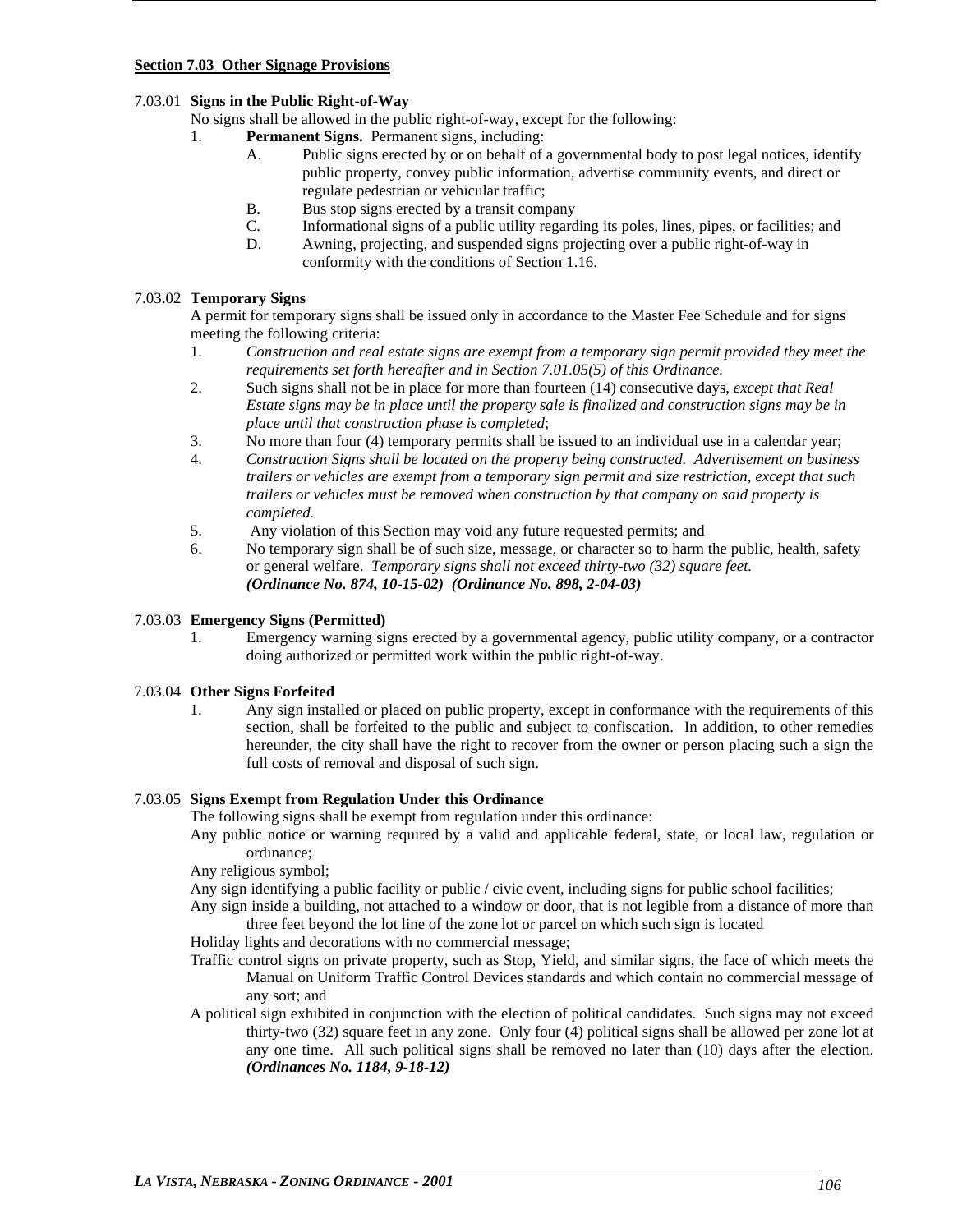### Section 7.03 Other Signage Provisions

7.03.01 **Signs in the Public Right-of-Way**

No signs shall be allowed in the public right-of-way, except for the following:

1. **Permanent Signs.** Permanent signs, including:
   - A. Public signs erected by or on behalf of a governmental body to post legal notices, identify public property, convey public information, advertise community events, and direct or regulate pedestrian or vehicular traffic;
   - B. Bus stop signs erected by a transit company
   - C. Informational signs of a public utility regarding its poles, lines, pipes, or facilities; and
   - D. Awning, projecting, and suspended signs projecting over a public right-of-way in conformity with the conditions of Section 1.16.

7.03.02 **Temporary Signs**

A permit for temporary signs shall be issued only in accordance to the Master Fee Schedule and for signs meeting the following criteria:

1. *Construction and real estate signs are exempt from a temporary sign permit provided they meet the requirements set forth hereafter and in Section 7.01.05(5) of this Ordinance.*
2. Such signs shall not be in place for more than fourteen (14) consecutive days, *except that Real Estate signs may be in place until the property sale is finalized and construction signs may be in place until that construction phase is completed*;
3. No more than four (4) temporary permits shall be issued to an individual use in a calendar year;
4. *Construction Signs shall be located on the property being constructed. Advertisement on business trailers or vehicles are exempt from a temporary sign permit and size restriction, except that such trailers or vehicles must be removed when construction by that company on said property is completed.*
5. Any violation of this Section may void any future requested permits; and
6. No temporary sign shall be of such size, message, or character so to harm the public, health, safety or general welfare. *Temporary signs shall not exceed thirty-two (32) square feet.* ***(Ordinance No. 874, 10-15-02) (Ordinance No. 898, 2-04-03)***

7.03.03 **Emergency Signs (Permitted)**

1. Emergency warning signs erected by a governmental agency, public utility company, or a contractor doing authorized or permitted work within the public right-of-way.

7.03.04 **Other Signs Forfeited**

1. Any sign installed or placed on public property, except in conformance with the requirements of this section, shall be forfeited to the public and subject to confiscation. In addition, to other remedies hereunder, the city shall have the right to recover from the owner or person placing such a sign the full costs of removal and disposal of such sign.

7.03.05 **Signs Exempt from Regulation Under this Ordinance**

The following signs shall be exempt from regulation under this ordinance:

Any public notice or warning required by a valid and applicable federal, state, or local law, regulation or ordinance;

Any religious symbol;

Any sign identifying a public facility or public / civic event, including signs for public school facilities;

Any sign inside a building, not attached to a window or door, that is not legible from a distance of more than three feet beyond the lot line of the zone lot or parcel on which such sign is located

Holiday lights and decorations with no commercial message;

Traffic control signs on private property, such as Stop, Yield, and similar signs, the face of which meets the Manual on Uniform Traffic Control Devices standards and which contain no commercial message of any sort; and

A political sign exhibited in conjunction with the election of political candidates. Such signs may not exceed thirty-two (32) square feet in any zone. Only four (4) political signs shall be allowed per zone lot at any one time. All such political signs shall be removed no later than (10) days after the election. ***(Ordinances No. 1184, 9-18-12)***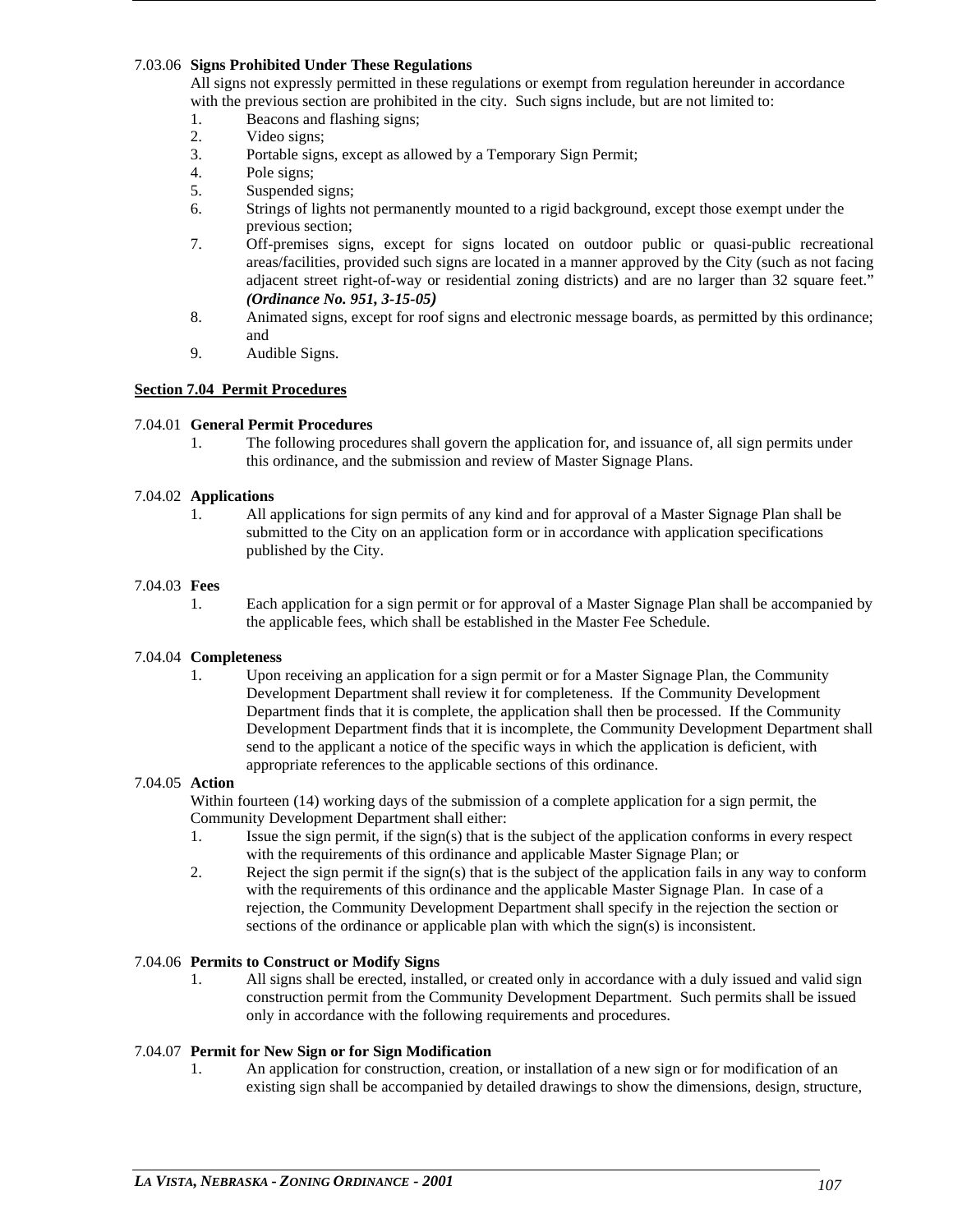7.03.06 **Signs Prohibited Under These Regulations**

All signs not expressly permitted in these regulations or exempt from regulation hereunder in accordance with the previous section are prohibited in the city. Such signs include, but are not limited to:

1. Beacons and flashing signs;
2. Video signs;
3. Portable signs, except as allowed by a Temporary Sign Permit;
4. Pole signs;
5. Suspended signs;
6. Strings of lights not permanently mounted to a rigid background, except those exempt under the previous section;
7. Off-premises signs, except for signs located on outdoor public or quasi-public recreational areas/facilities, provided such signs are located in a manner approved by the City (such as not facing adjacent street right-of-way or residential zoning districts) and are no larger than 32 square feet." ***(Ordinance No. 951, 3-15-05)***
8. Animated signs, except for roof signs and electronic message boards, as permitted by this ordinance; and
9. Audible Signs.

## Section 7.04 Permit Procedures

7.04.01 **General Permit Procedures**

1. The following procedures shall govern the application for, and issuance of, all sign permits under this ordinance, and the submission and review of Master Signage Plans.

7.04.02 **Applications**

1. All applications for sign permits of any kind and for approval of a Master Signage Plan shall be submitted to the City on an application form or in accordance with application specifications published by the City.

7.04.03 **Fees**

1. Each application for a sign permit or for approval of a Master Signage Plan shall be accompanied by the applicable fees, which shall be established in the Master Fee Schedule.

7.04.04 **Completeness**

1. Upon receiving an application for a sign permit or for a Master Signage Plan, the Community Development Department shall review it for completeness. If the Community Development Department finds that it is complete, the application shall then be processed. If the Community Development Department finds that it is incomplete, the Community Development Department shall send to the applicant a notice of the specific ways in which the application is deficient, with appropriate references to the applicable sections of this ordinance.

7.04.05 **Action**

Within fourteen (14) working days of the submission of a complete application for a sign permit, the Community Development Department shall either:

1. Issue the sign permit, if the sign(s) that is the subject of the application conforms in every respect with the requirements of this ordinance and applicable Master Signage Plan; or
2. Reject the sign permit if the sign(s) that is the subject of the application fails in any way to conform with the requirements of this ordinance and the applicable Master Signage Plan. In case of a rejection, the Community Development Department shall specify in the rejection the section or sections of the ordinance or applicable plan with which the sign(s) is inconsistent.

7.04.06 **Permits to Construct or Modify Signs**

1. All signs shall be erected, installed, or created only in accordance with a duly issued and valid sign construction permit from the Community Development Department. Such permits shall be issued only in accordance with the following requirements and procedures.

7.04.07 **Permit for New Sign or for Sign Modification**

1. An application for construction, creation, or installation of a new sign or for modification of an existing sign shall be accompanied by detailed drawings to show the dimensions, design, structure,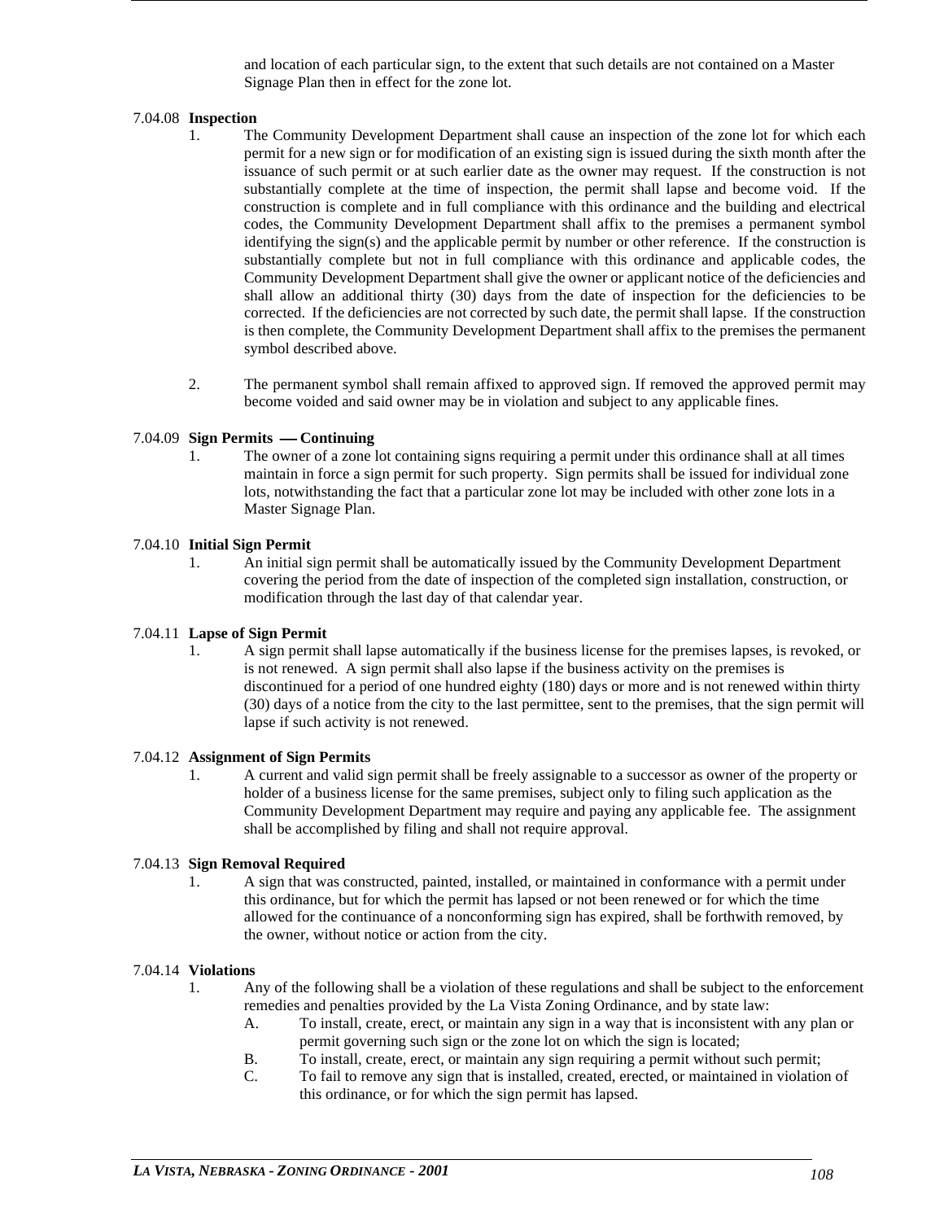and location of each particular sign, to the extent that such details are not contained on a Master Signage Plan then in effect for the zone lot.

7.04.08 **Inspection**

1. The Community Development Department shall cause an inspection of the zone lot for which each permit for a new sign or for modification of an existing sign is issued during the sixth month after the issuance of such permit or at such earlier date as the owner may request. If the construction is not substantially complete at the time of inspection, the permit shall lapse and become void. If the construction is complete and in full compliance with this ordinance and the building and electrical codes, the Community Development Department shall affix to the premises a permanent symbol identifying the sign(s) and the applicable permit by number or other reference. If the construction is substantially complete but not in full compliance with this ordinance and applicable codes, the Community Development Department shall give the owner or applicant notice of the deficiencies and shall allow an additional thirty (30) days from the date of inspection for the deficiencies to be corrected. If the deficiencies are not corrected by such date, the permit shall lapse. If the construction is then complete, the Community Development Department shall affix to the premises the permanent symbol described above.

2. The permanent symbol shall remain affixed to approved sign. If removed the approved permit may become voided and said owner may be in violation and subject to any applicable fines.

7.04.09 **Sign Permits — Continuing**

1. The owner of a zone lot containing signs requiring a permit under this ordinance shall at all times maintain in force a sign permit for such property. Sign permits shall be issued for individual zone lots, notwithstanding the fact that a particular zone lot may be included with other zone lots in a Master Signage Plan.

7.04.10 **Initial Sign Permit**

1. An initial sign permit shall be automatically issued by the Community Development Department covering the period from the date of inspection of the completed sign installation, construction, or modification through the last day of that calendar year.

7.04.11 **Lapse of Sign Permit**

1. A sign permit shall lapse automatically if the business license for the premises lapses, is revoked, or is not renewed. A sign permit shall also lapse if the business activity on the premises is discontinued for a period of one hundred eighty (180) days or more and is not renewed within thirty (30) days of a notice from the city to the last permittee, sent to the premises, that the sign permit will lapse if such activity is not renewed.

7.04.12 **Assignment of Sign Permits**

1. A current and valid sign permit shall be freely assignable to a successor as owner of the property or holder of a business license for the same premises, subject only to filing such application as the Community Development Department may require and paying any applicable fee. The assignment shall be accomplished by filing and shall not require approval.

7.04.13 **Sign Removal Required**

1. A sign that was constructed, painted, installed, or maintained in conformance with a permit under this ordinance, but for which the permit has lapsed or not been renewed or for which the time allowed for the continuance of a nonconforming sign has expired, shall be forthwith removed, by the owner, without notice or action from the city.

7.04.14 **Violations**

1. Any of the following shall be a violation of these regulations and shall be subject to the enforcement remedies and penalties provided by the La Vista Zoning Ordinance, and by state law:
   - A. To install, create, erect, or maintain any sign in a way that is inconsistent with any plan or permit governing such sign or the zone lot on which the sign is located;
   - B. To install, create, erect, or maintain any sign requiring a permit without such permit;
   - C. To fail to remove any sign that is installed, created, erected, or maintained in violation of this ordinance, or for which the sign permit has lapsed.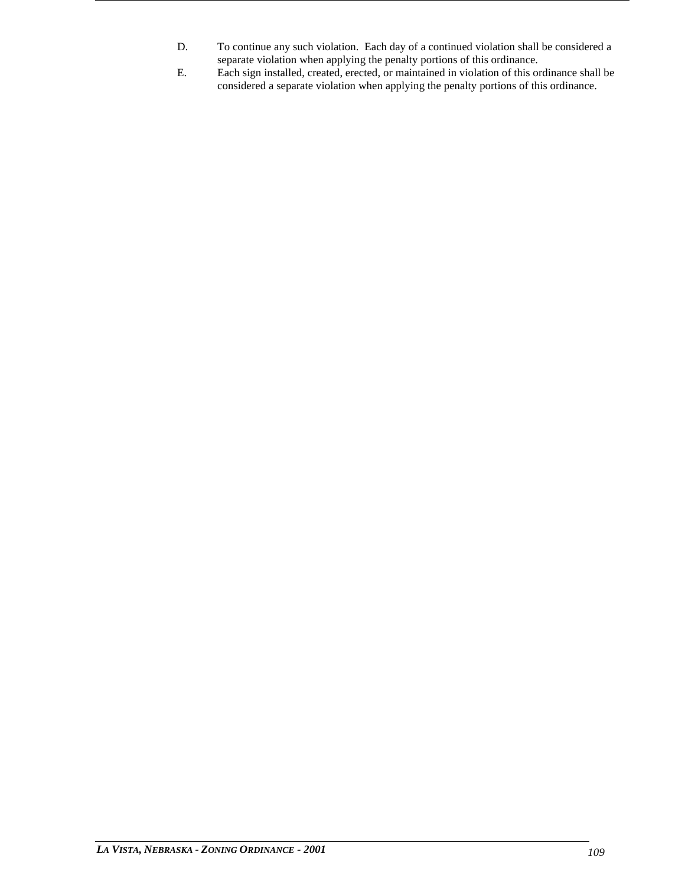D. To continue any such violation. Each day of a continued violation shall be considered a separate violation when applying the penalty portions of this ordinance.

E. Each sign installed, created, erected, or maintained in violation of this ordinance shall be considered a separate violation when applying the penalty portions of this ordinance.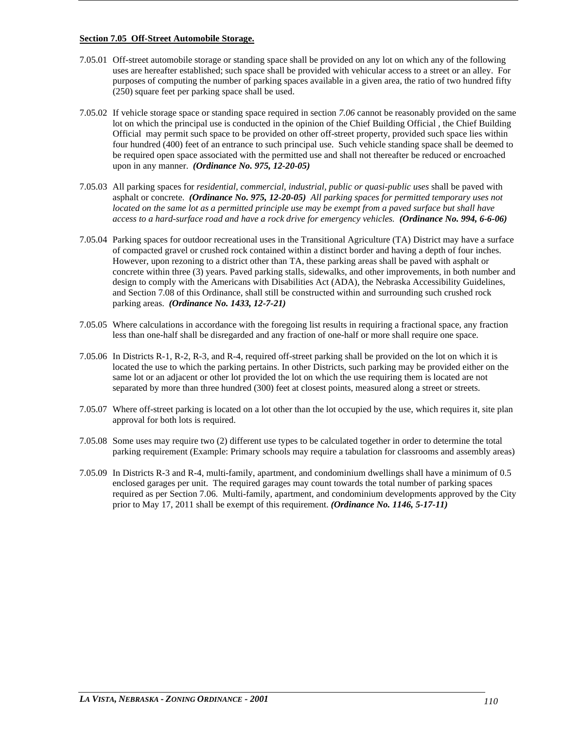**Section 7.05 Off-Street Automobile Storage.**

7.05.01 Off-street automobile storage or standing space shall be provided on any lot on which any of the following uses are hereafter established; such space shall be provided with vehicular access to a street or an alley. For purposes of computing the number of parking spaces available in a given area, the ratio of two hundred fifty (250) square feet per parking space shall be used.

7.05.02 If vehicle storage space or standing space required in section *7.06* cannot be reasonably provided on the same lot on which the principal use is conducted in the opinion of the Chief Building Official , the Chief Building Official may permit such space to be provided on other off-street property, provided such space lies within four hundred (400) feet of an entrance to such principal use. Such vehicle standing space shall be deemed to be required open space associated with the permitted use and shall not thereafter be reduced or encroached upon in any manner. ***(Ordinance No. 975, 12-20-05)***

7.05.03 All parking spaces for *residential, commercial, industrial, public or quasi-public uses* shall be paved with asphalt or concrete. ***(Ordinance No. 975, 12-20-05)*** *All parking spaces for permitted temporary uses not located on the same lot as a permitted principle use may be exempt from a paved surface but shall have access to a hard-surface road and have a rock drive for emergency vehicles.* ***(Ordinance No. 994, 6-6-06)***

7.05.04 Parking spaces for outdoor recreational uses in the Transitional Agriculture (TA) District may have a surface of compacted gravel or crushed rock contained within a distinct border and having a depth of four inches. However, upon rezoning to a district other than TA, these parking areas shall be paved with asphalt or concrete within three (3) years. Paved parking stalls, sidewalks, and other improvements, in both number and design to comply with the Americans with Disabilities Act (ADA), the Nebraska Accessibility Guidelines, and Section 7.08 of this Ordinance, shall still be constructed within and surrounding such crushed rock parking areas. ***(Ordinance No. 1433, 12-7-21)***

7.05.05 Where calculations in accordance with the foregoing list results in requiring a fractional space, any fraction less than one-half shall be disregarded and any fraction of one-half or more shall require one space.

7.05.06 In Districts R-1, R-2, R-3, and R-4, required off-street parking shall be provided on the lot on which it is located the use to which the parking pertains. In other Districts, such parking may be provided either on the same lot or an adjacent or other lot provided the lot on which the use requiring them is located are not separated by more than three hundred (300) feet at closest points, measured along a street or streets.

7.05.07 Where off-street parking is located on a lot other than the lot occupied by the use, which requires it, site plan approval for both lots is required.

7.05.08 Some uses may require two (2) different use types to be calculated together in order to determine the total parking requirement (Example: Primary schools may require a tabulation for classrooms and assembly areas)

7.05.09 In Districts R-3 and R-4, multi-family, apartment, and condominium dwellings shall have a minimum of 0.5 enclosed garages per unit. The required garages may count towards the total number of parking spaces required as per Section 7.06. Multi-family, apartment, and condominium developments approved by the City prior to May 17, 2011 shall be exempt of this requirement. ***(Ordinance No. 1146, 5-17-11)***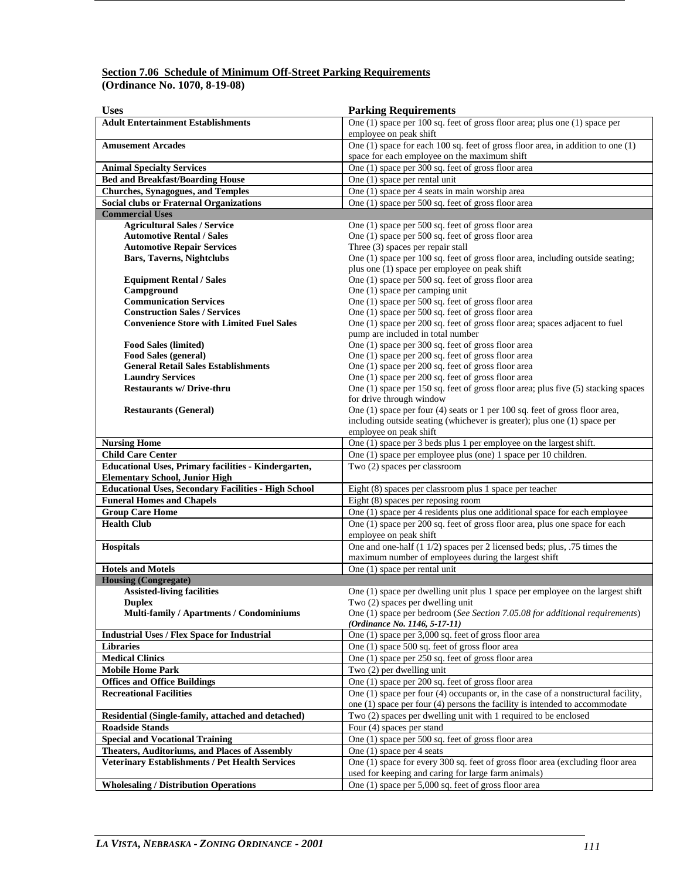## Section 7.06 Schedule of Minimum Off-Street Parking Requirements

**(Ordinance No. 1070, 8-19-08)**

| Uses | Parking Requirements |
|---|---|
| **Adult Entertainment Establishments** | One (1) space per 100 sq. feet of gross floor area; plus one (1) space per employee on peak shift |
| **Amusement Arcades** | One (1) space for each 100 sq. feet of gross floor area, in addition to one (1) space for each employee on the maximum shift |
| **Animal Specialty Services** | One (1) space per 300 sq. feet of gross floor area |
| **Bed and Breakfast/Boarding House** | One (1) space per rental unit |
| **Churches, Synagogues, and Temples** | One (1) space per 4 seats in main worship area |
| **Social clubs or Fraternal Organizations** | One (1) space per 500 sq. feet of gross floor area |
| **Commercial Uses** | |
| **Agricultural Sales / Service** | One (1) space per 500 sq. feet of gross floor area |
| **Automotive Rental / Sales** | One (1) space per 500 sq. feet of gross floor area |
| **Automotive Repair Services** | Three (3) spaces per repair stall |
| **Bars, Taverns, Nightclubs** | One (1) space per 100 sq. feet of gross floor area, including outside seating; plus one (1) space per employee on peak shift |
| **Equipment Rental / Sales** | One (1) space per 500 sq. feet of gross floor area |
| **Campground** | One (1) space per camping unit |
| **Communication Services** | One (1) space per 500 sq. feet of gross floor area |
| **Construction Sales / Services** | One (1) space per 500 sq. feet of gross floor area |
| **Convenience Store with Limited Fuel Sales** | One (1) space per 200 sq. feet of gross floor area; spaces adjacent to fuel pump are included in total number |
| **Food Sales (limited)** | One (1) space per 300 sq. feet of gross floor area |
| **Food Sales (general)** | One (1) space per 200 sq. feet of gross floor area |
| **General Retail Sales Establishments** | One (1) space per 200 sq. feet of gross floor area |
| **Laundry Services** | One (1) space per 200 sq. feet of gross floor area |
| **Restaurants w/ Drive-thru** | One (1) space per 150 sq. feet of gross floor area; plus five (5) stacking spaces for drive through window |
| **Restaurants (General)** | One (1) space per four (4) seats or 1 per 100 sq. feet of gross floor area, including outside seating (whichever is greater); plus one (1) space per employee on peak shift |
| **Nursing Home** | One (1) space per 3 beds plus 1 per employee on the largest shift. |
| **Child Care Center** | One (1) space per employee plus (one) 1 space per 10 children. |
| **Educational Uses, Primary facilities - Kindergarten, Elementary School, Junior High** | Two (2) spaces per classroom |
| **Educational Uses, Secondary Facilities - High School** | Eight (8) spaces per classroom plus 1 space per teacher |
| **Funeral Homes and Chapels** | Eight (8) spaces per reposing room |
| **Group Care Home** | One (1) space per 4 residents plus one additional space for each employee |
| **Health Club** | One (1) space per 200 sq. feet of gross floor area, plus one space for each employee on peak shift |
| **Hospitals** | One and one-half (1 1/2) spaces per 2 licensed beds; plus, .75 times the maximum number of employees during the largest shift |
| **Hotels and Motels** | One (1) space per rental unit |
| **Housing (Congregate)** | |
| **Assisted-living facilities** | One (1) space per dwelling unit plus 1 space per employee on the largest shift |
| **Duplex** | Two (2) spaces per dwelling unit |
| **Multi-family / Apartments / Condominiums** | One (1) space per bedroom (*See Section 7.05.08 for additional requirements*) ***(Ordinance No. 1146, 5-17-11)*** |
| **Industrial Uses / Flex Space for Industrial** | One (1) space per 3,000 sq. feet of gross floor area |
| **Libraries** | One (1) space 500 sq. feet of gross floor area |
| **Medical Clinics** | One (1) space per 250 sq. feet of gross floor area |
| **Mobile Home Park** | Two (2) per dwelling unit |
| **Offices and Office Buildings** | One (1) space per 200 sq. feet of gross floor area |
| **Recreational Facilities** | One (1) space per four (4) occupants or, in the case of a nonstructural facility, one (1) space per four (4) persons the facility is intended to accommodate |
| **Residential (Single-family, attached and detached)** | Two (2) spaces per dwelling unit with 1 required to be enclosed |
| **Roadside Stands** | Four (4) spaces per stand |
| **Special and Vocational Training** | One (1) space per 500 sq. feet of gross floor area |
| **Theaters, Auditoriums, and Places of Assembly** | One (1) space per 4 seats |
| **Veterinary Establishments / Pet Health Services** | One (1) space for every 300 sq. feet of gross floor area (excluding floor area used for keeping and caring for large farm animals) |
| **Wholesaling / Distribution Operations** | One (1) space per 5,000 sq. feet of gross floor area |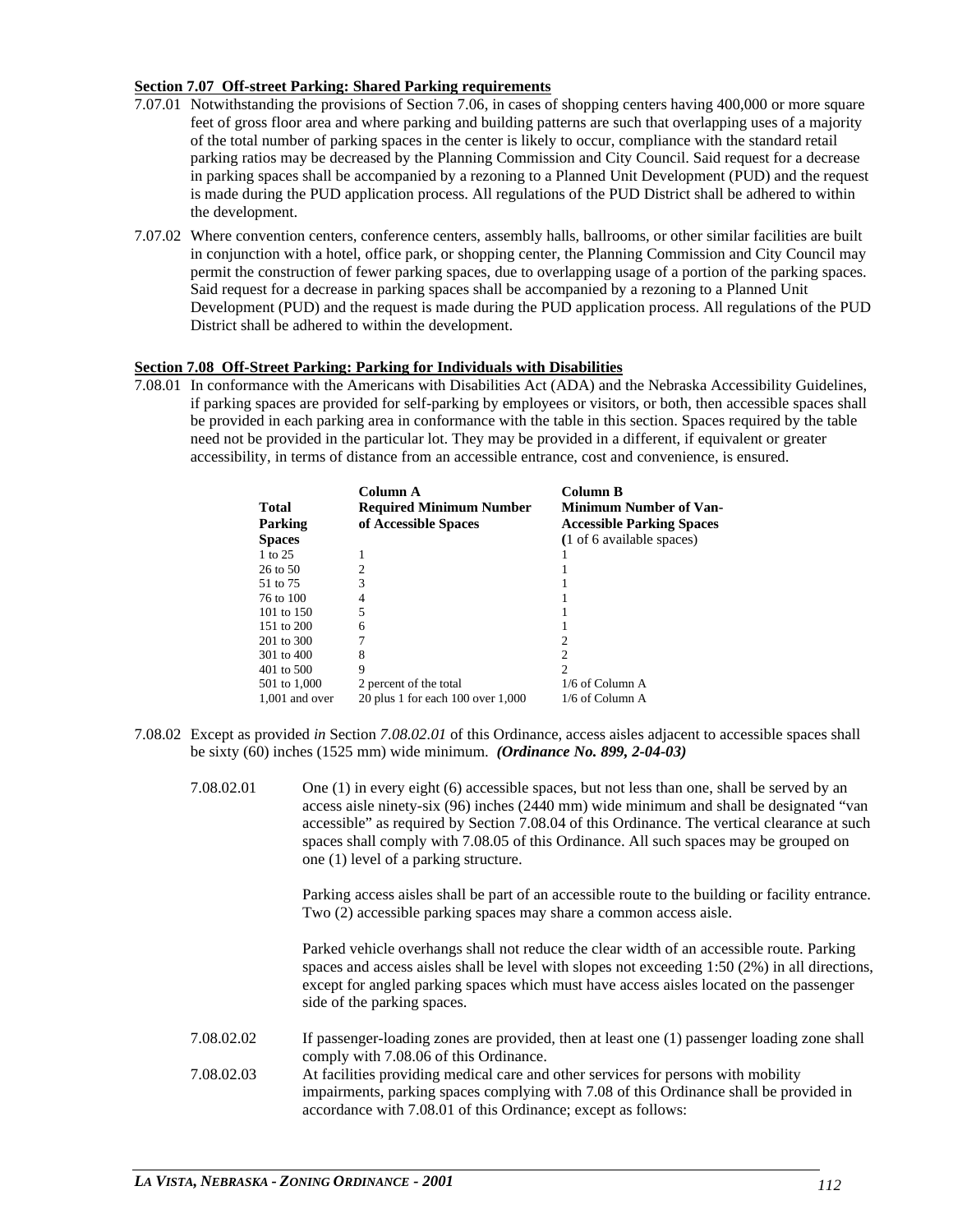**Section 7.07 Off-street Parking: Shared Parking requirements**

7.07.01 Notwithstanding the provisions of Section 7.06, in cases of shopping centers having 400,000 or more square feet of gross floor area and where parking and building patterns are such that overlapping uses of a majority of the total number of parking spaces in the center is likely to occur, compliance with the standard retail parking ratios may be decreased by the Planning Commission and City Council. Said request for a decrease in parking spaces shall be accompanied by a rezoning to a Planned Unit Development (PUD) and the request is made during the PUD application process. All regulations of the PUD District shall be adhered to within the development.

7.07.02 Where convention centers, conference centers, assembly halls, ballrooms, or other similar facilities are built in conjunction with a hotel, office park, or shopping center, the Planning Commission and City Council may permit the construction of fewer parking spaces, due to overlapping usage of a portion of the parking spaces. Said request for a decrease in parking spaces shall be accompanied by a rezoning to a Planned Unit Development (PUD) and the request is made during the PUD application process. All regulations of the PUD District shall be adhered to within the development.

**Section 7.08 Off-Street Parking: Parking for Individuals with Disabilities**

7.08.01 In conformance with the Americans with Disabilities Act (ADA) and the Nebraska Accessibility Guidelines, if parking spaces are provided for self-parking by employees or visitors, or both, then accessible spaces shall be provided in each parking area in conformance with the table in this section. Spaces required by the table need not be provided in the particular lot. They may be provided in a different, if equivalent or greater accessibility, in terms of distance from an accessible entrance, cost and convenience, is ensured.

| Total Parking Spaces | Column A Required Minimum Number of Accessible Spaces | Column B Minimum Number of Van-Accessible Parking Spaces (1 of 6 available spaces) |
|---|---|---|
| 1 to 25 | 1 | 1 |
| 26 to 50 | 2 | 1 |
| 51 to 75 | 3 | 1 |
| 76 to 100 | 4 | 1 |
| 101 to 150 | 5 | 1 |
| 151 to 200 | 6 | 1 |
| 201 to 300 | 7 | 2 |
| 301 to 400 | 8 | 2 |
| 401 to 500 | 9 | 2 |
| 501 to 1,000 | 2 percent of the total | 1/6 of Column A |
| 1,001 and over | 20 plus 1 for each 100 over 1,000 | 1/6 of Column A |

7.08.02 Except as provided *in* Section *7.08.02.01* of this Ordinance, access aisles adjacent to accessible spaces shall be sixty (60) inches (1525 mm) wide minimum. ***(Ordinance No. 899, 2-04-03)***

7.08.02.01 One (1) in every eight (6) accessible spaces, but not less than one, shall be served by an access aisle ninety-six (96) inches (2440 mm) wide minimum and shall be designated "van accessible" as required by Section 7.08.04 of this Ordinance. The vertical clearance at such spaces shall comply with 7.08.05 of this Ordinance. All such spaces may be grouped on one (1) level of a parking structure.

Parking access aisles shall be part of an accessible route to the building or facility entrance. Two (2) accessible parking spaces may share a common access aisle.

Parked vehicle overhangs shall not reduce the clear width of an accessible route. Parking spaces and access aisles shall be level with slopes not exceeding 1:50 (2%) in all directions, except for angled parking spaces which must have access aisles located on the passenger side of the parking spaces.

7.08.02.02 If passenger-loading zones are provided, then at least one (1) passenger loading zone shall comply with 7.08.06 of this Ordinance.

7.08.02.03 At facilities providing medical care and other services for persons with mobility impairments, parking spaces complying with 7.08 of this Ordinance shall be provided in accordance with 7.08.01 of this Ordinance; except as follows: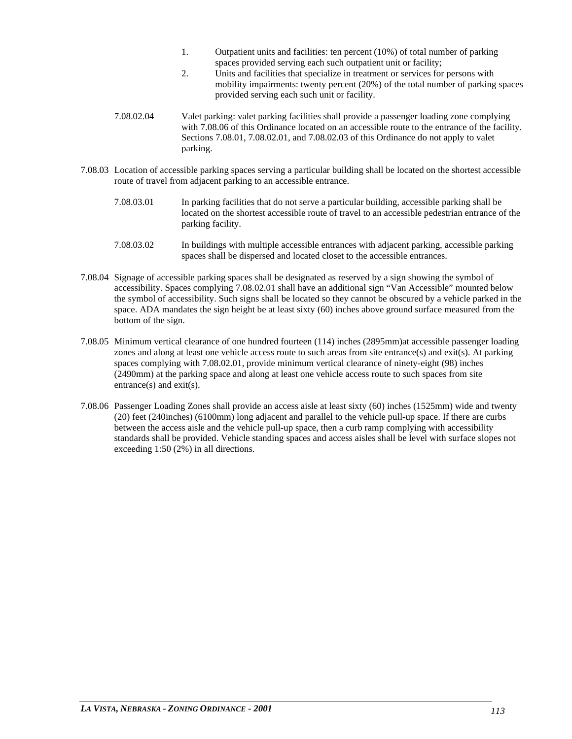1. Outpatient units and facilities: ten percent (10%) of total number of parking spaces provided serving each such outpatient unit or facility;
2. Units and facilities that specialize in treatment or services for persons with mobility impairments: twenty percent (20%) of the total number of parking spaces provided serving each such unit or facility.

7.08.02.04 Valet parking: valet parking facilities shall provide a passenger loading zone complying with 7.08.06 of this Ordinance located on an accessible route to the entrance of the facility. Sections 7.08.01, 7.08.02.01, and 7.08.02.03 of this Ordinance do not apply to valet parking.

7.08.03 Location of accessible parking spaces serving a particular building shall be located on the shortest accessible route of travel from adjacent parking to an accessible entrance.

7.08.03.01 In parking facilities that do not serve a particular building, accessible parking shall be located on the shortest accessible route of travel to an accessible pedestrian entrance of the parking facility.

7.08.03.02 In buildings with multiple accessible entrances with adjacent parking, accessible parking spaces shall be dispersed and located closet to the accessible entrances.

7.08.04 Signage of accessible parking spaces shall be designated as reserved by a sign showing the symbol of accessibility. Spaces complying 7.08.02.01 shall have an additional sign "Van Accessible" mounted below the symbol of accessibility. Such signs shall be located so they cannot be obscured by a vehicle parked in the space. ADA mandates the sign height be at least sixty (60) inches above ground surface measured from the bottom of the sign.

7.08.05 Minimum vertical clearance of one hundred fourteen (114) inches (2895mm)at accessible passenger loading zones and along at least one vehicle access route to such areas from site entrance(s) and exit(s). At parking spaces complying with 7.08.02.01, provide minimum vertical clearance of ninety-eight (98) inches (2490mm) at the parking space and along at least one vehicle access route to such spaces from site entrance(s) and exit(s).

7.08.06 Passenger Loading Zones shall provide an access aisle at least sixty (60) inches (1525mm) wide and twenty (20) feet (240inches) (6100mm) long adjacent and parallel to the vehicle pull-up space. If there are curbs between the access aisle and the vehicle pull-up space, then a curb ramp complying with accessibility standards shall be provided. Vehicle standing spaces and access aisles shall be level with surface slopes not exceeding 1:50 (2%) in all directions.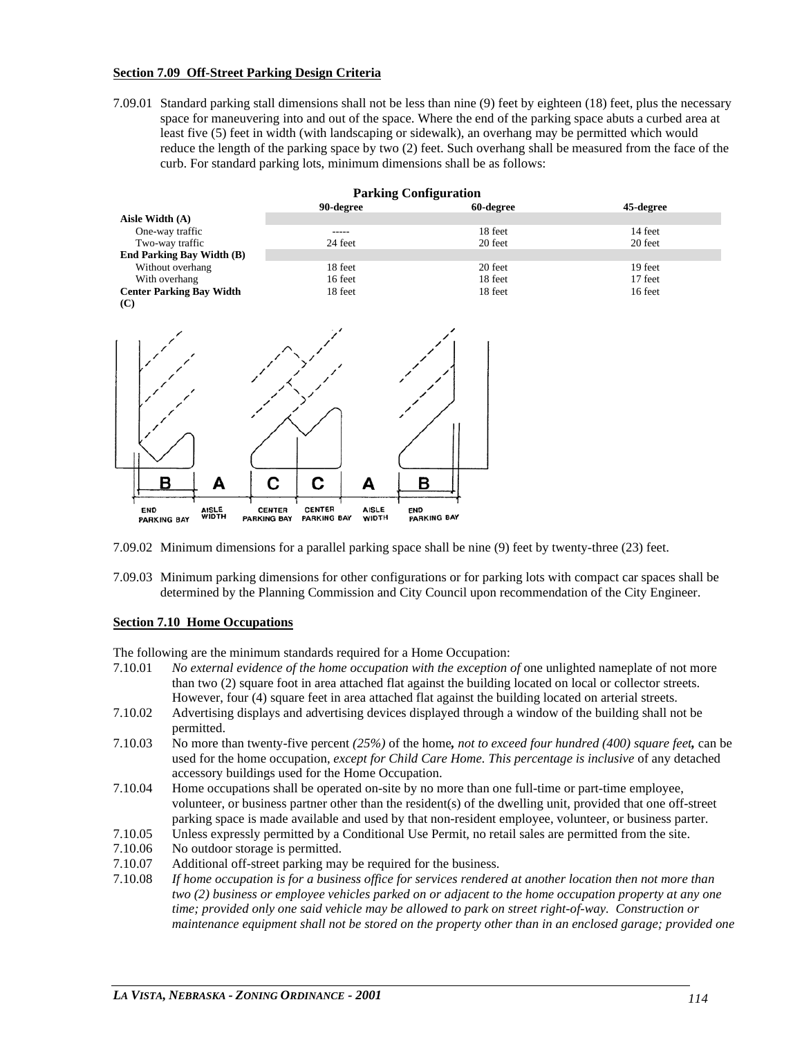**Section 7.09 Off-Street Parking Design Criteria**

7.09.01 Standard parking stall dimensions shall not be less than nine (9) feet by eighteen (18) feet, plus the necessary space for maneuvering into and out of the space. Where the end of the parking space abuts a curbed area at least five (5) feet in width (with landscaping or sidewalk), an overhang may be permitted which would reduce the length of the parking space by two (2) feet. Such overhang shall be measured from the face of the curb. For standard parking lots, minimum dimensions shall be as follows:

| Parking Configuration | 90-degree | 60-degree | 45-degree |
|---|---|---|---|
| **Aisle Width (A)** | | | |
| One-way traffic | ----- | 18 feet | 14 feet |
| Two-way traffic | 24 feet | 20 feet | 20 feet |
| **End Parking Bay Width (B)** | | | |
| Without overhang | 18 feet | 20 feet | 19 feet |
| With overhang | 16 feet | 18 feet | 17 feet |
| **Center Parking Bay Width (C)** | 18 feet | 18 feet | 16 feet |

B A C C A B

END PARKING BAY — AISLE WIDTH — CENTER PARKING BAY — CENTER PARKING BAY — AISLE WIDTH — END PARKING BAY

7.09.02 Minimum dimensions for a parallel parking space shall be nine (9) feet by twenty-three (23) feet.

7.09.03 Minimum parking dimensions for other configurations or for parking lots with compact car spaces shall be determined by the Planning Commission and City Council upon recommendation of the City Engineer.

**Section 7.10 Home Occupations**

The following are the minimum standards required for a Home Occupation:

7.10.01 *No external evidence of the home occupation with the exception of* one unlighted nameplate of not more than two (2) square foot in area attached flat against the building located on local or collector streets. However, four (4) square feet in area attached flat against the building located on arterial streets.

7.10.02 Advertising displays and advertising devices displayed through a window of the building shall not be permitted.

7.10.03 No more than twenty-five percent *(25%)* of the home*, not to exceed four hundred (400) square feet,* can be used for the home occupation, *except for Child Care Home. This percentage is inclusive* of any detached accessory buildings used for the Home Occupation.

7.10.04 Home occupations shall be operated on-site by no more than one full-time or part-time employee, volunteer, or business partner other than the resident(s) of the dwelling unit, provided that one off-street parking space is made available and used by that non-resident employee, volunteer, or business parter.

7.10.05 Unless expressly permitted by a Conditional Use Permit, no retail sales are permitted from the site.

7.10.06 No outdoor storage is permitted.

7.10.07 Additional off-street parking may be required for the business.

7.10.08 *If home occupation is for a business office for services rendered at another location then not more than two (2) business or employee vehicles parked on or adjacent to the home occupation property at any one time; provided only one said vehicle may be allowed to park on street right-of-way. Construction or maintenance equipment shall not be stored on the property other than in an enclosed garage; provided one*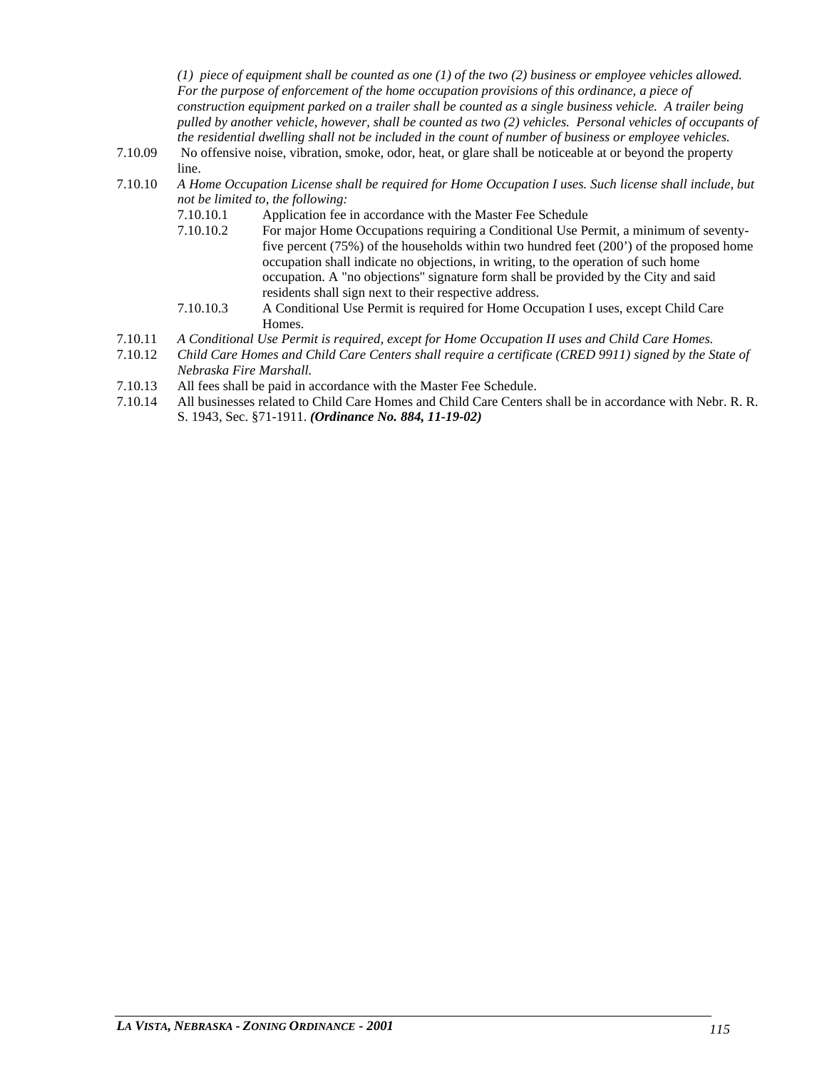*(1) piece of equipment shall be counted as one (1) of the two (2) business or employee vehicles allowed. For the purpose of enforcement of the home occupation provisions of this ordinance, a piece of construction equipment parked on a trailer shall be counted as a single business vehicle. A trailer being pulled by another vehicle, however, shall be counted as two (2) vehicles. Personal vehicles of occupants of the residential dwelling shall not be included in the count of number of business or employee vehicles.*

7.10.09 No offensive noise, vibration, smoke, odor, heat, or glare shall be noticeable at or beyond the property line.

7.10.10 *A Home Occupation License shall be required for Home Occupation I uses. Such license shall include, but not be limited to, the following:*

- 7.10.10.1 Application fee in accordance with the Master Fee Schedule
- 7.10.10.2 For major Home Occupations requiring a Conditional Use Permit, a minimum of seventy-five percent (75%) of the households within two hundred feet (200') of the proposed home occupation shall indicate no objections, in writing, to the operation of such home occupation. A "no objections" signature form shall be provided by the City and said residents shall sign next to their respective address.
- 7.10.10.3 A Conditional Use Permit is required for Home Occupation I uses, except Child Care Homes.

7.10.11 *A Conditional Use Permit is required, except for Home Occupation II uses and Child Care Homes.*

7.10.12 *Child Care Homes and Child Care Centers shall require a certificate (CRED 9911) signed by the State of Nebraska Fire Marshall.*

7.10.13 All fees shall be paid in accordance with the Master Fee Schedule.

7.10.14 All businesses related to Child Care Homes and Child Care Centers shall be in accordance with Nebr. R. R. S. 1943, Sec. §71-1911. ***(Ordinance No. 884, 11-19-02)***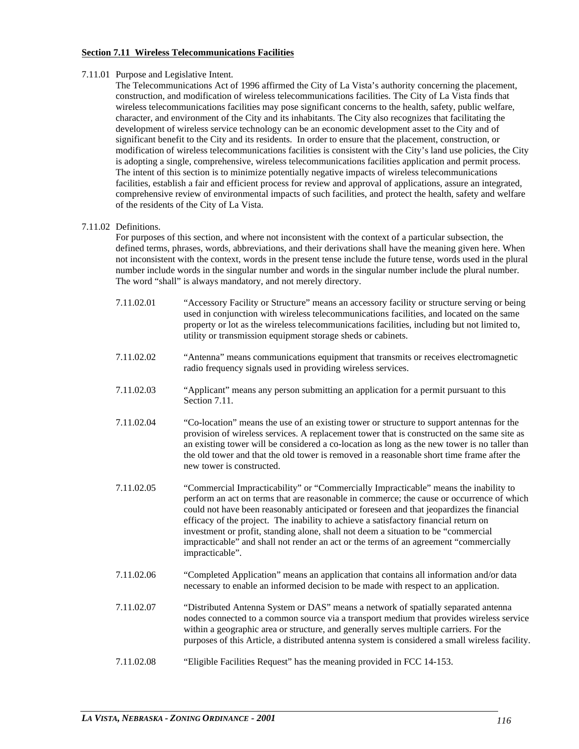**Section 7.11 Wireless Telecommunications Facilities**

7.11.01 Purpose and Legislative Intent.

The Telecommunications Act of 1996 affirmed the City of La Vista's authority concerning the placement, construction, and modification of wireless telecommunications facilities. The City of La Vista finds that wireless telecommunications facilities may pose significant concerns to the health, safety, public welfare, character, and environment of the City and its inhabitants. The City also recognizes that facilitating the development of wireless service technology can be an economic development asset to the City and of significant benefit to the City and its residents. In order to ensure that the placement, construction, or modification of wireless telecommunications facilities is consistent with the City's land use policies, the City is adopting a single, comprehensive, wireless telecommunications facilities application and permit process. The intent of this section is to minimize potentially negative impacts of wireless telecommunications facilities, establish a fair and efficient process for review and approval of applications, assure an integrated, comprehensive review of environmental impacts of such facilities, and protect the health, safety and welfare of the residents of the City of La Vista.

7.11.02 Definitions.

For purposes of this section, and where not inconsistent with the context of a particular subsection, the defined terms, phrases, words, abbreviations, and their derivations shall have the meaning given here. When not inconsistent with the context, words in the present tense include the future tense, words used in the plural number include words in the singular number and words in the singular number include the plural number. The word "shall" is always mandatory, and not merely directory.

7.11.02.01 "Accessory Facility or Structure" means an accessory facility or structure serving or being used in conjunction with wireless telecommunications facilities, and located on the same property or lot as the wireless telecommunications facilities, including but not limited to, utility or transmission equipment storage sheds or cabinets.

7.11.02.02 "Antenna" means communications equipment that transmits or receives electromagnetic radio frequency signals used in providing wireless services.

7.11.02.03 "Applicant" means any person submitting an application for a permit pursuant to this Section 7.11.

7.11.02.04 "Co-location" means the use of an existing tower or structure to support antennas for the provision of wireless services. A replacement tower that is constructed on the same site as an existing tower will be considered a co-location as long as the new tower is no taller than the old tower and that the old tower is removed in a reasonable short time frame after the new tower is constructed.

7.11.02.05 "Commercial Impracticability" or "Commercially Impracticable" means the inability to perform an act on terms that are reasonable in commerce; the cause or occurrence of which could not have been reasonably anticipated or foreseen and that jeopardizes the financial efficacy of the project. The inability to achieve a satisfactory financial return on investment or profit, standing alone, shall not deem a situation to be "commercial impracticable" and shall not render an act or the terms of an agreement "commercially impracticable".

7.11.02.06 "Completed Application" means an application that contains all information and/or data necessary to enable an informed decision to be made with respect to an application.

7.11.02.07 "Distributed Antenna System or DAS" means a network of spatially separated antenna nodes connected to a common source via a transport medium that provides wireless service within a geographic area or structure, and generally serves multiple carriers. For the purposes of this Article, a distributed antenna system is considered a small wireless facility.

7.11.02.08 "Eligible Facilities Request" has the meaning provided in FCC 14-153.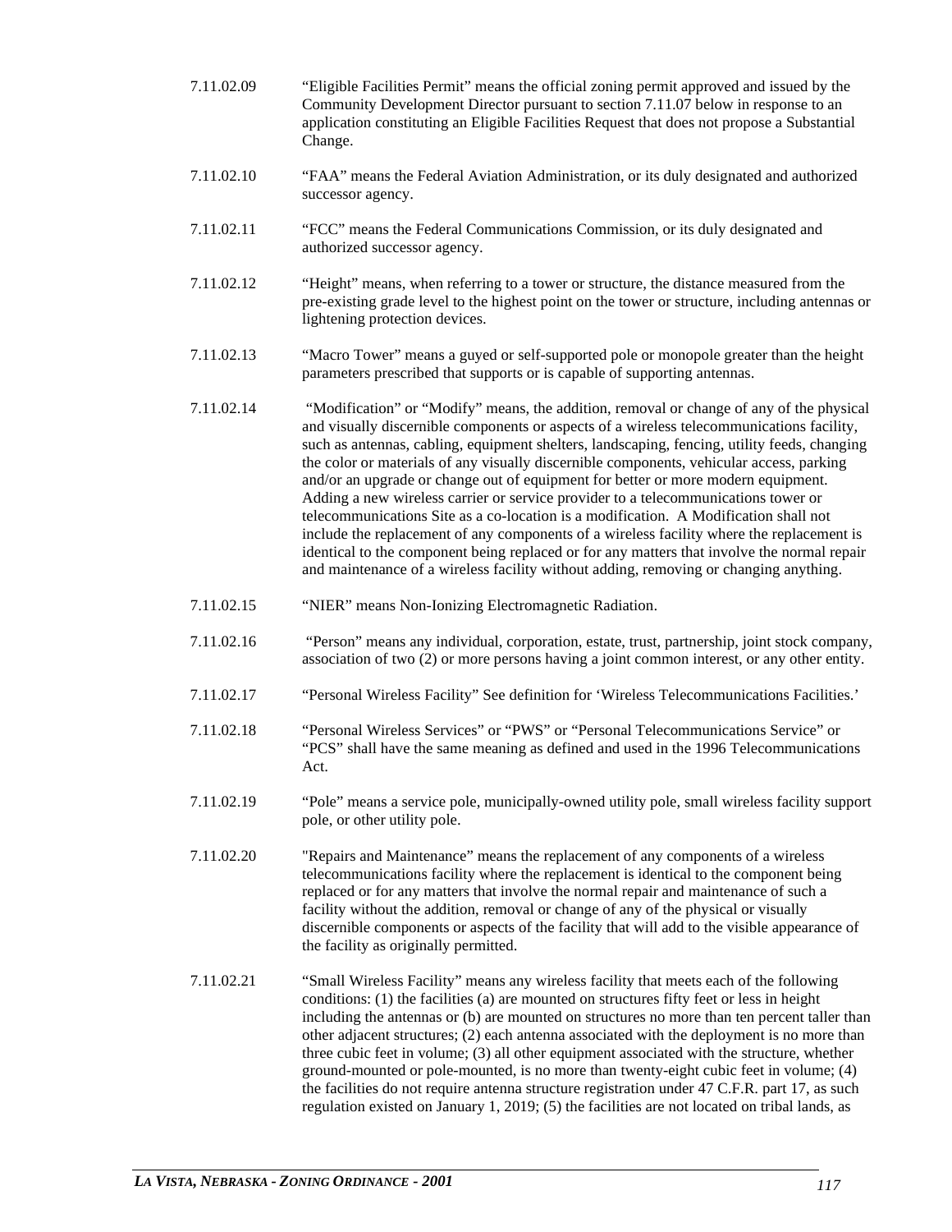7.11.02.09 "Eligible Facilities Permit" means the official zoning permit approved and issued by the Community Development Director pursuant to section 7.11.07 below in response to an application constituting an Eligible Facilities Request that does not propose a Substantial Change.

7.11.02.10 "FAA" means the Federal Aviation Administration, or its duly designated and authorized successor agency.

7.11.02.11 "FCC" means the Federal Communications Commission, or its duly designated and authorized successor agency.

7.11.02.12 "Height" means, when referring to a tower or structure, the distance measured from the pre-existing grade level to the highest point on the tower or structure, including antennas or lightening protection devices.

7.11.02.13 "Macro Tower" means a guyed or self-supported pole or monopole greater than the height parameters prescribed that supports or is capable of supporting antennas.

7.11.02.14 "Modification" or "Modify" means, the addition, removal or change of any of the physical and visually discernible components or aspects of a wireless telecommunications facility, such as antennas, cabling, equipment shelters, landscaping, fencing, utility feeds, changing the color or materials of any visually discernible components, vehicular access, parking and/or an upgrade or change out of equipment for better or more modern equipment. Adding a new wireless carrier or service provider to a telecommunications tower or telecommunications Site as a co-location is a modification. A Modification shall not include the replacement of any components of a wireless facility where the replacement is identical to the component being replaced or for any matters that involve the normal repair and maintenance of a wireless facility without adding, removing or changing anything.

7.11.02.15 "NIER" means Non-Ionizing Electromagnetic Radiation.

7.11.02.16 "Person" means any individual, corporation, estate, trust, partnership, joint stock company, association of two (2) or more persons having a joint common interest, or any other entity.

7.11.02.17 "Personal Wireless Facility" See definition for 'Wireless Telecommunications Facilities.'

7.11.02.18 "Personal Wireless Services" or "PWS" or "Personal Telecommunications Service" or "PCS" shall have the same meaning as defined and used in the 1996 Telecommunications Act.

7.11.02.19 "Pole" means a service pole, municipally-owned utility pole, small wireless facility support pole, or other utility pole.

7.11.02.20 "Repairs and Maintenance" means the replacement of any components of a wireless telecommunications facility where the replacement is identical to the component being replaced or for any matters that involve the normal repair and maintenance of such a facility without the addition, removal or change of any of the physical or visually discernible components or aspects of the facility that will add to the visible appearance of the facility as originally permitted.

7.11.02.21 "Small Wireless Facility" means any wireless facility that meets each of the following conditions: (1) the facilities (a) are mounted on structures fifty feet or less in height including the antennas or (b) are mounted on structures no more than ten percent taller than other adjacent structures; (2) each antenna associated with the deployment is no more than three cubic feet in volume; (3) all other equipment associated with the structure, whether ground-mounted or pole-mounted, is no more than twenty-eight cubic feet in volume; (4) the facilities do not require antenna structure registration under 47 C.F.R. part 17, as such regulation existed on January 1, 2019; (5) the facilities are not located on tribal lands, as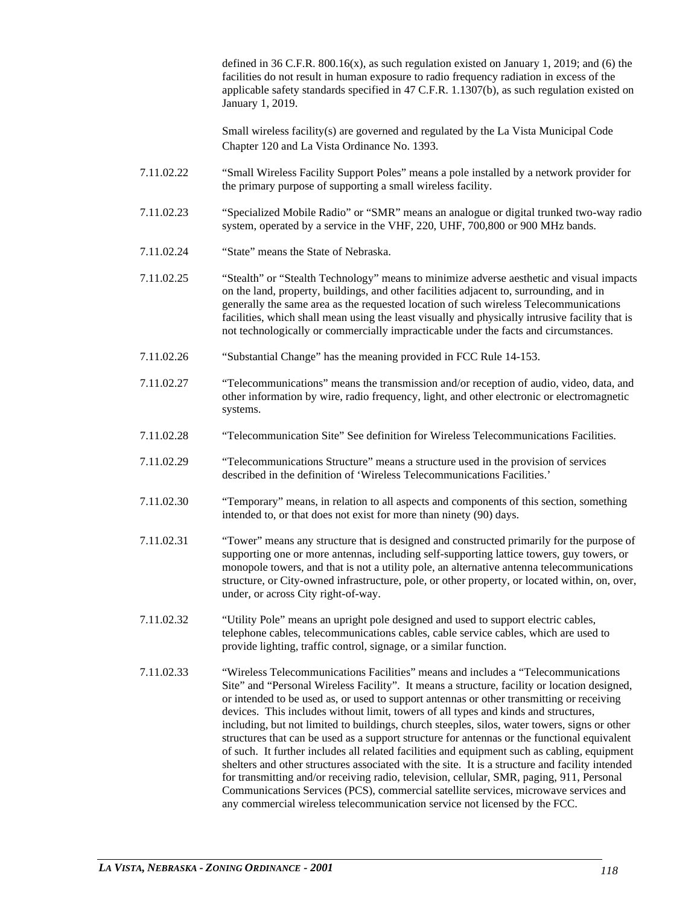defined in 36 C.F.R. 800.16(x), as such regulation existed on January 1, 2019; and (6) the facilities do not result in human exposure to radio frequency radiation in excess of the applicable safety standards specified in 47 C.F.R. 1.1307(b), as such regulation existed on January 1, 2019.

Small wireless facility(s) are governed and regulated by the La Vista Municipal Code Chapter 120 and La Vista Ordinance No. 1393.

7.11.02.22 "Small Wireless Facility Support Poles" means a pole installed by a network provider for the primary purpose of supporting a small wireless facility.

7.11.02.23 "Specialized Mobile Radio" or "SMR" means an analogue or digital trunked two-way radio system, operated by a service in the VHF, 220, UHF, 700,800 or 900 MHz bands.

7.11.02.24 "State" means the State of Nebraska.

7.11.02.25 "Stealth" or "Stealth Technology" means to minimize adverse aesthetic and visual impacts on the land, property, buildings, and other facilities adjacent to, surrounding, and in generally the same area as the requested location of such wireless Telecommunications facilities, which shall mean using the least visually and physically intrusive facility that is not technologically or commercially impracticable under the facts and circumstances.

7.11.02.26 "Substantial Change" has the meaning provided in FCC Rule 14-153.

7.11.02.27 "Telecommunications" means the transmission and/or reception of audio, video, data, and other information by wire, radio frequency, light, and other electronic or electromagnetic systems.

7.11.02.28 "Telecommunication Site" See definition for Wireless Telecommunications Facilities.

7.11.02.29 "Telecommunications Structure" means a structure used in the provision of services described in the definition of 'Wireless Telecommunications Facilities.'

7.11.02.30 "Temporary" means, in relation to all aspects and components of this section, something intended to, or that does not exist for more than ninety (90) days.

7.11.02.31 "Tower" means any structure that is designed and constructed primarily for the purpose of supporting one or more antennas, including self-supporting lattice towers, guy towers, or monopole towers, and that is not a utility pole, an alternative antenna telecommunications structure, or City-owned infrastructure, pole, or other property, or located within, on, over, under, or across City right-of-way.

7.11.02.32 "Utility Pole" means an upright pole designed and used to support electric cables, telephone cables, telecommunications cables, cable service cables, which are used to provide lighting, traffic control, signage, or a similar function.

7.11.02.33 "Wireless Telecommunications Facilities" means and includes a "Telecommunications Site" and "Personal Wireless Facility". It means a structure, facility or location designed, or intended to be used as, or used to support antennas or other transmitting or receiving devices. This includes without limit, towers of all types and kinds and structures, including, but not limited to buildings, church steeples, silos, water towers, signs or other structures that can be used as a support structure for antennas or the functional equivalent of such. It further includes all related facilities and equipment such as cabling, equipment shelters and other structures associated with the site. It is a structure and facility intended for transmitting and/or receiving radio, television, cellular, SMR, paging, 911, Personal Communications Services (PCS), commercial satellite services, microwave services and any commercial wireless telecommunication service not licensed by the FCC.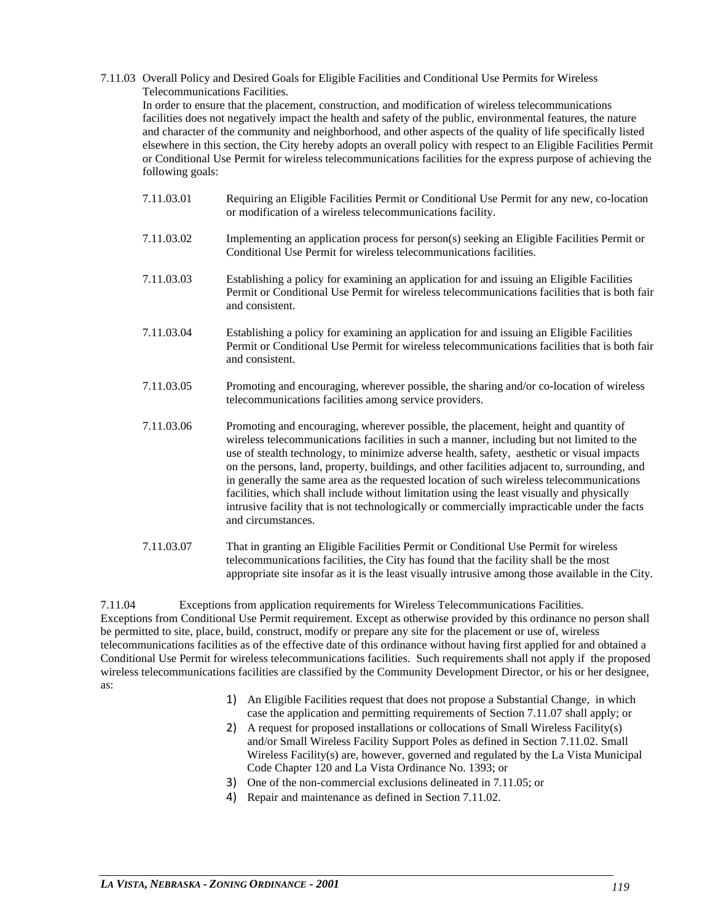7.11.03 Overall Policy and Desired Goals for Eligible Facilities and Conditional Use Permits for Wireless Telecommunications Facilities.

In order to ensure that the placement, construction, and modification of wireless telecommunications facilities does not negatively impact the health and safety of the public, environmental features, the nature and character of the community and neighborhood, and other aspects of the quality of life specifically listed elsewhere in this section, the City hereby adopts an overall policy with respect to an Eligible Facilities Permit or Conditional Use Permit for wireless telecommunications facilities for the express purpose of achieving the following goals:

7.11.03.01 Requiring an Eligible Facilities Permit or Conditional Use Permit for any new, co-location or modification of a wireless telecommunications facility.

7.11.03.02 Implementing an application process for person(s) seeking an Eligible Facilities Permit or Conditional Use Permit for wireless telecommunications facilities.

7.11.03.03 Establishing a policy for examining an application for and issuing an Eligible Facilities Permit or Conditional Use Permit for wireless telecommunications facilities that is both fair and consistent.

7.11.03.04 Establishing a policy for examining an application for and issuing an Eligible Facilities Permit or Conditional Use Permit for wireless telecommunications facilities that is both fair and consistent.

7.11.03.05 Promoting and encouraging, wherever possible, the sharing and/or co-location of wireless telecommunications facilities among service providers.

7.11.03.06 Promoting and encouraging, wherever possible, the placement, height and quantity of wireless telecommunications facilities in such a manner, including but not limited to the use of stealth technology, to minimize adverse health, safety, aesthetic or visual impacts on the persons, land, property, buildings, and other facilities adjacent to, surrounding, and in generally the same area as the requested location of such wireless telecommunications facilities, which shall include without limitation using the least visually and physically intrusive facility that is not technologically or commercially impracticable under the facts and circumstances.

7.11.03.07 That in granting an Eligible Facilities Permit or Conditional Use Permit for wireless telecommunications facilities, the City has found that the facility shall be the most appropriate site insofar as it is the least visually intrusive among those available in the City.

7.11.04 Exceptions from application requirements for Wireless Telecommunications Facilities.

Exceptions from Conditional Use Permit requirement. Except as otherwise provided by this ordinance no person shall be permitted to site, place, build, construct, modify or prepare any site for the placement or use of, wireless telecommunications facilities as of the effective date of this ordinance without having first applied for and obtained a Conditional Use Permit for wireless telecommunications facilities. Such requirements shall not apply if the proposed wireless telecommunications facilities are classified by the Community Development Director, or his or her designee, as:

1) An Eligible Facilities request that does not propose a Substantial Change, in which case the application and permitting requirements of Section 7.11.07 shall apply; or
2) A request for proposed installations or collocations of Small Wireless Facility(s) and/or Small Wireless Facility Support Poles as defined in Section 7.11.02. Small Wireless Facility(s) are, however, governed and regulated by the La Vista Municipal Code Chapter 120 and La Vista Ordinance No. 1393; or
3) One of the non-commercial exclusions delineated in 7.11.05; or
4) Repair and maintenance as defined in Section 7.11.02.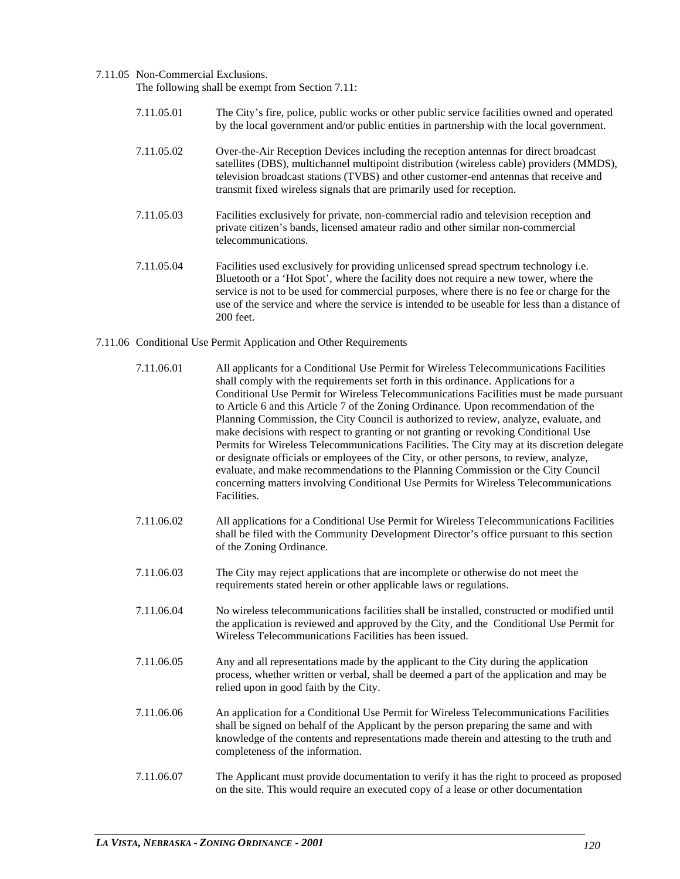7.11.05 Non-Commercial Exclusions.

The following shall be exempt from Section 7.11:

7.11.05.01 The City's fire, police, public works or other public service facilities owned and operated by the local government and/or public entities in partnership with the local government.

7.11.05.02 Over-the-Air Reception Devices including the reception antennas for direct broadcast satellites (DBS), multichannel multipoint distribution (wireless cable) providers (MMDS), television broadcast stations (TVBS) and other customer-end antennas that receive and transmit fixed wireless signals that are primarily used for reception.

7.11.05.03 Facilities exclusively for private, non-commercial radio and television reception and private citizen's bands, licensed amateur radio and other similar non-commercial telecommunications.

7.11.05.04 Facilities used exclusively for providing unlicensed spread spectrum technology i.e. Bluetooth or a 'Hot Spot', where the facility does not require a new tower, where the service is not to be used for commercial purposes, where there is no fee or charge for the use of the service and where the service is intended to be useable for less than a distance of 200 feet.

7.11.06 Conditional Use Permit Application and Other Requirements

7.11.06.01 All applicants for a Conditional Use Permit for Wireless Telecommunications Facilities shall comply with the requirements set forth in this ordinance. Applications for a Conditional Use Permit for Wireless Telecommunications Facilities must be made pursuant to Article 6 and this Article 7 of the Zoning Ordinance. Upon recommendation of the Planning Commission, the City Council is authorized to review, analyze, evaluate, and make decisions with respect to granting or not granting or revoking Conditional Use Permits for Wireless Telecommunications Facilities. The City may at its discretion delegate or designate officials or employees of the City, or other persons, to review, analyze, evaluate, and make recommendations to the Planning Commission or the City Council concerning matters involving Conditional Use Permits for Wireless Telecommunications Facilities.

7.11.06.02 All applications for a Conditional Use Permit for Wireless Telecommunications Facilities shall be filed with the Community Development Director's office pursuant to this section of the Zoning Ordinance.

7.11.06.03 The City may reject applications that are incomplete or otherwise do not meet the requirements stated herein or other applicable laws or regulations.

7.11.06.04 No wireless telecommunications facilities shall be installed, constructed or modified until the application is reviewed and approved by the City, and the Conditional Use Permit for Wireless Telecommunications Facilities has been issued.

7.11.06.05 Any and all representations made by the applicant to the City during the application process, whether written or verbal, shall be deemed a part of the application and may be relied upon in good faith by the City.

7.11.06.06 An application for a Conditional Use Permit for Wireless Telecommunications Facilities shall be signed on behalf of the Applicant by the person preparing the same and with knowledge of the contents and representations made therein and attesting to the truth and completeness of the information.

7.11.06.07 The Applicant must provide documentation to verify it has the right to proceed as proposed on the site. This would require an executed copy of a lease or other documentation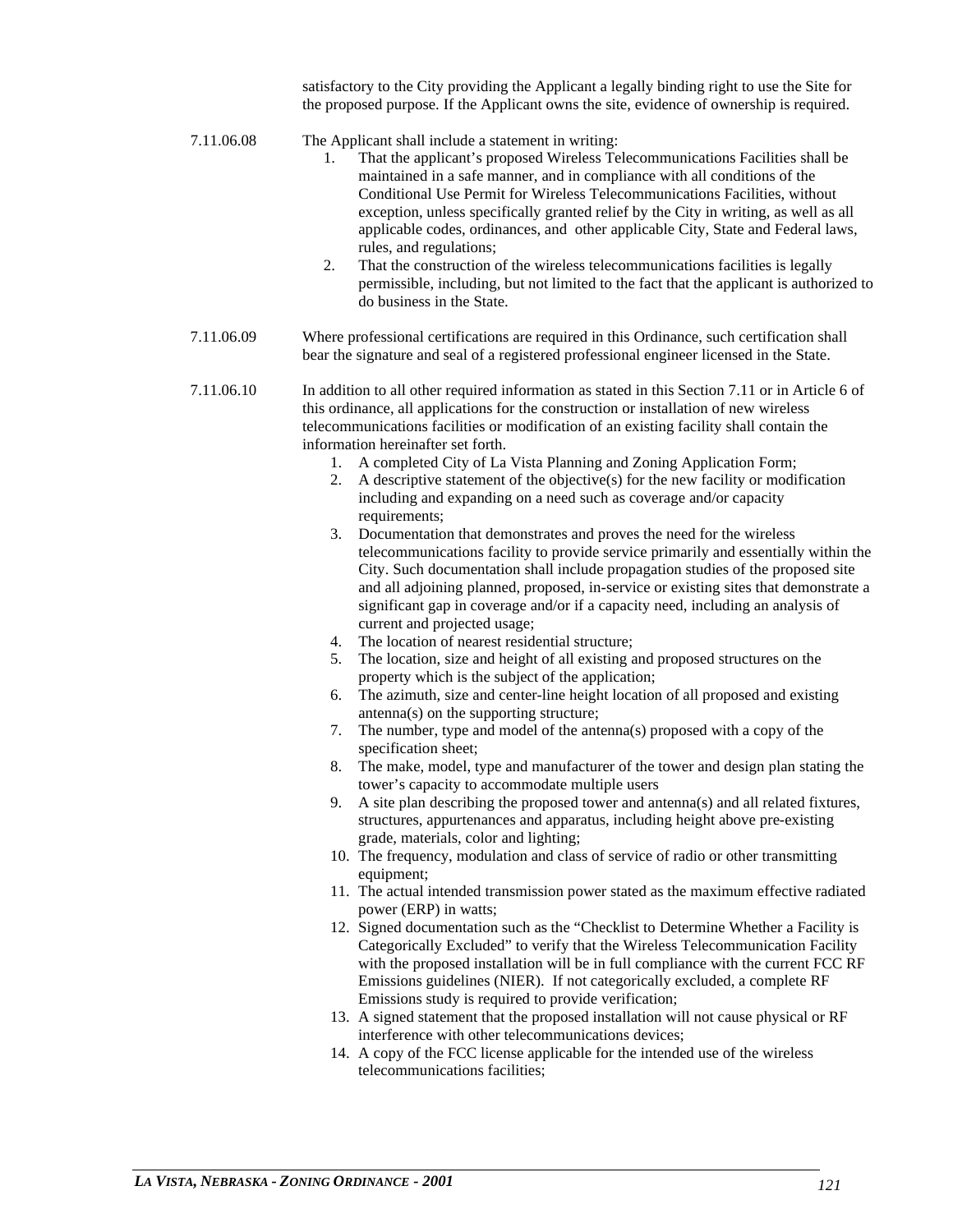satisfactory to the City providing the Applicant a legally binding right to use the Site for the proposed purpose. If the Applicant owns the site, evidence of ownership is required.

7.11.06.08 The Applicant shall include a statement in writing:

1. That the applicant's proposed Wireless Telecommunications Facilities shall be maintained in a safe manner, and in compliance with all conditions of the Conditional Use Permit for Wireless Telecommunications Facilities, without exception, unless specifically granted relief by the City in writing, as well as all applicable codes, ordinances, and other applicable City, State and Federal laws, rules, and regulations;
2. That the construction of the wireless telecommunications facilities is legally permissible, including, but not limited to the fact that the applicant is authorized to do business in the State.

7.11.06.09 Where professional certifications are required in this Ordinance, such certification shall bear the signature and seal of a registered professional engineer licensed in the State.

7.11.06.10 In addition to all other required information as stated in this Section 7.11 or in Article 6 of this ordinance, all applications for the construction or installation of new wireless telecommunications facilities or modification of an existing facility shall contain the information hereinafter set forth.

1. A completed City of La Vista Planning and Zoning Application Form;
2. A descriptive statement of the objective(s) for the new facility or modification including and expanding on a need such as coverage and/or capacity requirements;
3. Documentation that demonstrates and proves the need for the wireless telecommunications facility to provide service primarily and essentially within the City. Such documentation shall include propagation studies of the proposed site and all adjoining planned, proposed, in-service or existing sites that demonstrate a significant gap in coverage and/or if a capacity need, including an analysis of current and projected usage;
4. The location of nearest residential structure;
5. The location, size and height of all existing and proposed structures on the property which is the subject of the application;
6. The azimuth, size and center-line height location of all proposed and existing antenna(s) on the supporting structure;
7. The number, type and model of the antenna(s) proposed with a copy of the specification sheet;
8. The make, model, type and manufacturer of the tower and design plan stating the tower's capacity to accommodate multiple users
9. A site plan describing the proposed tower and antenna(s) and all related fixtures, structures, appurtenances and apparatus, including height above pre-existing grade, materials, color and lighting;
10. The frequency, modulation and class of service of radio or other transmitting equipment;
11. The actual intended transmission power stated as the maximum effective radiated power (ERP) in watts;
12. Signed documentation such as the "Checklist to Determine Whether a Facility is Categorically Excluded" to verify that the Wireless Telecommunication Facility with the proposed installation will be in full compliance with the current FCC RF Emissions guidelines (NIER). If not categorically excluded, a complete RF Emissions study is required to provide verification;
13. A signed statement that the proposed installation will not cause physical or RF interference with other telecommunications devices;
14. A copy of the FCC license applicable for the intended use of the wireless telecommunications facilities;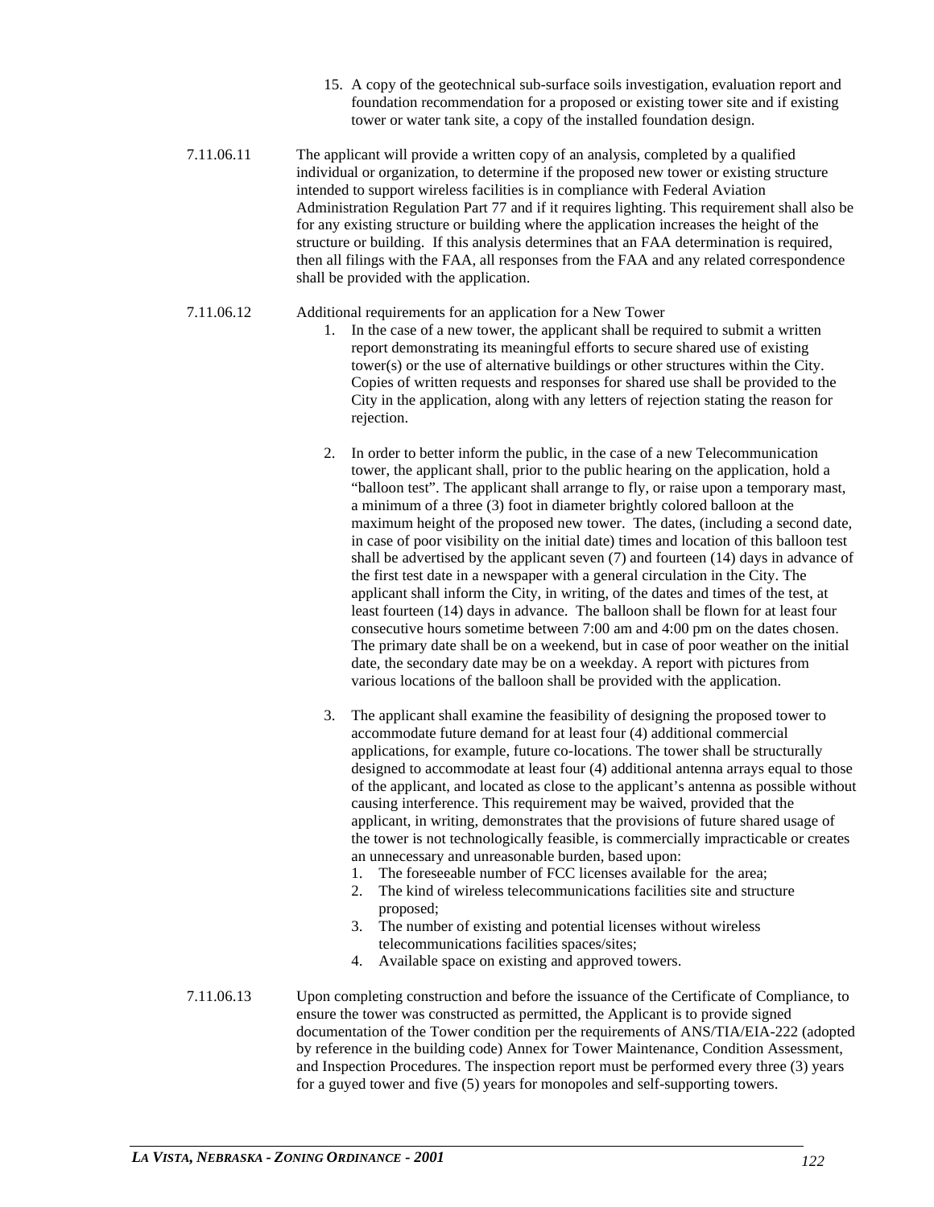15. A copy of the geotechnical sub-surface soils investigation, evaluation report and foundation recommendation for a proposed or existing tower site and if existing tower or water tank site, a copy of the installed foundation design.

7.11.06.11 The applicant will provide a written copy of an analysis, completed by a qualified individual or organization, to determine if the proposed new tower or existing structure intended to support wireless facilities is in compliance with Federal Aviation Administration Regulation Part 77 and if it requires lighting. This requirement shall also be for any existing structure or building where the application increases the height of the structure or building. If this analysis determines that an FAA determination is required, then all filings with the FAA, all responses from the FAA and any related correspondence shall be provided with the application.

7.11.06.12 Additional requirements for an application for a New Tower

1. In the case of a new tower, the applicant shall be required to submit a written report demonstrating its meaningful efforts to secure shared use of existing tower(s) or the use of alternative buildings or other structures within the City. Copies of written requests and responses for shared use shall be provided to the City in the application, along with any letters of rejection stating the reason for rejection.

2. In order to better inform the public, in the case of a new Telecommunication tower, the applicant shall, prior to the public hearing on the application, hold a "balloon test". The applicant shall arrange to fly, or raise upon a temporary mast, a minimum of a three (3) foot in diameter brightly colored balloon at the maximum height of the proposed new tower. The dates, (including a second date, in case of poor visibility on the initial date) times and location of this balloon test shall be advertised by the applicant seven (7) and fourteen (14) days in advance of the first test date in a newspaper with a general circulation in the City. The applicant shall inform the City, in writing, of the dates and times of the test, at least fourteen (14) days in advance. The balloon shall be flown for at least four consecutive hours sometime between 7:00 am and 4:00 pm on the dates chosen. The primary date shall be on a weekend, but in case of poor weather on the initial date, the secondary date may be on a weekday. A report with pictures from various locations of the balloon shall be provided with the application.

3. The applicant shall examine the feasibility of designing the proposed tower to accommodate future demand for at least four (4) additional commercial applications, for example, future co-locations. The tower shall be structurally designed to accommodate at least four (4) additional antenna arrays equal to those of the applicant, and located as close to the applicant's antenna as possible without causing interference. This requirement may be waived, provided that the applicant, in writing, demonstrates that the provisions of future shared usage of the tower is not technologically feasible, is commercially impracticable or creates an unnecessary and unreasonable burden, based upon:
    1. The foreseeable number of FCC licenses available for the area;
    2. The kind of wireless telecommunications facilities site and structure proposed;
    3. The number of existing and potential licenses without wireless telecommunications facilities spaces/sites;
    4. Available space on existing and approved towers.

7.11.06.13 Upon completing construction and before the issuance of the Certificate of Compliance, to ensure the tower was constructed as permitted, the Applicant is to provide signed documentation of the Tower condition per the requirements of ANS/TIA/EIA-222 (adopted by reference in the building code) Annex for Tower Maintenance, Condition Assessment, and Inspection Procedures. The inspection report must be performed every three (3) years for a guyed tower and five (5) years for monopoles and self-supporting towers.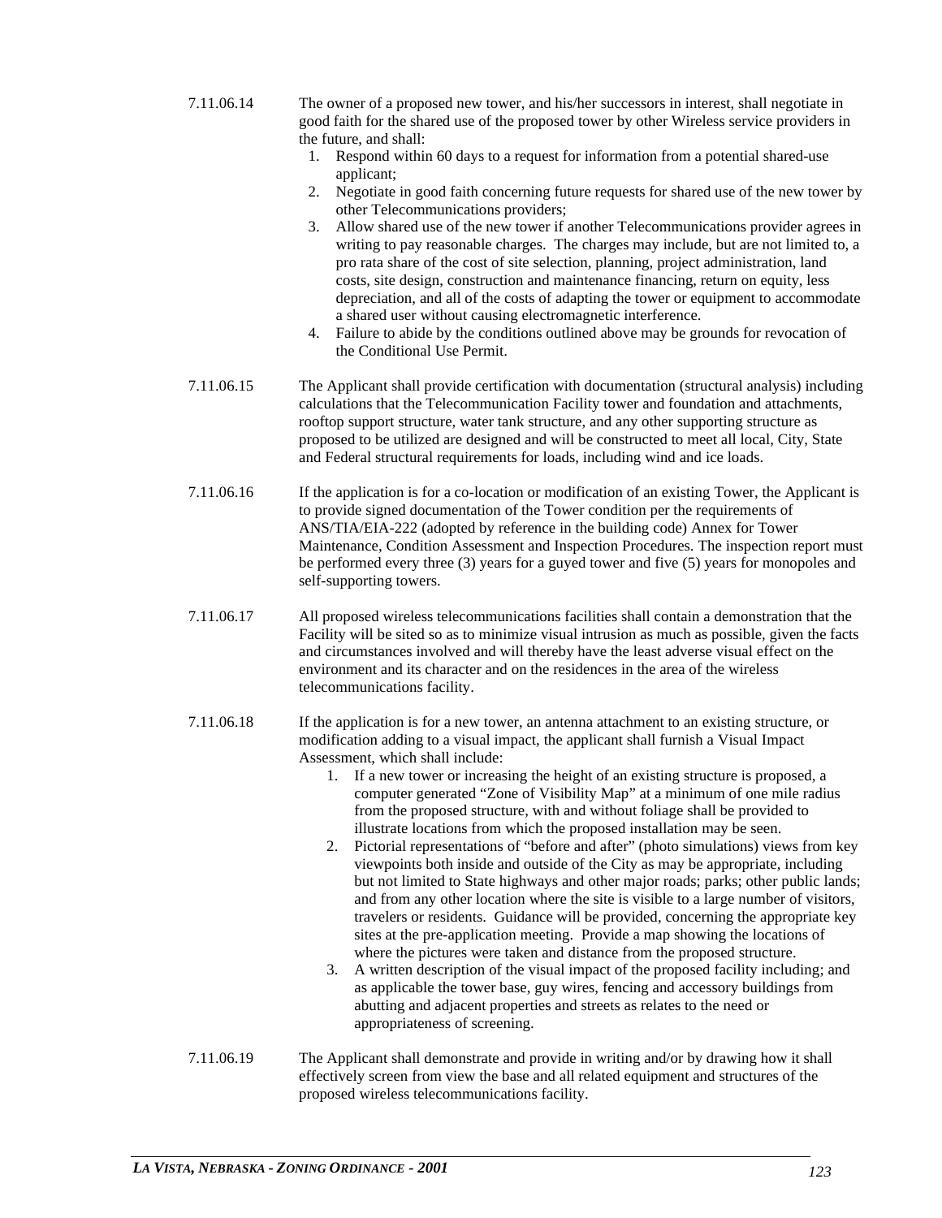7.11.06.14 The owner of a proposed new tower, and his/her successors in interest, shall negotiate in good faith for the shared use of the proposed tower by other Wireless service providers in the future, and shall:

1. Respond within 60 days to a request for information from a potential shared-use applicant;
2. Negotiate in good faith concerning future requests for shared use of the new tower by other Telecommunications providers;
3. Allow shared use of the new tower if another Telecommunications provider agrees in writing to pay reasonable charges. The charges may include, but are not limited to, a pro rata share of the cost of site selection, planning, project administration, land costs, site design, construction and maintenance financing, return on equity, less depreciation, and all of the costs of adapting the tower or equipment to accommodate a shared user without causing electromagnetic interference.
4. Failure to abide by the conditions outlined above may be grounds for revocation of the Conditional Use Permit.

7.11.06.15 The Applicant shall provide certification with documentation (structural analysis) including calculations that the Telecommunication Facility tower and foundation and attachments, rooftop support structure, water tank structure, and any other supporting structure as proposed to be utilized are designed and will be constructed to meet all local, City, State and Federal structural requirements for loads, including wind and ice loads.

7.11.06.16 If the application is for a co-location or modification of an existing Tower, the Applicant is to provide signed documentation of the Tower condition per the requirements of ANS/TIA/EIA-222 (adopted by reference in the building code) Annex for Tower Maintenance, Condition Assessment and Inspection Procedures. The inspection report must be performed every three (3) years for a guyed tower and five (5) years for monopoles and self-supporting towers.

7.11.06.17 All proposed wireless telecommunications facilities shall contain a demonstration that the Facility will be sited so as to minimize visual intrusion as much as possible, given the facts and circumstances involved and will thereby have the least adverse visual effect on the environment and its character and on the residences in the area of the wireless telecommunications facility.

7.11.06.18 If the application is for a new tower, an antenna attachment to an existing structure, or modification adding to a visual impact, the applicant shall furnish a Visual Impact Assessment, which shall include:

1. If a new tower or increasing the height of an existing structure is proposed, a computer generated "Zone of Visibility Map" at a minimum of one mile radius from the proposed structure, with and without foliage shall be provided to illustrate locations from which the proposed installation may be seen.
2. Pictorial representations of "before and after" (photo simulations) views from key viewpoints both inside and outside of the City as may be appropriate, including but not limited to State highways and other major roads; parks; other public lands; and from any other location where the site is visible to a large number of visitors, travelers or residents. Guidance will be provided, concerning the appropriate key sites at the pre-application meeting. Provide a map showing the locations of where the pictures were taken and distance from the proposed structure.
3. A written description of the visual impact of the proposed facility including; and as applicable the tower base, guy wires, fencing and accessory buildings from abutting and adjacent properties and streets as relates to the need or appropriateness of screening.

7.11.06.19 The Applicant shall demonstrate and provide in writing and/or by drawing how it shall effectively screen from view the base and all related equipment and structures of the proposed wireless telecommunications facility.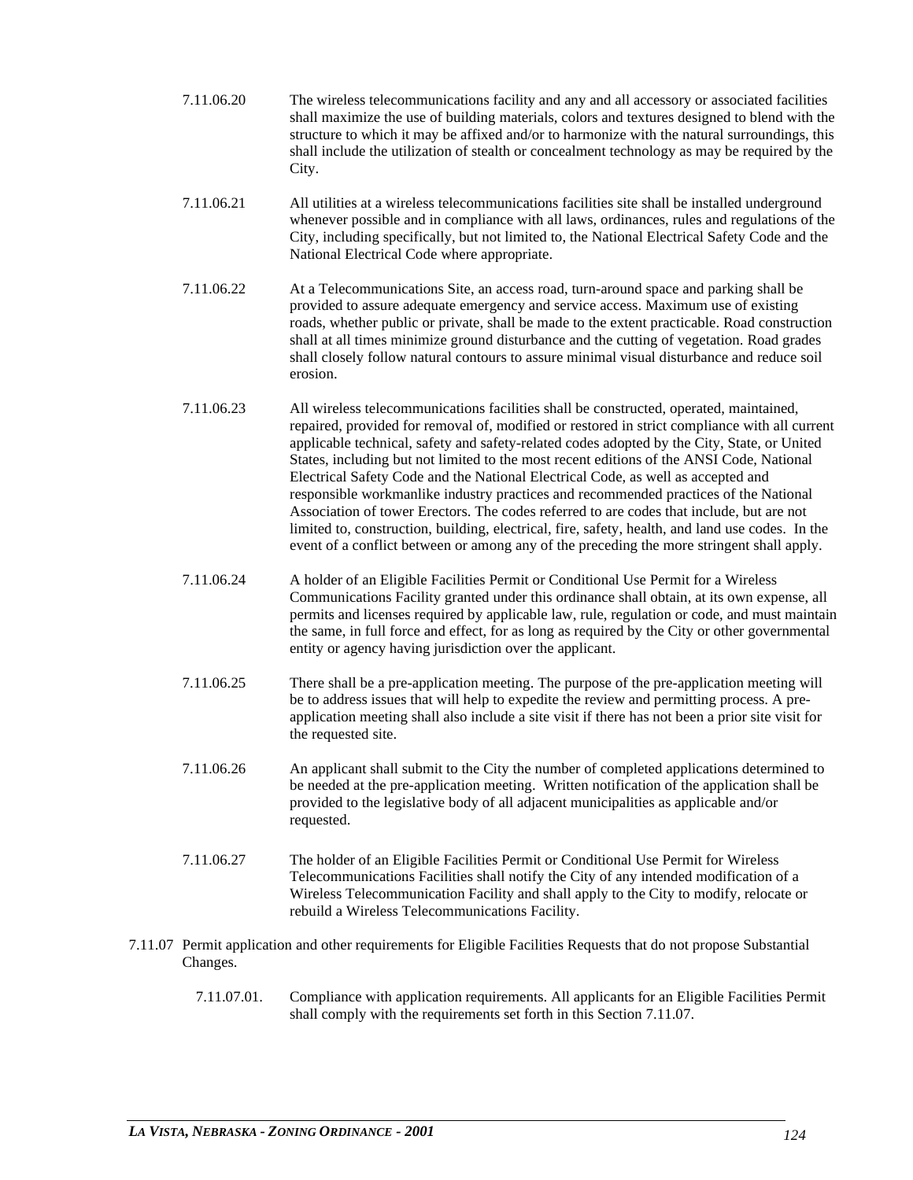7.11.06.20 The wireless telecommunications facility and any and all accessory or associated facilities shall maximize the use of building materials, colors and textures designed to blend with the structure to which it may be affixed and/or to harmonize with the natural surroundings, this shall include the utilization of stealth or concealment technology as may be required by the City.

7.11.06.21 All utilities at a wireless telecommunications facilities site shall be installed underground whenever possible and in compliance with all laws, ordinances, rules and regulations of the City, including specifically, but not limited to, the National Electrical Safety Code and the National Electrical Code where appropriate.

7.11.06.22 At a Telecommunications Site, an access road, turn-around space and parking shall be provided to assure adequate emergency and service access. Maximum use of existing roads, whether public or private, shall be made to the extent practicable. Road construction shall at all times minimize ground disturbance and the cutting of vegetation. Road grades shall closely follow natural contours to assure minimal visual disturbance and reduce soil erosion.

7.11.06.23 All wireless telecommunications facilities shall be constructed, operated, maintained, repaired, provided for removal of, modified or restored in strict compliance with all current applicable technical, safety and safety-related codes adopted by the City, State, or United States, including but not limited to the most recent editions of the ANSI Code, National Electrical Safety Code and the National Electrical Code, as well as accepted and responsible workmanlike industry practices and recommended practices of the National Association of tower Erectors. The codes referred to are codes that include, but are not limited to, construction, building, electrical, fire, safety, health, and land use codes. In the event of a conflict between or among any of the preceding the more stringent shall apply.

7.11.06.24 A holder of an Eligible Facilities Permit or Conditional Use Permit for a Wireless Communications Facility granted under this ordinance shall obtain, at its own expense, all permits and licenses required by applicable law, rule, regulation or code, and must maintain the same, in full force and effect, for as long as required by the City or other governmental entity or agency having jurisdiction over the applicant.

7.11.06.25 There shall be a pre-application meeting. The purpose of the pre-application meeting will be to address issues that will help to expedite the review and permitting process. A pre-application meeting shall also include a site visit if there has not been a prior site visit for the requested site.

7.11.06.26 An applicant shall submit to the City the number of completed applications determined to be needed at the pre-application meeting. Written notification of the application shall be provided to the legislative body of all adjacent municipalities as applicable and/or requested.

7.11.06.27 The holder of an Eligible Facilities Permit or Conditional Use Permit for Wireless Telecommunications Facilities shall notify the City of any intended modification of a Wireless Telecommunication Facility and shall apply to the City to modify, relocate or rebuild a Wireless Telecommunications Facility.

7.11.07 Permit application and other requirements for Eligible Facilities Requests that do not propose Substantial Changes.

7.11.07.01. Compliance with application requirements. All applicants for an Eligible Facilities Permit shall comply with the requirements set forth in this Section 7.11.07.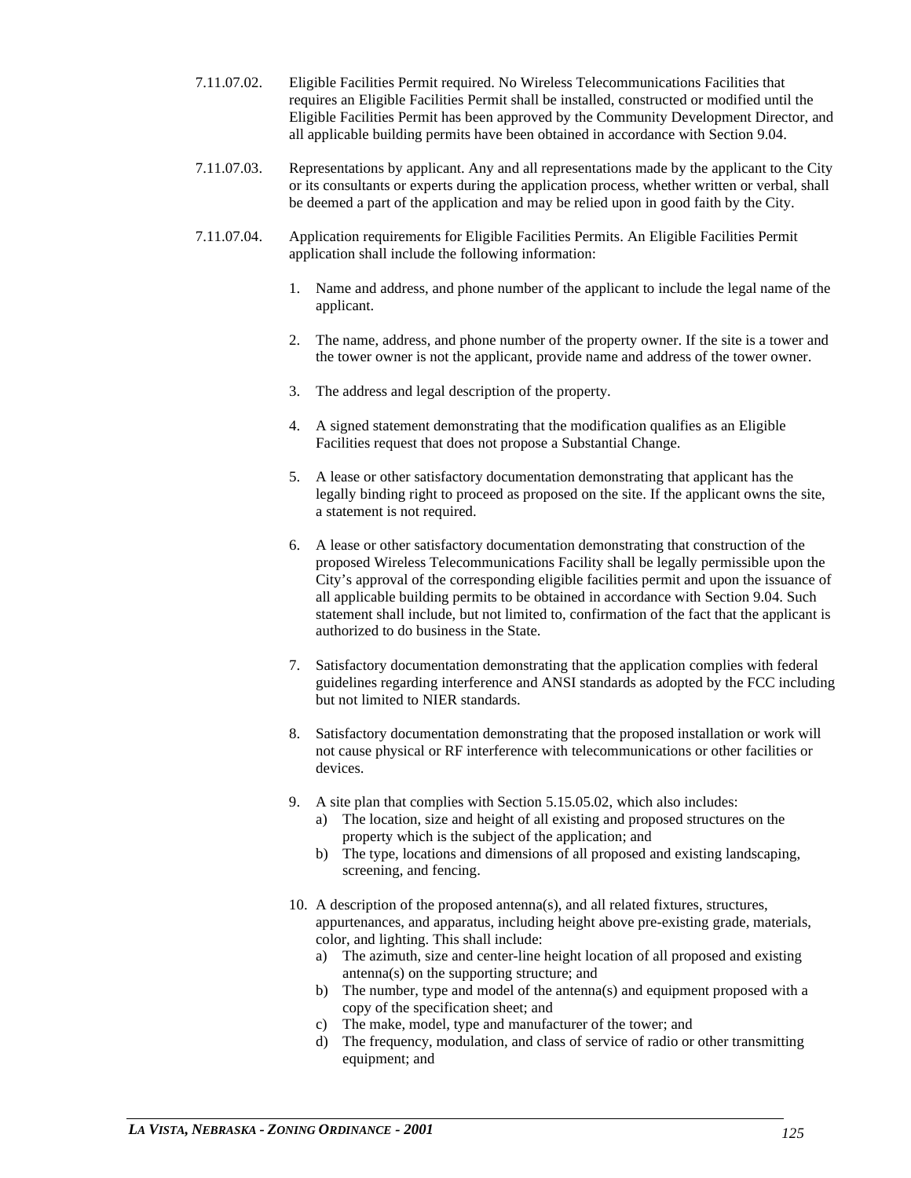7.11.07.02. Eligible Facilities Permit required. No Wireless Telecommunications Facilities that requires an Eligible Facilities Permit shall be installed, constructed or modified until the Eligible Facilities Permit has been approved by the Community Development Director, and all applicable building permits have been obtained in accordance with Section 9.04.

7.11.07.03. Representations by applicant. Any and all representations made by the applicant to the City or its consultants or experts during the application process, whether written or verbal, shall be deemed a part of the application and may be relied upon in good faith by the City.

7.11.07.04. Application requirements for Eligible Facilities Permits. An Eligible Facilities Permit application shall include the following information:

1. Name and address, and phone number of the applicant to include the legal name of the applicant.

2. The name, address, and phone number of the property owner. If the site is a tower and the tower owner is not the applicant, provide name and address of the tower owner.

3. The address and legal description of the property.

4. A signed statement demonstrating that the modification qualifies as an Eligible Facilities request that does not propose a Substantial Change.

5. A lease or other satisfactory documentation demonstrating that applicant has the legally binding right to proceed as proposed on the site. If the applicant owns the site, a statement is not required.

6. A lease or other satisfactory documentation demonstrating that construction of the proposed Wireless Telecommunications Facility shall be legally permissible upon the City's approval of the corresponding eligible facilities permit and upon the issuance of all applicable building permits to be obtained in accordance with Section 9.04. Such statement shall include, but not limited to, confirmation of the fact that the applicant is authorized to do business in the State.

7. Satisfactory documentation demonstrating that the application complies with federal guidelines regarding interference and ANSI standards as adopted by the FCC including but not limited to NIER standards.

8. Satisfactory documentation demonstrating that the proposed installation or work will not cause physical or RF interference with telecommunications or other facilities or devices.

9. A site plan that complies with Section 5.15.05.02, which also includes:
   a) The location, size and height of all existing and proposed structures on the property which is the subject of the application; and
   b) The type, locations and dimensions of all proposed and existing landscaping, screening, and fencing.

10. A description of the proposed antenna(s), and all related fixtures, structures, appurtenances, and apparatus, including height above pre-existing grade, materials, color, and lighting. This shall include:
    a) The azimuth, size and center-line height location of all proposed and existing antenna(s) on the supporting structure; and
    b) The number, type and model of the antenna(s) and equipment proposed with a copy of the specification sheet; and
    c) The make, model, type and manufacturer of the tower; and
    d) The frequency, modulation, and class of service of radio or other transmitting equipment; and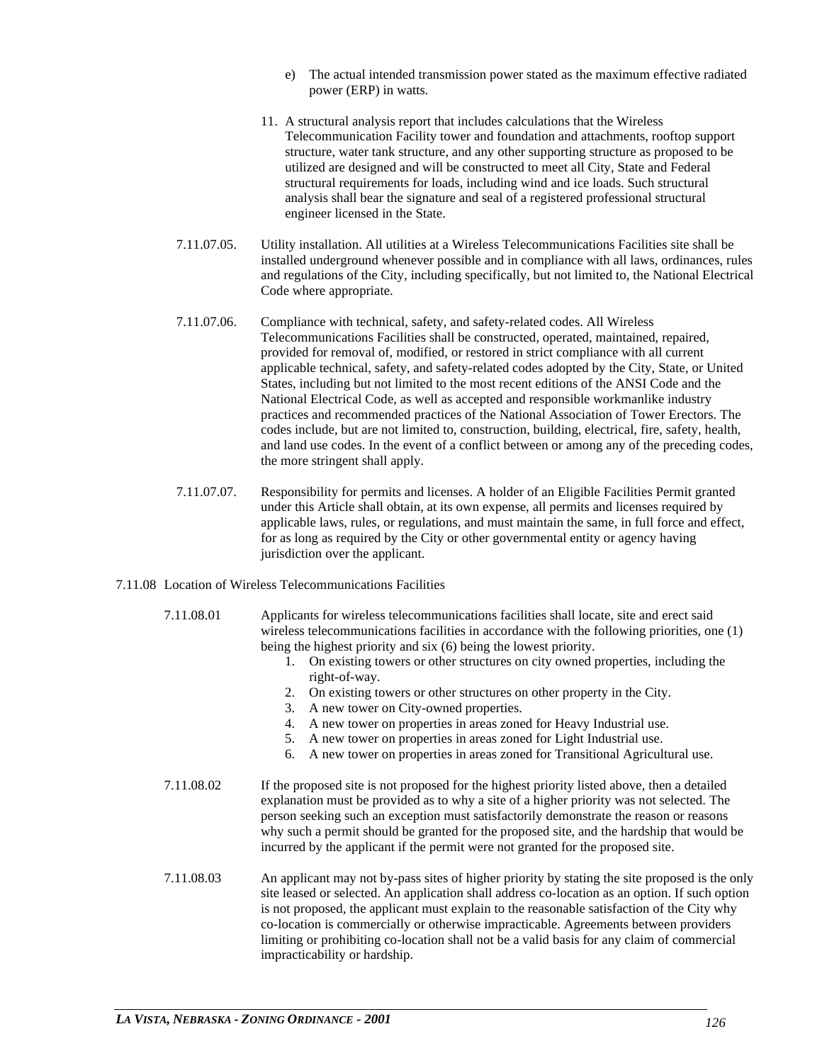e) The actual intended transmission power stated as the maximum effective radiated power (ERP) in watts.

11. A structural analysis report that includes calculations that the Wireless Telecommunication Facility tower and foundation and attachments, rooftop support structure, water tank structure, and any other supporting structure as proposed to be utilized are designed and will be constructed to meet all City, State and Federal structural requirements for loads, including wind and ice loads. Such structural analysis shall bear the signature and seal of a registered professional structural engineer licensed in the State.

7.11.07.05. Utility installation. All utilities at a Wireless Telecommunications Facilities site shall be installed underground whenever possible and in compliance with all laws, ordinances, rules and regulations of the City, including specifically, but not limited to, the National Electrical Code where appropriate.

7.11.07.06. Compliance with technical, safety, and safety-related codes. All Wireless Telecommunications Facilities shall be constructed, operated, maintained, repaired, provided for removal of, modified, or restored in strict compliance with all current applicable technical, safety, and safety-related codes adopted by the City, State, or United States, including but not limited to the most recent editions of the ANSI Code and the National Electrical Code, as well as accepted and responsible workmanlike industry practices and recommended practices of the National Association of Tower Erectors. The codes include, but are not limited to, construction, building, electrical, fire, safety, health, and land use codes. In the event of a conflict between or among any of the preceding codes, the more stringent shall apply.

7.11.07.07. Responsibility for permits and licenses. A holder of an Eligible Facilities Permit granted under this Article shall obtain, at its own expense, all permits and licenses required by applicable laws, rules, or regulations, and must maintain the same, in full force and effect, for as long as required by the City or other governmental entity or agency having jurisdiction over the applicant.

7.11.08 Location of Wireless Telecommunications Facilities

7.11.08.01 Applicants for wireless telecommunications facilities shall locate, site and erect said wireless telecommunications facilities in accordance with the following priorities, one (1) being the highest priority and six (6) being the lowest priority.

1. On existing towers or other structures on city owned properties, including the right-of-way.
2. On existing towers or other structures on other property in the City.
3. A new tower on City-owned properties.
4. A new tower on properties in areas zoned for Heavy Industrial use.
5. A new tower on properties in areas zoned for Light Industrial use.
6. A new tower on properties in areas zoned for Transitional Agricultural use.

7.11.08.02 If the proposed site is not proposed for the highest priority listed above, then a detailed explanation must be provided as to why a site of a higher priority was not selected. The person seeking such an exception must satisfactorily demonstrate the reason or reasons why such a permit should be granted for the proposed site, and the hardship that would be incurred by the applicant if the permit were not granted for the proposed site.

7.11.08.03 An applicant may not by-pass sites of higher priority by stating the site proposed is the only site leased or selected. An application shall address co-location as an option. If such option is not proposed, the applicant must explain to the reasonable satisfaction of the City why co-location is commercially or otherwise impracticable. Agreements between providers limiting or prohibiting co-location shall not be a valid basis for any claim of commercial impracticability or hardship.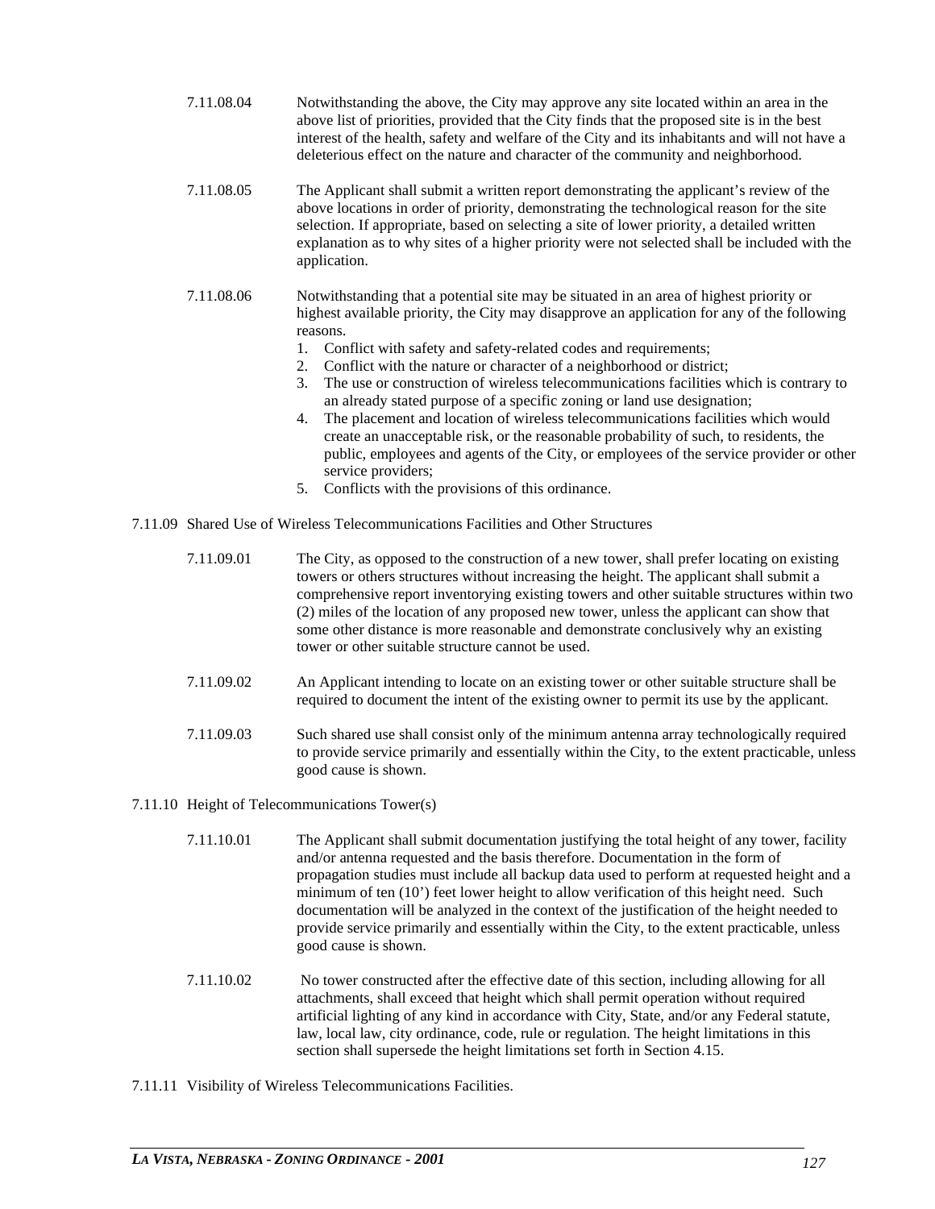7.11.08.04 Notwithstanding the above, the City may approve any site located within an area in the above list of priorities, provided that the City finds that the proposed site is in the best interest of the health, safety and welfare of the City and its inhabitants and will not have a deleterious effect on the nature and character of the community and neighborhood.

7.11.08.05 The Applicant shall submit a written report demonstrating the applicant's review of the above locations in order of priority, demonstrating the technological reason for the site selection. If appropriate, based on selecting a site of lower priority, a detailed written explanation as to why sites of a higher priority were not selected shall be included with the application.

7.11.08.06 Notwithstanding that a potential site may be situated in an area of highest priority or highest available priority, the City may disapprove an application for any of the following reasons.

1. Conflict with safety and safety-related codes and requirements;
2. Conflict with the nature or character of a neighborhood or district;
3. The use or construction of wireless telecommunications facilities which is contrary to an already stated purpose of a specific zoning or land use designation;
4. The placement and location of wireless telecommunications facilities which would create an unacceptable risk, or the reasonable probability of such, to residents, the public, employees and agents of the City, or employees of the service provider or other service providers;
5. Conflicts with the provisions of this ordinance.

7.11.09 Shared Use of Wireless Telecommunications Facilities and Other Structures

7.11.09.01 The City, as opposed to the construction of a new tower, shall prefer locating on existing towers or others structures without increasing the height. The applicant shall submit a comprehensive report inventorying existing towers and other suitable structures within two (2) miles of the location of any proposed new tower, unless the applicant can show that some other distance is more reasonable and demonstrate conclusively why an existing tower or other suitable structure cannot be used.

7.11.09.02 An Applicant intending to locate on an existing tower or other suitable structure shall be required to document the intent of the existing owner to permit its use by the applicant.

7.11.09.03 Such shared use shall consist only of the minimum antenna array technologically required to provide service primarily and essentially within the City, to the extent practicable, unless good cause is shown.

7.11.10 Height of Telecommunications Tower(s)

7.11.10.01 The Applicant shall submit documentation justifying the total height of any tower, facility and/or antenna requested and the basis therefore. Documentation in the form of propagation studies must include all backup data used to perform at requested height and a minimum of ten (10') feet lower height to allow verification of this height need. Such documentation will be analyzed in the context of the justification of the height needed to provide service primarily and essentially within the City, to the extent practicable, unless good cause is shown.

7.11.10.02 No tower constructed after the effective date of this section, including allowing for all attachments, shall exceed that height which shall permit operation without required artificial lighting of any kind in accordance with City, State, and/or any Federal statute, law, local law, city ordinance, code, rule or regulation. The height limitations in this section shall supersede the height limitations set forth in Section 4.15.

7.11.11 Visibility of Wireless Telecommunications Facilities.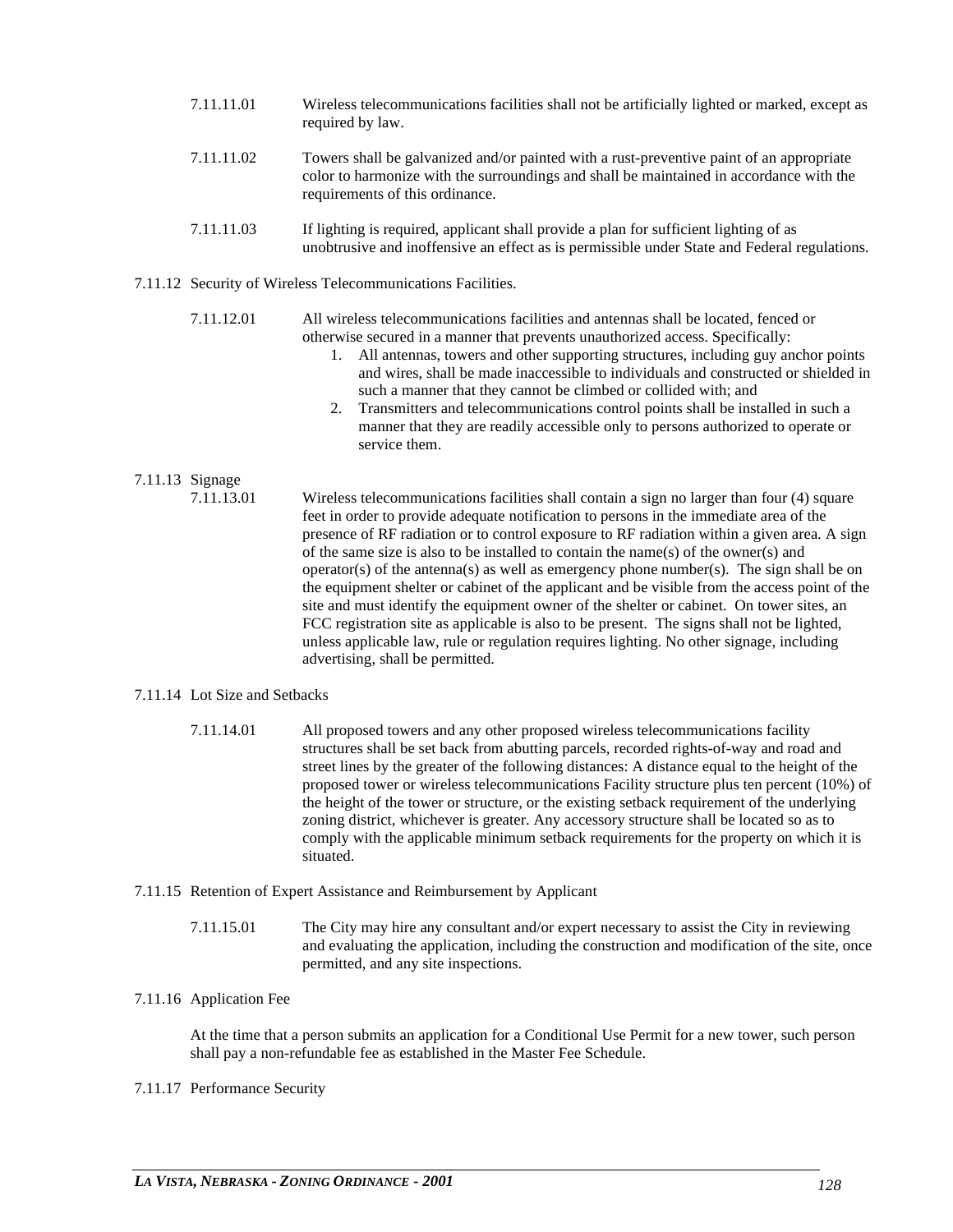7.11.11.01 Wireless telecommunications facilities shall not be artificially lighted or marked, except as required by law.

7.11.11.02 Towers shall be galvanized and/or painted with a rust-preventive paint of an appropriate color to harmonize with the surroundings and shall be maintained in accordance with the requirements of this ordinance.

7.11.11.03 If lighting is required, applicant shall provide a plan for sufficient lighting of as unobtrusive and inoffensive an effect as is permissible under State and Federal regulations.

7.11.12 Security of Wireless Telecommunications Facilities.

7.11.12.01 All wireless telecommunications facilities and antennas shall be located, fenced or otherwise secured in a manner that prevents unauthorized access. Specifically:

1. All antennas, towers and other supporting structures, including guy anchor points and wires, shall be made inaccessible to individuals and constructed or shielded in such a manner that they cannot be climbed or collided with; and
2. Transmitters and telecommunications control points shall be installed in such a manner that they are readily accessible only to persons authorized to operate or service them.

7.11.13 Signage

7.11.13.01 Wireless telecommunications facilities shall contain a sign no larger than four (4) square feet in order to provide adequate notification to persons in the immediate area of the presence of RF radiation or to control exposure to RF radiation within a given area. A sign of the same size is also to be installed to contain the name(s) of the owner(s) and operator(s) of the antenna(s) as well as emergency phone number(s). The sign shall be on the equipment shelter or cabinet of the applicant and be visible from the access point of the site and must identify the equipment owner of the shelter or cabinet. On tower sites, an FCC registration site as applicable is also to be present. The signs shall not be lighted, unless applicable law, rule or regulation requires lighting. No other signage, including advertising, shall be permitted.

7.11.14 Lot Size and Setbacks

7.11.14.01 All proposed towers and any other proposed wireless telecommunications facility structures shall be set back from abutting parcels, recorded rights-of-way and road and street lines by the greater of the following distances: A distance equal to the height of the proposed tower or wireless telecommunications Facility structure plus ten percent (10%) of the height of the tower or structure, or the existing setback requirement of the underlying zoning district, whichever is greater. Any accessory structure shall be located so as to comply with the applicable minimum setback requirements for the property on which it is situated.

7.11.15 Retention of Expert Assistance and Reimbursement by Applicant

7.11.15.01 The City may hire any consultant and/or expert necessary to assist the City in reviewing and evaluating the application, including the construction and modification of the site, once permitted, and any site inspections.

7.11.16 Application Fee

At the time that a person submits an application for a Conditional Use Permit for a new tower, such person shall pay a non-refundable fee as established in the Master Fee Schedule.

7.11.17 Performance Security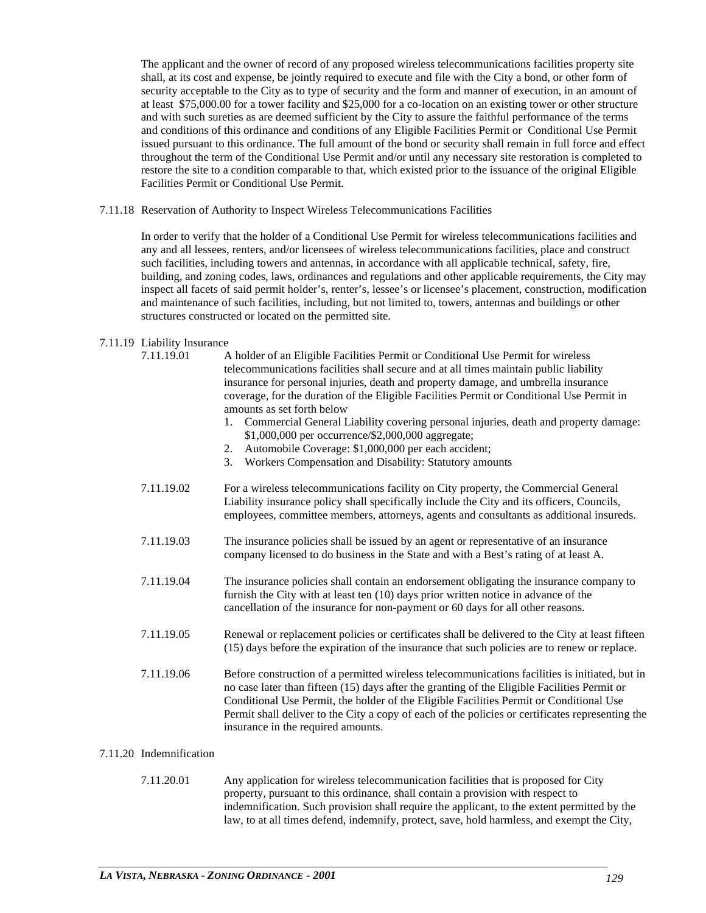The applicant and the owner of record of any proposed wireless telecommunications facilities property site shall, at its cost and expense, be jointly required to execute and file with the City a bond, or other form of security acceptable to the City as to type of security and the form and manner of execution, in an amount of at least $75,000.00 for a tower facility and $25,000 for a co-location on an existing tower or other structure and with such sureties as are deemed sufficient by the City to assure the faithful performance of the terms and conditions of this ordinance and conditions of any Eligible Facilities Permit or Conditional Use Permit issued pursuant to this ordinance. The full amount of the bond or security shall remain in full force and effect throughout the term of the Conditional Use Permit and/or until any necessary site restoration is completed to restore the site to a condition comparable to that, which existed prior to the issuance of the original Eligible Facilities Permit or Conditional Use Permit.

7.11.18 Reservation of Authority to Inspect Wireless Telecommunications Facilities

In order to verify that the holder of a Conditional Use Permit for wireless telecommunications facilities and any and all lessees, renters, and/or licensees of wireless telecommunications facilities, place and construct such facilities, including towers and antennas, in accordance with all applicable technical, safety, fire, building, and zoning codes, laws, ordinances and regulations and other applicable requirements, the City may inspect all facets of said permit holder's, renter's, lessee's or licensee's placement, construction, modification and maintenance of such facilities, including, but not limited to, towers, antennas and buildings or other structures constructed or located on the permitted site.

7.11.19 Liability Insurance

7.11.19.01 A holder of an Eligible Facilities Permit or Conditional Use Permit for wireless telecommunications facilities shall secure and at all times maintain public liability insurance for personal injuries, death and property damage, and umbrella insurance coverage, for the duration of the Eligible Facilities Permit or Conditional Use Permit in amounts as set forth below

1. Commercial General Liability covering personal injuries, death and property damage: $1,000,000 per occurrence/$2,000,000 aggregate;
2. Automobile Coverage: $1,000,000 per each accident;
3. Workers Compensation and Disability: Statutory amounts

7.11.19.02 For a wireless telecommunications facility on City property, the Commercial General Liability insurance policy shall specifically include the City and its officers, Councils, employees, committee members, attorneys, agents and consultants as additional insureds.

7.11.19.03 The insurance policies shall be issued by an agent or representative of an insurance company licensed to do business in the State and with a Best's rating of at least A.

7.11.19.04 The insurance policies shall contain an endorsement obligating the insurance company to furnish the City with at least ten (10) days prior written notice in advance of the cancellation of the insurance for non-payment or 60 days for all other reasons.

7.11.19.05 Renewal or replacement policies or certificates shall be delivered to the City at least fifteen (15) days before the expiration of the insurance that such policies are to renew or replace.

7.11.19.06 Before construction of a permitted wireless telecommunications facilities is initiated, but in no case later than fifteen (15) days after the granting of the Eligible Facilities Permit or Conditional Use Permit, the holder of the Eligible Facilities Permit or Conditional Use Permit shall deliver to the City a copy of each of the policies or certificates representing the insurance in the required amounts.

7.11.20 Indemnification

7.11.20.01 Any application for wireless telecommunication facilities that is proposed for City property, pursuant to this ordinance, shall contain a provision with respect to indemnification. Such provision shall require the applicant, to the extent permitted by the law, to at all times defend, indemnify, protect, save, hold harmless, and exempt the City,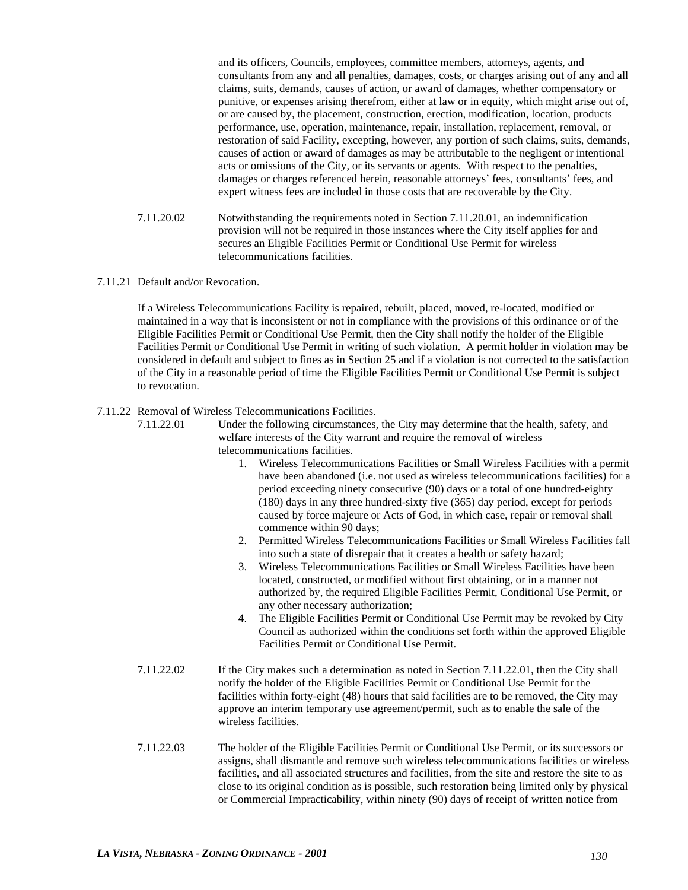and its officers, Councils, employees, committee members, attorneys, agents, and consultants from any and all penalties, damages, costs, or charges arising out of any and all claims, suits, demands, causes of action, or award of damages, whether compensatory or punitive, or expenses arising therefrom, either at law or in equity, which might arise out of, or are caused by, the placement, construction, erection, modification, location, products performance, use, operation, maintenance, repair, installation, replacement, removal, or restoration of said Facility, excepting, however, any portion of such claims, suits, demands, causes of action or award of damages as may be attributable to the negligent or intentional acts or omissions of the City, or its servants or agents. With respect to the penalties, damages or charges referenced herein, reasonable attorneys' fees, consultants' fees, and expert witness fees are included in those costs that are recoverable by the City.

7.11.20.02 Notwithstanding the requirements noted in Section 7.11.20.01, an indemnification provision will not be required in those instances where the City itself applies for and secures an Eligible Facilities Permit or Conditional Use Permit for wireless telecommunications facilities.

7.11.21 Default and/or Revocation.

If a Wireless Telecommunications Facility is repaired, rebuilt, placed, moved, re-located, modified or maintained in a way that is inconsistent or not in compliance with the provisions of this ordinance or of the Eligible Facilities Permit or Conditional Use Permit, then the City shall notify the holder of the Eligible Facilities Permit or Conditional Use Permit in writing of such violation. A permit holder in violation may be considered in default and subject to fines as in Section 25 and if a violation is not corrected to the satisfaction of the City in a reasonable period of time the Eligible Facilities Permit or Conditional Use Permit is subject to revocation.

7.11.22 Removal of Wireless Telecommunications Facilities.

7.11.22.01 Under the following circumstances, the City may determine that the health, safety, and welfare interests of the City warrant and require the removal of wireless telecommunications facilities.

1. Wireless Telecommunications Facilities or Small Wireless Facilities with a permit have been abandoned (i.e. not used as wireless telecommunications facilities) for a period exceeding ninety consecutive (90) days or a total of one hundred-eighty (180) days in any three hundred-sixty five (365) day period, except for periods caused by force majeure or Acts of God, in which case, repair or removal shall commence within 90 days;
2. Permitted Wireless Telecommunications Facilities or Small Wireless Facilities fall into such a state of disrepair that it creates a health or safety hazard;
3. Wireless Telecommunications Facilities or Small Wireless Facilities have been located, constructed, or modified without first obtaining, or in a manner not authorized by, the required Eligible Facilities Permit, Conditional Use Permit, or any other necessary authorization;
4. The Eligible Facilities Permit or Conditional Use Permit may be revoked by City Council as authorized within the conditions set forth within the approved Eligible Facilities Permit or Conditional Use Permit.

7.11.22.02 If the City makes such a determination as noted in Section 7.11.22.01, then the City shall notify the holder of the Eligible Facilities Permit or Conditional Use Permit for the facilities within forty-eight (48) hours that said facilities are to be removed, the City may approve an interim temporary use agreement/permit, such as to enable the sale of the wireless facilities.

7.11.22.03 The holder of the Eligible Facilities Permit or Conditional Use Permit, or its successors or assigns, shall dismantle and remove such wireless telecommunications facilities or wireless facilities, and all associated structures and facilities, from the site and restore the site to as close to its original condition as is possible, such restoration being limited only by physical or Commercial Impracticability, within ninety (90) days of receipt of written notice from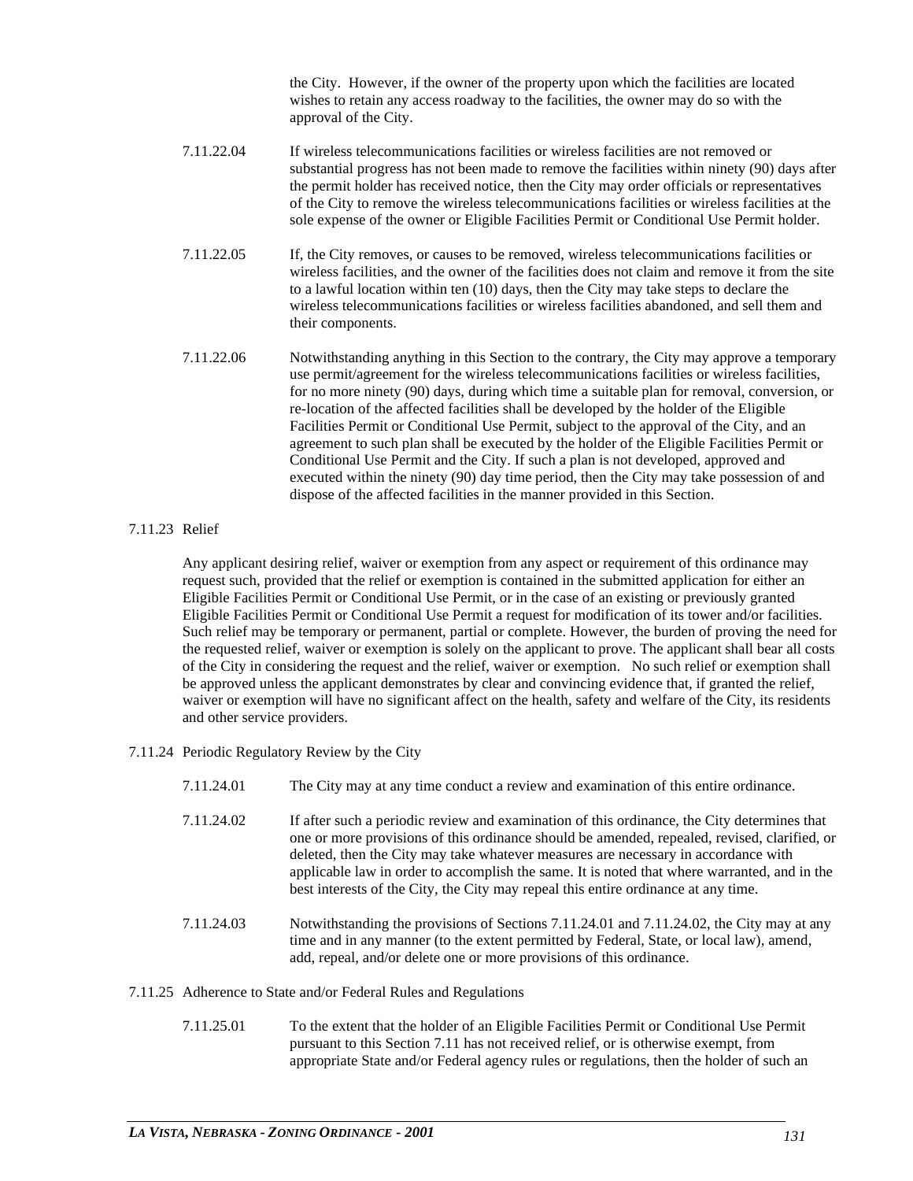the City. However, if the owner of the property upon which the facilities are located wishes to retain any access roadway to the facilities, the owner may do so with the approval of the City.

7.11.22.04 If wireless telecommunications facilities or wireless facilities are not removed or substantial progress has not been made to remove the facilities within ninety (90) days after the permit holder has received notice, then the City may order officials or representatives of the City to remove the wireless telecommunications facilities or wireless facilities at the sole expense of the owner or Eligible Facilities Permit or Conditional Use Permit holder.

7.11.22.05 If, the City removes, or causes to be removed, wireless telecommunications facilities or wireless facilities, and the owner of the facilities does not claim and remove it from the site to a lawful location within ten (10) days, then the City may take steps to declare the wireless telecommunications facilities or wireless facilities abandoned, and sell them and their components.

7.11.22.06 Notwithstanding anything in this Section to the contrary, the City may approve a temporary use permit/agreement for the wireless telecommunications facilities or wireless facilities, for no more ninety (90) days, during which time a suitable plan for removal, conversion, or re-location of the affected facilities shall be developed by the holder of the Eligible Facilities Permit or Conditional Use Permit, subject to the approval of the City, and an agreement to such plan shall be executed by the holder of the Eligible Facilities Permit or Conditional Use Permit and the City. If such a plan is not developed, approved and executed within the ninety (90) day time period, then the City may take possession of and dispose of the affected facilities in the manner provided in this Section.

7.11.23 Relief

Any applicant desiring relief, waiver or exemption from any aspect or requirement of this ordinance may request such, provided that the relief or exemption is contained in the submitted application for either an Eligible Facilities Permit or Conditional Use Permit, or in the case of an existing or previously granted Eligible Facilities Permit or Conditional Use Permit a request for modification of its tower and/or facilities. Such relief may be temporary or permanent, partial or complete. However, the burden of proving the need for the requested relief, waiver or exemption is solely on the applicant to prove. The applicant shall bear all costs of the City in considering the request and the relief, waiver or exemption. No such relief or exemption shall be approved unless the applicant demonstrates by clear and convincing evidence that, if granted the relief, waiver or exemption will have no significant affect on the health, safety and welfare of the City, its residents and other service providers.

7.11.24 Periodic Regulatory Review by the City

7.11.24.01 The City may at any time conduct a review and examination of this entire ordinance.

7.11.24.02 If after such a periodic review and examination of this ordinance, the City determines that one or more provisions of this ordinance should be amended, repealed, revised, clarified, or deleted, then the City may take whatever measures are necessary in accordance with applicable law in order to accomplish the same. It is noted that where warranted, and in the best interests of the City, the City may repeal this entire ordinance at any time.

7.11.24.03 Notwithstanding the provisions of Sections 7.11.24.01 and 7.11.24.02, the City may at any time and in any manner (to the extent permitted by Federal, State, or local law), amend, add, repeal, and/or delete one or more provisions of this ordinance.

7.11.25 Adherence to State and/or Federal Rules and Regulations

7.11.25.01 To the extent that the holder of an Eligible Facilities Permit or Conditional Use Permit pursuant to this Section 7.11 has not received relief, or is otherwise exempt, from appropriate State and/or Federal agency rules or regulations, then the holder of such an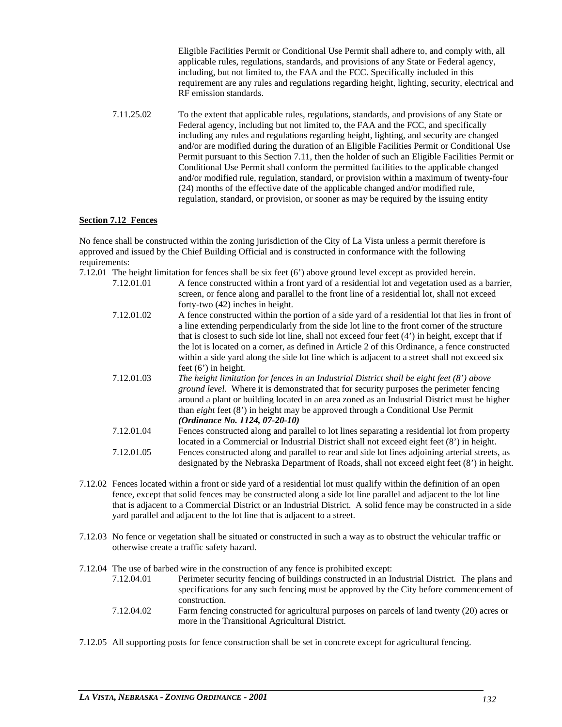Eligible Facilities Permit or Conditional Use Permit shall adhere to, and comply with, all applicable rules, regulations, standards, and provisions of any State or Federal agency, including, but not limited to, the FAA and the FCC. Specifically included in this requirement are any rules and regulations regarding height, lighting, security, electrical and RF emission standards.

7.11.25.02 To the extent that applicable rules, regulations, standards, and provisions of any State or Federal agency, including but not limited to, the FAA and the FCC, and specifically including any rules and regulations regarding height, lighting, and security are changed and/or are modified during the duration of an Eligible Facilities Permit or Conditional Use Permit pursuant to this Section 7.11, then the holder of such an Eligible Facilities Permit or Conditional Use Permit shall conform the permitted facilities to the applicable changed and/or modified rule, regulation, standard, or provision within a maximum of twenty-four (24) months of the effective date of the applicable changed and/or modified rule, regulation, standard, or provision, or sooner as may be required by the issuing entity

**Section 7.12 Fences**

No fence shall be constructed within the zoning jurisdiction of the City of La Vista unless a permit therefore is approved and issued by the Chief Building Official and is constructed in conformance with the following requirements:

7.12.01 The height limitation for fences shall be six feet (6') above ground level except as provided herein.

7.12.01.01 A fence constructed within a front yard of a residential lot and vegetation used as a barrier, screen, or fence along and parallel to the front line of a residential lot, shall not exceed forty-two (42) inches in height.

7.12.01.02 A fence constructed within the portion of a side yard of a residential lot that lies in front of a line extending perpendicularly from the side lot line to the front corner of the structure that is closest to such side lot line, shall not exceed four feet (4') in height, except that if the lot is located on a corner, as defined in Article 2 of this Ordinance, a fence constructed within a side yard along the side lot line which is adjacent to a street shall not exceed six feet (6') in height.

7.12.01.03 *The height limitation for fences in an Industrial District shall be eight feet (8') above ground level.* Where it is demonstrated that for security purposes the perimeter fencing around a plant or building located in an area zoned as an Industrial District must be higher than *eight* feet (8') in height may be approved through a Conditional Use Permit ***(Ordinance No. 1124, 07-20-10)***

7.12.01.04 Fences constructed along and parallel to lot lines separating a residential lot from property located in a Commercial or Industrial District shall not exceed eight feet (8') in height.

7.12.01.05 Fences constructed along and parallel to rear and side lot lines adjoining arterial streets, as designated by the Nebraska Department of Roads, shall not exceed eight feet (8') in height.

7.12.02 Fences located within a front or side yard of a residential lot must qualify within the definition of an open fence, except that solid fences may be constructed along a side lot line parallel and adjacent to the lot line that is adjacent to a Commercial District or an Industrial District. A solid fence may be constructed in a side yard parallel and adjacent to the lot line that is adjacent to a street.

7.12.03 No fence or vegetation shall be situated or constructed in such a way as to obstruct the vehicular traffic or otherwise create a traffic safety hazard.

7.12.04 The use of barbed wire in the construction of any fence is prohibited except:

7.12.04.01 Perimeter security fencing of buildings constructed in an Industrial District. The plans and specifications for any such fencing must be approved by the City before commencement of construction.

7.12.04.02 Farm fencing constructed for agricultural purposes on parcels of land twenty (20) acres or more in the Transitional Agricultural District.

7.12.05 All supporting posts for fence construction shall be set in concrete except for agricultural fencing.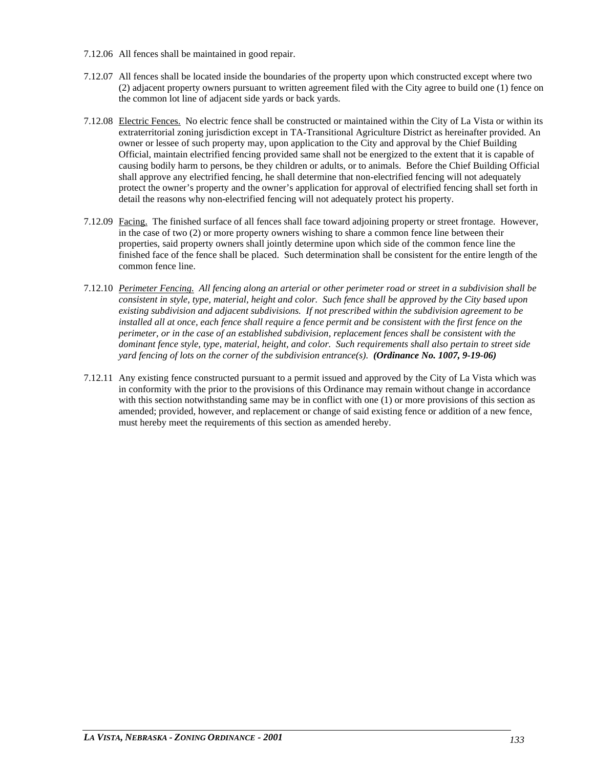7.12.06 All fences shall be maintained in good repair.

7.12.07 All fences shall be located inside the boundaries of the property upon which constructed except where two (2) adjacent property owners pursuant to written agreement filed with the City agree to build one (1) fence on the common lot line of adjacent side yards or back yards.

7.12.08 Electric Fences. No electric fence shall be constructed or maintained within the City of La Vista or within its extraterritorial zoning jurisdiction except in TA-Transitional Agriculture District as hereinafter provided. An owner or lessee of such property may, upon application to the City and approval by the Chief Building Official, maintain electrified fencing provided same shall not be energized to the extent that it is capable of causing bodily harm to persons, be they children or adults, or to animals. Before the Chief Building Official shall approve any electrified fencing, he shall determine that non-electrified fencing will not adequately protect the owner's property and the owner's application for approval of electrified fencing shall set forth in detail the reasons why non-electrified fencing will not adequately protect his property.

7.12.09 Facing. The finished surface of all fences shall face toward adjoining property or street frontage. However, in the case of two (2) or more property owners wishing to share a common fence line between their properties, said property owners shall jointly determine upon which side of the common fence line the finished face of the fence shall be placed. Such determination shall be consistent for the entire length of the common fence line.

7.12.10 *Perimeter Fencing. All fencing along an arterial or other perimeter road or street in a subdivision shall be consistent in style, type, material, height and color. Such fence shall be approved by the City based upon existing subdivision and adjacent subdivisions. If not prescribed within the subdivision agreement to be installed all at once, each fence shall require a fence permit and be consistent with the first fence on the perimeter, or in the case of an established subdivision, replacement fences shall be consistent with the dominant fence style, type, material, height, and color. Such requirements shall also pertain to street side yard fencing of lots on the corner of the subdivision entrance(s).* ***(Ordinance No. 1007, 9-19-06)***

7.12.11 Any existing fence constructed pursuant to a permit issued and approved by the City of La Vista which was in conformity with the prior to the provisions of this Ordinance may remain without change in accordance with this section notwithstanding same may be in conflict with one (1) or more provisions of this section as amended; provided, however, and replacement or change of said existing fence or addition of a new fence, must hereby meet the requirements of this section as amended hereby.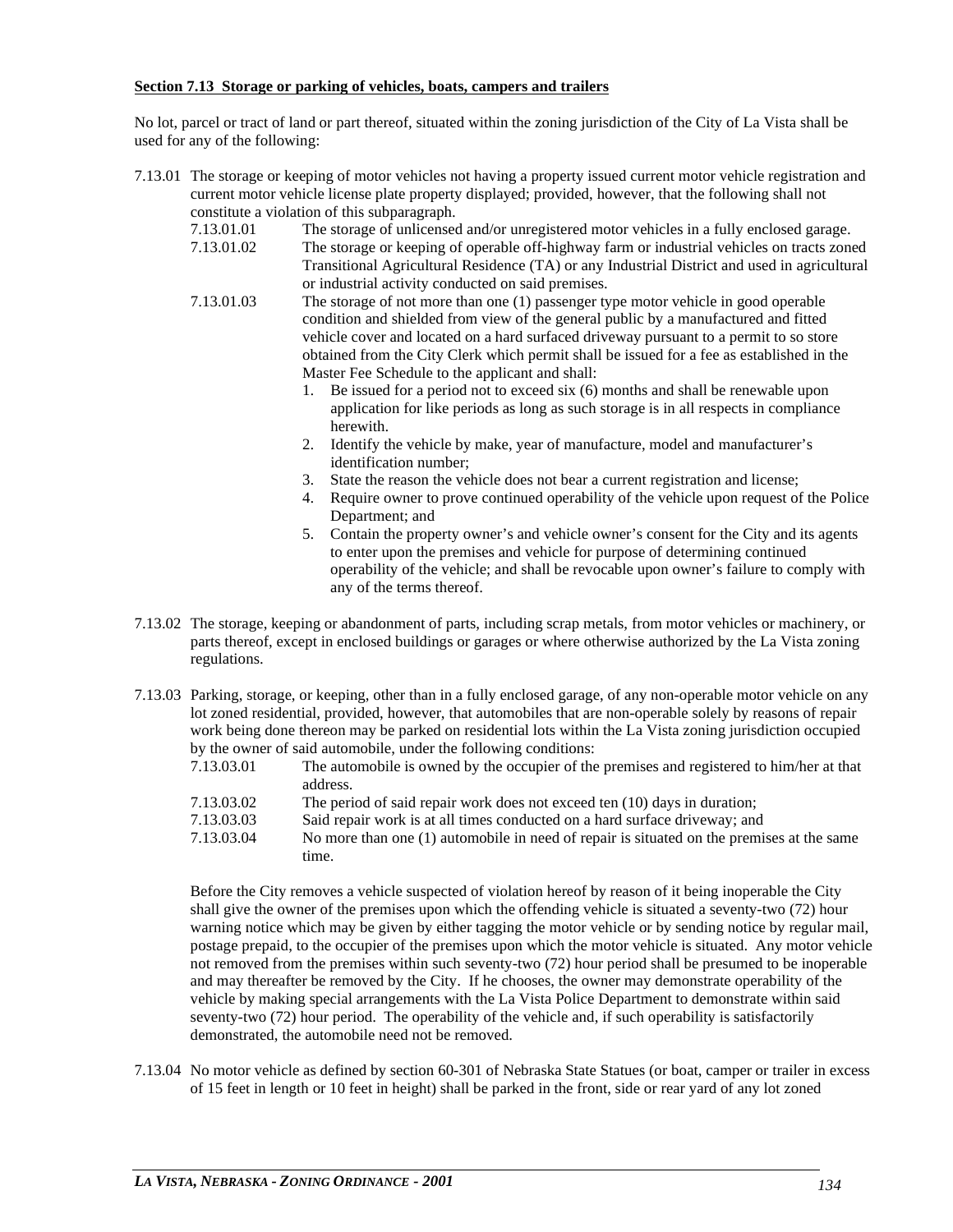**Section 7.13 Storage or parking of vehicles, boats, campers and trailers**

No lot, parcel or tract of land or part thereof, situated within the zoning jurisdiction of the City of La Vista shall be used for any of the following:

7.13.01 The storage or keeping of motor vehicles not having a property issued current motor vehicle registration and current motor vehicle license plate property displayed; provided, however, that the following shall not constitute a violation of this subparagraph.

7.13.01.01 The storage of unlicensed and/or unregistered motor vehicles in a fully enclosed garage.

7.13.01.02 The storage or keeping of operable off-highway farm or industrial vehicles on tracts zoned Transitional Agricultural Residence (TA) or any Industrial District and used in agricultural or industrial activity conducted on said premises.

7.13.01.03 The storage of not more than one (1) passenger type motor vehicle in good operable condition and shielded from view of the general public by a manufactured and fitted vehicle cover and located on a hard surfaced driveway pursuant to a permit to so store obtained from the City Clerk which permit shall be issued for a fee as established in the Master Fee Schedule to the applicant and shall:

1. Be issued for a period not to exceed six (6) months and shall be renewable upon application for like periods as long as such storage is in all respects in compliance herewith.
2. Identify the vehicle by make, year of manufacture, model and manufacturer's identification number;
3. State the reason the vehicle does not bear a current registration and license;
4. Require owner to prove continued operability of the vehicle upon request of the Police Department; and
5. Contain the property owner's and vehicle owner's consent for the City and its agents to enter upon the premises and vehicle for purpose of determining continued operability of the vehicle; and shall be revocable upon owner's failure to comply with any of the terms thereof.

7.13.02 The storage, keeping or abandonment of parts, including scrap metals, from motor vehicles or machinery, or parts thereof, except in enclosed buildings or garages or where otherwise authorized by the La Vista zoning regulations.

7.13.03 Parking, storage, or keeping, other than in a fully enclosed garage, of any non-operable motor vehicle on any lot zoned residential, provided, however, that automobiles that are non-operable solely by reasons of repair work being done thereon may be parked on residential lots within the La Vista zoning jurisdiction occupied by the owner of said automobile, under the following conditions:

7.13.03.01 The automobile is owned by the occupier of the premises and registered to him/her at that address.

7.13.03.02 The period of said repair work does not exceed ten (10) days in duration;

7.13.03.03 Said repair work is at all times conducted on a hard surface driveway; and

7.13.03.04 No more than one (1) automobile in need of repair is situated on the premises at the same time.

Before the City removes a vehicle suspected of violation hereof by reason of it being inoperable the City shall give the owner of the premises upon which the offending vehicle is situated a seventy-two (72) hour warning notice which may be given by either tagging the motor vehicle or by sending notice by regular mail, postage prepaid, to the occupier of the premises upon which the motor vehicle is situated. Any motor vehicle not removed from the premises within such seventy-two (72) hour period shall be presumed to be inoperable and may thereafter be removed by the City. If he chooses, the owner may demonstrate operability of the vehicle by making special arrangements with the La Vista Police Department to demonstrate within said seventy-two (72) hour period. The operability of the vehicle and, if such operability is satisfactorily demonstrated, the automobile need not be removed.

7.13.04 No motor vehicle as defined by section 60-301 of Nebraska State Statues (or boat, camper or trailer in excess of 15 feet in length or 10 feet in height) shall be parked in the front, side or rear yard of any lot zoned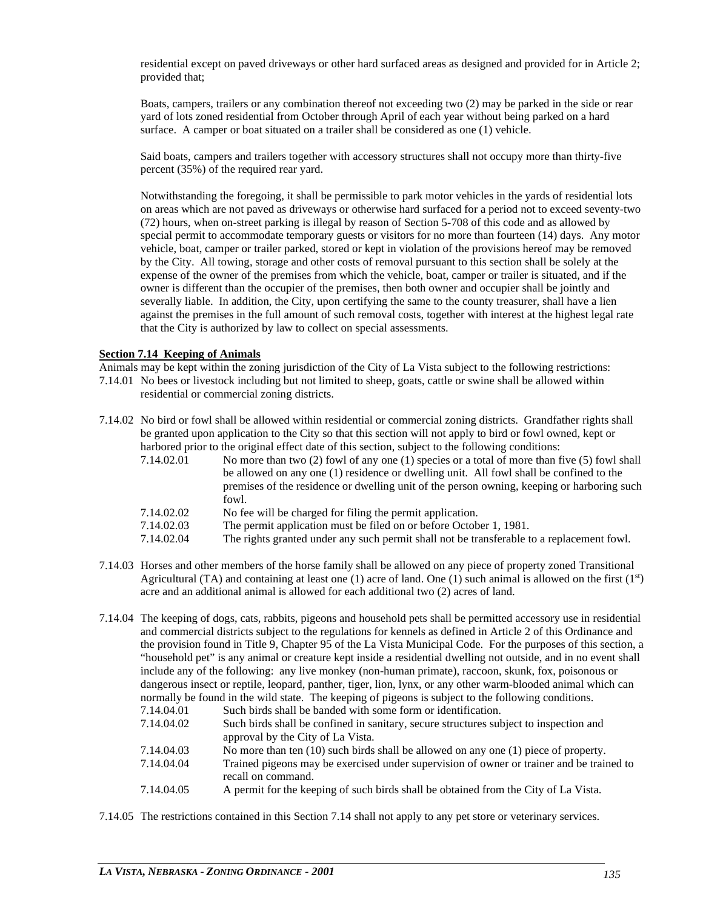residential except on paved driveways or other hard surfaced areas as designed and provided for in Article 2; provided that;

Boats, campers, trailers or any combination thereof not exceeding two (2) may be parked in the side or rear yard of lots zoned residential from October through April of each year without being parked on a hard surface. A camper or boat situated on a trailer shall be considered as one (1) vehicle.

Said boats, campers and trailers together with accessory structures shall not occupy more than thirty-five percent (35%) of the required rear yard.

Notwithstanding the foregoing, it shall be permissible to park motor vehicles in the yards of residential lots on areas which are not paved as driveways or otherwise hard surfaced for a period not to exceed seventy-two (72) hours, when on-street parking is illegal by reason of Section 5-708 of this code and as allowed by special permit to accommodate temporary guests or visitors for no more than fourteen (14) days. Any motor vehicle, boat, camper or trailer parked, stored or kept in violation of the provisions hereof may be removed by the City. All towing, storage and other costs of removal pursuant to this section shall be solely at the expense of the owner of the premises from which the vehicle, boat, camper or trailer is situated, and if the owner is different than the occupier of the premises, then both owner and occupier shall be jointly and severally liable. In addition, the City, upon certifying the same to the county treasurer, shall have a lien against the premises in the full amount of such removal costs, together with interest at the highest legal rate that the City is authorized by law to collect on special assessments.

**Section 7.14 Keeping of Animals**

Animals may be kept within the zoning jurisdiction of the City of La Vista subject to the following restrictions:

7.14.01 No bees or livestock including but not limited to sheep, goats, cattle or swine shall be allowed within residential or commercial zoning districts.

7.14.02 No bird or fowl shall be allowed within residential or commercial zoning districts. Grandfather rights shall be granted upon application to the City so that this section will not apply to bird or fowl owned, kept or harbored prior to the original effect date of this section, subject to the following conditions:

7.14.02.01 No more than two (2) fowl of any one (1) species or a total of more than five (5) fowl shall be allowed on any one (1) residence or dwelling unit. All fowl shall be confined to the premises of the residence or dwelling unit of the person owning, keeping or harboring such fowl.

7.14.02.02 No fee will be charged for filing the permit application.

7.14.02.03 The permit application must be filed on or before October 1, 1981.

7.14.02.04 The rights granted under any such permit shall not be transferable to a replacement fowl.

7.14.03 Horses and other members of the horse family shall be allowed on any piece of property zoned Transitional Agricultural (TA) and containing at least one (1) acre of land. One (1) such animal is allowed on the first (1st) acre and an additional animal is allowed for each additional two (2) acres of land.

7.14.04 The keeping of dogs, cats, rabbits, pigeons and household pets shall be permitted accessory use in residential and commercial districts subject to the regulations for kennels as defined in Article 2 of this Ordinance and the provision found in Title 9, Chapter 95 of the La Vista Municipal Code. For the purposes of this section, a "household pet" is any animal or creature kept inside a residential dwelling not outside, and in no event shall include any of the following: any live monkey (non-human primate), raccoon, skunk, fox, poisonous or dangerous insect or reptile, leopard, panther, tiger, lion, lynx, or any other warm-blooded animal which can normally be found in the wild state. The keeping of pigeons is subject to the following conditions.

7.14.04.01 Such birds shall be banded with some form or identification.

7.14.04.02 Such birds shall be confined in sanitary, secure structures subject to inspection and approval by the City of La Vista.

7.14.04.03 No more than ten (10) such birds shall be allowed on any one (1) piece of property.

7.14.04.04 Trained pigeons may be exercised under supervision of owner or trainer and be trained to recall on command.

7.14.04.05 A permit for the keeping of such birds shall be obtained from the City of La Vista.

7.14.05 The restrictions contained in this Section 7.14 shall not apply to any pet store or veterinary services.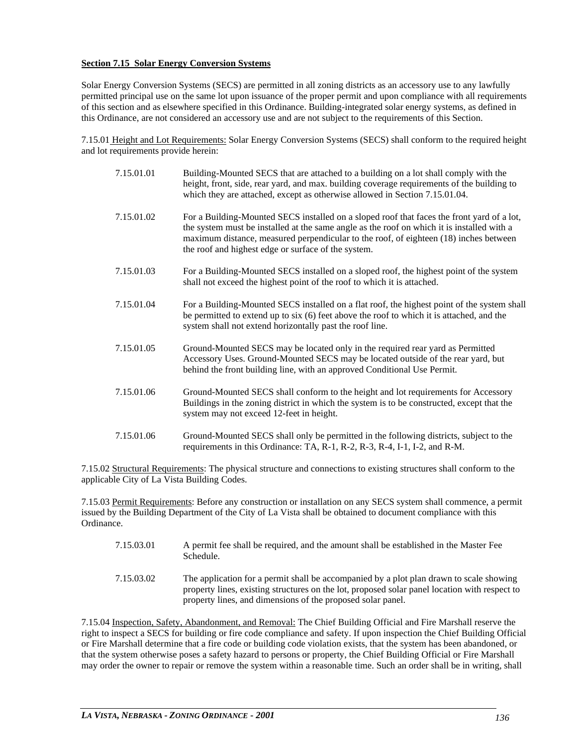**Section 7.15 Solar Energy Conversion Systems**

Solar Energy Conversion Systems (SECS) are permitted in all zoning districts as an accessory use to any lawfully permitted principal use on the same lot upon issuance of the proper permit and upon compliance with all requirements of this section and as elsewhere specified in this Ordinance. Building-integrated solar energy systems, as defined in this Ordinance, are not considered an accessory use and are not subject to the requirements of this Section.

7.15.01 Height and Lot Requirements: Solar Energy Conversion Systems (SECS) shall conform to the required height and lot requirements provide herein:

7.15.01.01 Building-Mounted SECS that are attached to a building on a lot shall comply with the height, front, side, rear yard, and max. building coverage requirements of the building to which they are attached, except as otherwise allowed in Section 7.15.01.04.

7.15.01.02 For a Building-Mounted SECS installed on a sloped roof that faces the front yard of a lot, the system must be installed at the same angle as the roof on which it is installed with a maximum distance, measured perpendicular to the roof, of eighteen (18) inches between the roof and highest edge or surface of the system.

7.15.01.03 For a Building-Mounted SECS installed on a sloped roof, the highest point of the system shall not exceed the highest point of the roof to which it is attached.

7.15.01.04 For a Building-Mounted SECS installed on a flat roof, the highest point of the system shall be permitted to extend up to six (6) feet above the roof to which it is attached, and the system shall not extend horizontally past the roof line.

7.15.01.05 Ground-Mounted SECS may be located only in the required rear yard as Permitted Accessory Uses. Ground-Mounted SECS may be located outside of the rear yard, but behind the front building line, with an approved Conditional Use Permit.

7.15.01.06 Ground-Mounted SECS shall conform to the height and lot requirements for Accessory Buildings in the zoning district in which the system is to be constructed, except that the system may not exceed 12-feet in height.

7.15.01.06 Ground-Mounted SECS shall only be permitted in the following districts, subject to the requirements in this Ordinance: TA, R-1, R-2, R-3, R-4, I-1, I-2, and R-M.

7.15.02 Structural Requirements: The physical structure and connections to existing structures shall conform to the applicable City of La Vista Building Codes.

7.15.03 Permit Requirements: Before any construction or installation on any SECS system shall commence, a permit issued by the Building Department of the City of La Vista shall be obtained to document compliance with this Ordinance.

7.15.03.01 A permit fee shall be required, and the amount shall be established in the Master Fee Schedule.

7.15.03.02 The application for a permit shall be accompanied by a plot plan drawn to scale showing property lines, existing structures on the lot, proposed solar panel location with respect to property lines, and dimensions of the proposed solar panel.

7.15.04 Inspection, Safety, Abandonment, and Removal: The Chief Building Official and Fire Marshall reserve the right to inspect a SECS for building or fire code compliance and safety. If upon inspection the Chief Building Official or Fire Marshall determine that a fire code or building code violation exists, that the system has been abandoned, or that the system otherwise poses a safety hazard to persons or property, the Chief Building Official or Fire Marshall may order the owner to repair or remove the system within a reasonable time. Such an order shall be in writing, shall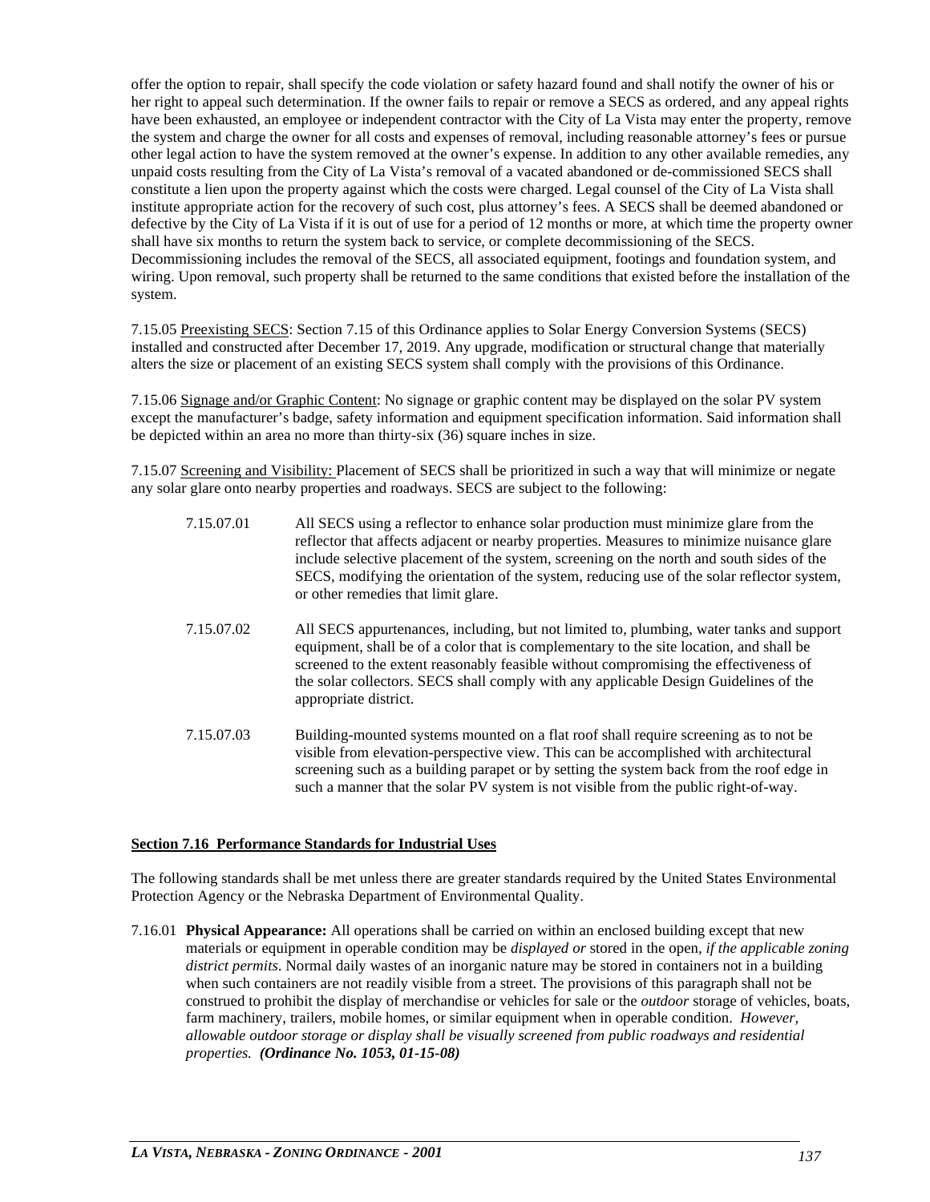offer the option to repair, shall specify the code violation or safety hazard found and shall notify the owner of his or her right to appeal such determination. If the owner fails to repair or remove a SECS as ordered, and any appeal rights have been exhausted, an employee or independent contractor with the City of La Vista may enter the property, remove the system and charge the owner for all costs and expenses of removal, including reasonable attorney's fees or pursue other legal action to have the system removed at the owner's expense. In addition to any other available remedies, any unpaid costs resulting from the City of La Vista's removal of a vacated abandoned or de-commissioned SECS shall constitute a lien upon the property against which the costs were charged. Legal counsel of the City of La Vista shall institute appropriate action for the recovery of such cost, plus attorney's fees. A SECS shall be deemed abandoned or defective by the City of La Vista if it is out of use for a period of 12 months or more, at which time the property owner shall have six months to return the system back to service, or complete decommissioning of the SECS. Decommissioning includes the removal of the SECS, all associated equipment, footings and foundation system, and wiring. Upon removal, such property shall be returned to the same conditions that existed before the installation of the system.

7.15.05 <u>Preexisting SECS</u>: Section 7.15 of this Ordinance applies to Solar Energy Conversion Systems (SECS) installed and constructed after December 17, 2019. Any upgrade, modification or structural change that materially alters the size or placement of an existing SECS system shall comply with the provisions of this Ordinance.

7.15.06 <u>Signage and/or Graphic Content</u>: No signage or graphic content may be displayed on the solar PV system except the manufacturer's badge, safety information and equipment specification information. Said information shall be depicted within an area no more than thirty-six (36) square inches in size.

7.15.07 <u>Screening and Visibility:</u> Placement of SECS shall be prioritized in such a way that will minimize or negate any solar glare onto nearby properties and roadways. SECS are subject to the following:

7.15.07.01 All SECS using a reflector to enhance solar production must minimize glare from the reflector that affects adjacent or nearby properties. Measures to minimize nuisance glare include selective placement of the system, screening on the north and south sides of the SECS, modifying the orientation of the system, reducing use of the solar reflector system, or other remedies that limit glare.

7.15.07.02 All SECS appurtenances, including, but not limited to, plumbing, water tanks and support equipment, shall be of a color that is complementary to the site location, and shall be screened to the extent reasonably feasible without compromising the effectiveness of the solar collectors. SECS shall comply with any applicable Design Guidelines of the appropriate district.

7.15.07.03 Building-mounted systems mounted on a flat roof shall require screening as to not be visible from elevation-perspective view. This can be accomplished with architectural screening such as a building parapet or by setting the system back from the roof edge in such a manner that the solar PV system is not visible from the public right-of-way.

## <u>Section 7.16 Performance Standards for Industrial Uses</u>

The following standards shall be met unless there are greater standards required by the United States Environmental Protection Agency or the Nebraska Department of Environmental Quality.

7.16.01 **Physical Appearance:** All operations shall be carried on within an enclosed building except that new materials or equipment in operable condition may be *displayed or* stored in the open, *if the applicable zoning district permits*. Normal daily wastes of an inorganic nature may be stored in containers not in a building when such containers are not readily visible from a street. The provisions of this paragraph shall not be construed to prohibit the display of merchandise or vehicles for sale or the *outdoor* storage of vehicles, boats, farm machinery, trailers, mobile homes, or similar equipment when in operable condition. *However, allowable outdoor storage or display shall be visually screened from public roadways and residential properties.* ***(Ordinance No. 1053, 01-15-08)***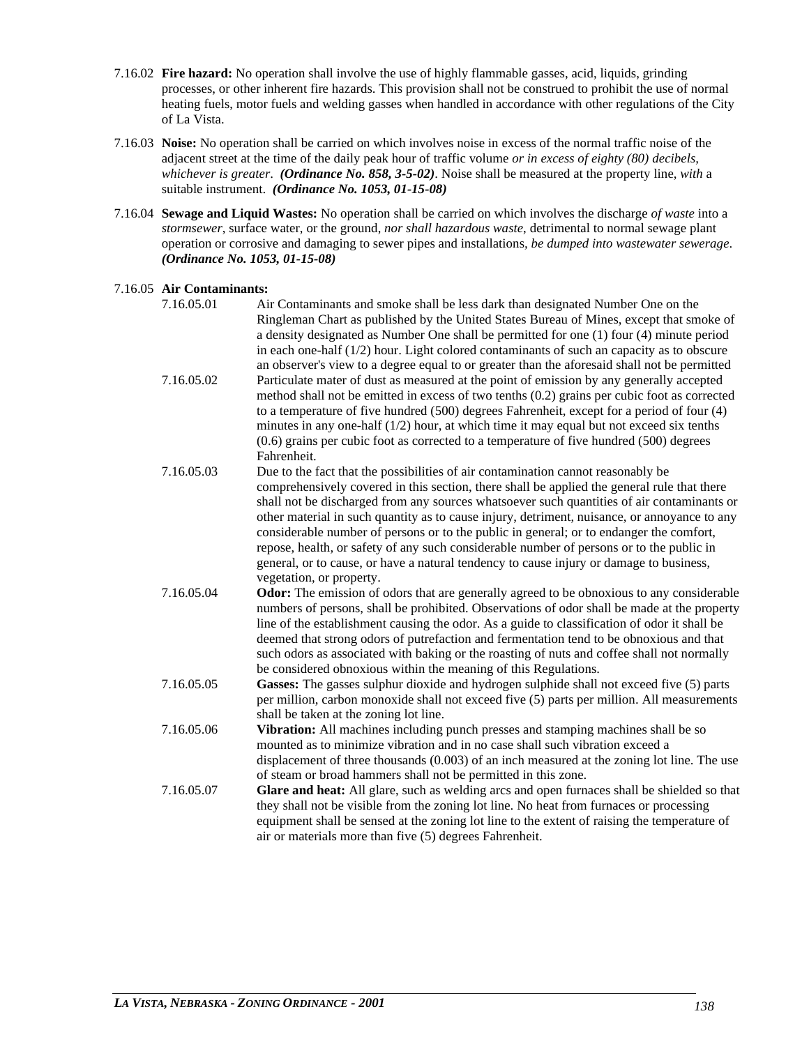7.16.02 **Fire hazard:** No operation shall involve the use of highly flammable gasses, acid, liquids, grinding processes, or other inherent fire hazards. This provision shall not be construed to prohibit the use of normal heating fuels, motor fuels and welding gasses when handled in accordance with other regulations of the City of La Vista.

7.16.03 **Noise:** No operation shall be carried on which involves noise in excess of the normal traffic noise of the adjacent street at the time of the daily peak hour of traffic volume *or in excess of eighty (80) decibels, whichever is greater*. ***(Ordinance No. 858, 3-5-02)***. Noise shall be measured at the property line, *with* a suitable instrument. ***(Ordinance No. 1053, 01-15-08)***

7.16.04 **Sewage and Liquid Wastes:** No operation shall be carried on which involves the discharge *of waste* into a *stormsewer*, surface water, or the ground, *nor shall hazardous waste*, detrimental to normal sewage plant operation or corrosive and damaging to sewer pipes and installations, *be dumped into wastewater sewerage*. ***(Ordinance No. 1053, 01-15-08)***

7.16.05 **Air Contaminants:**

7.16.05.01 Air Contaminants and smoke shall be less dark than designated Number One on the Ringleman Chart as published by the United States Bureau of Mines, except that smoke of a density designated as Number One shall be permitted for one (1) four (4) minute period in each one-half (1/2) hour. Light colored contaminants of such an capacity as to obscure an observer's view to a degree equal to or greater than the aforesaid shall not be permitted

7.16.05.02 Particulate mater of dust as measured at the point of emission by any generally accepted method shall not be emitted in excess of two tenths (0.2) grains per cubic foot as corrected to a temperature of five hundred (500) degrees Fahrenheit, except for a period of four (4) minutes in any one-half (1/2) hour, at which time it may equal but not exceed six tenths (0.6) grains per cubic foot as corrected to a temperature of five hundred (500) degrees Fahrenheit.

7.16.05.03 Due to the fact that the possibilities of air contamination cannot reasonably be comprehensively covered in this section, there shall be applied the general rule that there shall not be discharged from any sources whatsoever such quantities of air contaminants or other material in such quantity as to cause injury, detriment, nuisance, or annoyance to any considerable number of persons or to the public in general; or to endanger the comfort, repose, health, or safety of any such considerable number of persons or to the public in general, or to cause, or have a natural tendency to cause injury or damage to business, vegetation, or property.

7.16.05.04 **Odor:** The emission of odors that are generally agreed to be obnoxious to any considerable numbers of persons, shall be prohibited. Observations of odor shall be made at the property line of the establishment causing the odor. As a guide to classification of odor it shall be deemed that strong odors of putrefaction and fermentation tend to be obnoxious and that such odors as associated with baking or the roasting of nuts and coffee shall not normally be considered obnoxious within the meaning of this Regulations.

7.16.05.05 **Gasses:** The gasses sulphur dioxide and hydrogen sulphide shall not exceed five (5) parts per million, carbon monoxide shall not exceed five (5) parts per million. All measurements shall be taken at the zoning lot line.

7.16.05.06 **Vibration:** All machines including punch presses and stamping machines shall be so mounted as to minimize vibration and in no case shall such vibration exceed a displacement of three thousands (0.003) of an inch measured at the zoning lot line. The use of steam or broad hammers shall not be permitted in this zone.

7.16.05.07 **Glare and heat:** All glare, such as welding arcs and open furnaces shall be shielded so that they shall not be visible from the zoning lot line. No heat from furnaces or processing equipment shall be sensed at the zoning lot line to the extent of raising the temperature of air or materials more than five (5) degrees Fahrenheit.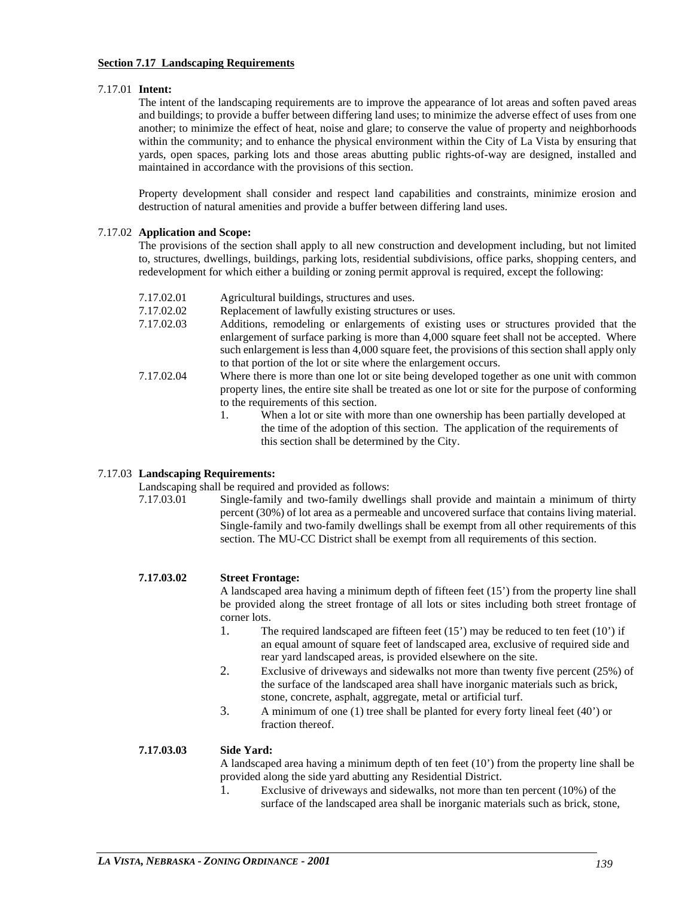**Section 7.17 Landscaping Requirements**

7.17.01 **Intent:**

The intent of the landscaping requirements are to improve the appearance of lot areas and soften paved areas and buildings; to provide a buffer between differing land uses; to minimize the adverse effect of uses from one another; to minimize the effect of heat, noise and glare; to conserve the value of property and neighborhoods within the community; and to enhance the physical environment within the City of La Vista by ensuring that yards, open spaces, parking lots and those areas abutting public rights-of-way are designed, installed and maintained in accordance with the provisions of this section.

Property development shall consider and respect land capabilities and constraints, minimize erosion and destruction of natural amenities and provide a buffer between differing land uses.

7.17.02 **Application and Scope:**

The provisions of the section shall apply to all new construction and development including, but not limited to, structures, dwellings, buildings, parking lots, residential subdivisions, office parks, shopping centers, and redevelopment for which either a building or zoning permit approval is required, except the following:

7.17.02.01 Agricultural buildings, structures and uses.

7.17.02.02 Replacement of lawfully existing structures or uses.

7.17.02.03 Additions, remodeling or enlargements of existing uses or structures provided that the enlargement of surface parking is more than 4,000 square feet shall not be accepted. Where such enlargement is less than 4,000 square feet, the provisions of this section shall apply only to that portion of the lot or site where the enlargement occurs.

7.17.02.04 Where there is more than one lot or site being developed together as one unit with common property lines, the entire site shall be treated as one lot or site for the purpose of conforming to the requirements of this section.

1. When a lot or site with more than one ownership has been partially developed at the time of the adoption of this section. The application of the requirements of this section shall be determined by the City.

7.17.03 **Landscaping Requirements:**

Landscaping shall be required and provided as follows:

7.17.03.01 Single-family and two-family dwellings shall provide and maintain a minimum of thirty percent (30%) of lot area as a permeable and uncovered surface that contains living material. Single-family and two-family dwellings shall be exempt from all other requirements of this section. The MU-CC District shall be exempt from all requirements of this section.

**7.17.03.02 Street Frontage:**

A landscaped area having a minimum depth of fifteen feet (15') from the property line shall be provided along the street frontage of all lots or sites including both street frontage of corner lots.

1. The required landscaped are fifteen feet (15') may be reduced to ten feet (10') if an equal amount of square feet of landscaped area, exclusive of required side and rear yard landscaped areas, is provided elsewhere on the site.
2. Exclusive of driveways and sidewalks not more than twenty five percent (25%) of the surface of the landscaped area shall have inorganic materials such as brick, stone, concrete, asphalt, aggregate, metal or artificial turf.
3. A minimum of one (1) tree shall be planted for every forty lineal feet (40') or fraction thereof.

**7.17.03.03 Side Yard:**

A landscaped area having a minimum depth of ten feet (10') from the property line shall be provided along the side yard abutting any Residential District.

1. Exclusive of driveways and sidewalks, not more than ten percent (10%) of the surface of the landscaped area shall be inorganic materials such as brick, stone,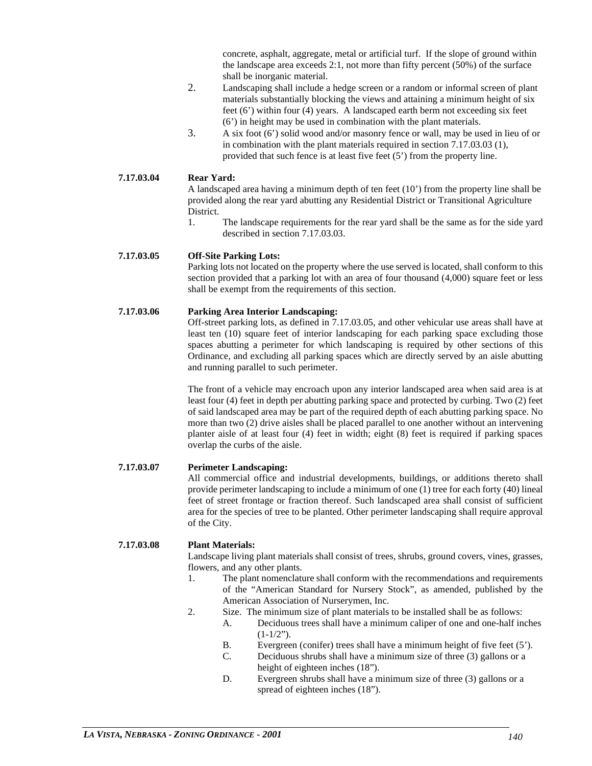concrete, asphalt, aggregate, metal or artificial turf. If the slope of ground within the landscape area exceeds 2:1, not more than fifty percent (50%) of the surface shall be inorganic material.

2. Landscaping shall include a hedge screen or a random or informal screen of plant materials substantially blocking the views and attaining a minimum height of six feet (6') within four (4) years. A landscaped earth berm not exceeding six feet (6') in height may be used in combination with the plant materials.
3. A six foot (6') solid wood and/or masonry fence or wall, may be used in lieu of or in combination with the plant materials required in section 7.17.03.03 (1), provided that such fence is at least five feet (5') from the property line.

**7.17.03.04 Rear Yard:**

A landscaped area having a minimum depth of ten feet (10') from the property line shall be provided along the rear yard abutting any Residential District or Transitional Agriculture District.

1. The landscape requirements for the rear yard shall be the same as for the side yard described in section 7.17.03.03.

**7.17.03.05 Off-Site Parking Lots:**

Parking lots not located on the property where the use served is located, shall conform to this section provided that a parking lot with an area of four thousand (4,000) square feet or less shall be exempt from the requirements of this section.

**7.17.03.06 Parking Area Interior Landscaping:**

Off-street parking lots, as defined in 7.17.03.05, and other vehicular use areas shall have at least ten (10) square feet of interior landscaping for each parking space excluding those spaces abutting a perimeter for which landscaping is required by other sections of this Ordinance, and excluding all parking spaces which are directly served by an aisle abutting and running parallel to such perimeter.

The front of a vehicle may encroach upon any interior landscaped area when said area is at least four (4) feet in depth per abutting parking space and protected by curbing. Two (2) feet of said landscaped area may be part of the required depth of each abutting parking space. No more than two (2) drive aisles shall be placed parallel to one another without an intervening planter aisle of at least four (4) feet in width; eight (8) feet is required if parking spaces overlap the curbs of the aisle.

**7.17.03.07 Perimeter Landscaping:**

All commercial office and industrial developments, buildings, or additions thereto shall provide perimeter landscaping to include a minimum of one (1) tree for each forty (40) lineal feet of street frontage or fraction thereof. Such landscaped area shall consist of sufficient area for the species of tree to be planted. Other perimeter landscaping shall require approval of the City.

**7.17.03.08 Plant Materials:**

Landscape living plant materials shall consist of trees, shrubs, ground covers, vines, grasses, flowers, and any other plants.

1. The plant nomenclature shall conform with the recommendations and requirements of the "American Standard for Nursery Stock", as amended, published by the American Association of Nurserymen, Inc.
2. Size. The minimum size of plant materials to be installed shall be as follows:
   - A. Deciduous trees shall have a minimum caliper of one and one-half inches (1-1/2").
   - B. Evergreen (conifer) trees shall have a minimum height of five feet (5').
   - C. Deciduous shrubs shall have a minimum size of three (3) gallons or a height of eighteen inches (18").
   - D. Evergreen shrubs shall have a minimum size of three (3) gallons or a spread of eighteen inches (18").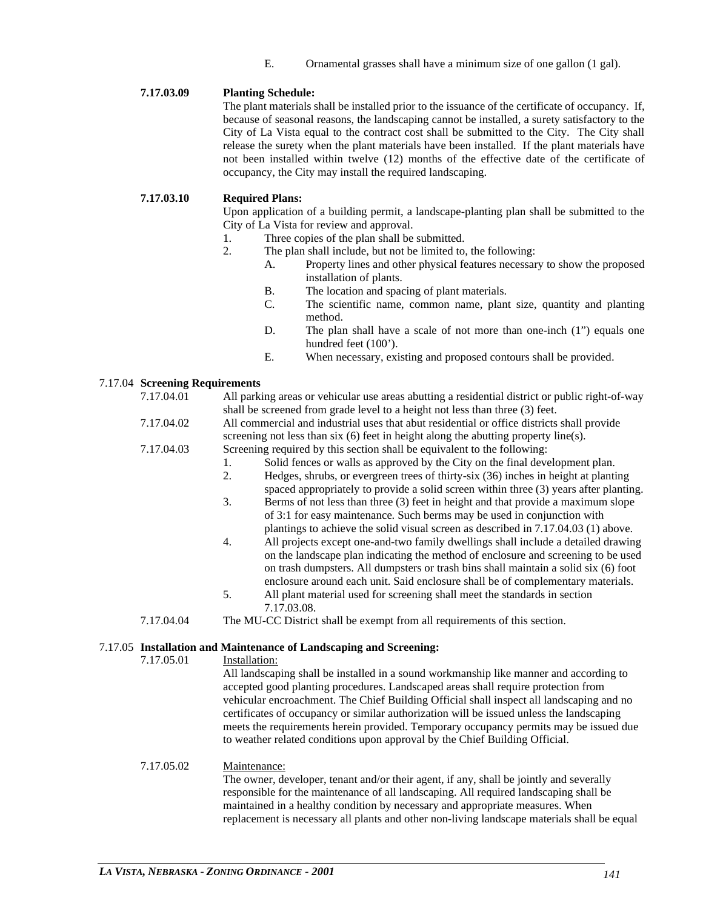E. Ornamental grasses shall have a minimum size of one gallon (1 gal).

**7.17.03.09 Planting Schedule:**

The plant materials shall be installed prior to the issuance of the certificate of occupancy. If, because of seasonal reasons, the landscaping cannot be installed, a surety satisfactory to the City of La Vista equal to the contract cost shall be submitted to the City. The City shall release the surety when the plant materials have been installed. If the plant materials have not been installed within twelve (12) months of the effective date of the certificate of occupancy, the City may install the required landscaping.

**7.17.03.10 Required Plans:**

Upon application of a building permit, a landscape-planting plan shall be submitted to the City of La Vista for review and approval.

1. Three copies of the plan shall be submitted.
2. The plan shall include, but not be limited to, the following:
   - A. Property lines and other physical features necessary to show the proposed installation of plants.
   - B. The location and spacing of plant materials.
   - C. The scientific name, common name, plant size, quantity and planting method.
   - D. The plan shall have a scale of not more than one-inch (1") equals one hundred feet (100').
   - E. When necessary, existing and proposed contours shall be provided.

## 7.17.04 Screening Requirements

7.17.04.01 All parking areas or vehicular use areas abutting a residential district or public right-of-way shall be screened from grade level to a height not less than three (3) feet.

7.17.04.02 All commercial and industrial uses that abut residential or office districts shall provide screening not less than six (6) feet in height along the abutting property line(s).

7.17.04.03 Screening required by this section shall be equivalent to the following:

1. Solid fences or walls as approved by the City on the final development plan.
2. Hedges, shrubs, or evergreen trees of thirty-six (36) inches in height at planting spaced appropriately to provide a solid screen within three (3) years after planting.
3. Berms of not less than three (3) feet in height and that provide a maximum slope of 3:1 for easy maintenance. Such berms may be used in conjunction with plantings to achieve the solid visual screen as described in 7.17.04.03 (1) above.
4. All projects except one-and-two family dwellings shall include a detailed drawing on the landscape plan indicating the method of enclosure and screening to be used on trash dumpsters. All dumpsters or trash bins shall maintain a solid six (6) foot enclosure around each unit. Said enclosure shall be of complementary materials.
5. All plant material used for screening shall meet the standards in section 7.17.03.08.

7.17.04.04 The MU-CC District shall be exempt from all requirements of this section.

## 7.17.05 Installation and Maintenance of Landscaping and Screening:

7.17.05.01 Installation:

All landscaping shall be installed in a sound workmanship like manner and according to accepted good planting procedures. Landscaped areas shall require protection from vehicular encroachment. The Chief Building Official shall inspect all landscaping and no certificates of occupancy or similar authorization will be issued unless the landscaping meets the requirements herein provided. Temporary occupancy permits may be issued due to weather related conditions upon approval by the Chief Building Official.

7.17.05.02 Maintenance:

The owner, developer, tenant and/or their agent, if any, shall be jointly and severally responsible for the maintenance of all landscaping. All required landscaping shall be maintained in a healthy condition by necessary and appropriate measures. When replacement is necessary all plants and other non-living landscape materials shall be equal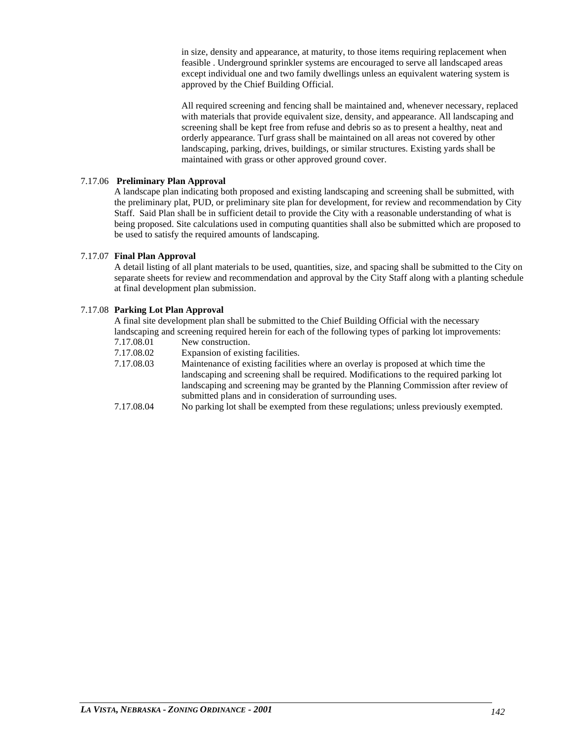in size, density and appearance, at maturity, to those items requiring replacement when feasible . Underground sprinkler systems are encouraged to serve all landscaped areas except individual one and two family dwellings unless an equivalent watering system is approved by the Chief Building Official.

All required screening and fencing shall be maintained and, whenever necessary, replaced with materials that provide equivalent size, density, and appearance. All landscaping and screening shall be kept free from refuse and debris so as to present a healthy, neat and orderly appearance. Turf grass shall be maintained on all areas not covered by other landscaping, parking, drives, buildings, or similar structures. Existing yards shall be maintained with grass or other approved ground cover.

7.17.06 **Preliminary Plan Approval**

A landscape plan indicating both proposed and existing landscaping and screening shall be submitted, with the preliminary plat, PUD, or preliminary site plan for development, for review and recommendation by City Staff. Said Plan shall be in sufficient detail to provide the City with a reasonable understanding of what is being proposed. Site calculations used in computing quantities shall also be submitted which are proposed to be used to satisfy the required amounts of landscaping.

7.17.07 **Final Plan Approval**

A detail listing of all plant materials to be used, quantities, size, and spacing shall be submitted to the City on separate sheets for review and recommendation and approval by the City Staff along with a planting schedule at final development plan submission.

7.17.08 **Parking Lot Plan Approval**

A final site development plan shall be submitted to the Chief Building Official with the necessary landscaping and screening required herein for each of the following types of parking lot improvements:

7.17.08.01 New construction.

7.17.08.02 Expansion of existing facilities.

7.17.08.03 Maintenance of existing facilities where an overlay is proposed at which time the landscaping and screening shall be required. Modifications to the required parking lot landscaping and screening may be granted by the Planning Commission after review of submitted plans and in consideration of surrounding uses.

7.17.08.04 No parking lot shall be exempted from these regulations; unless previously exempted.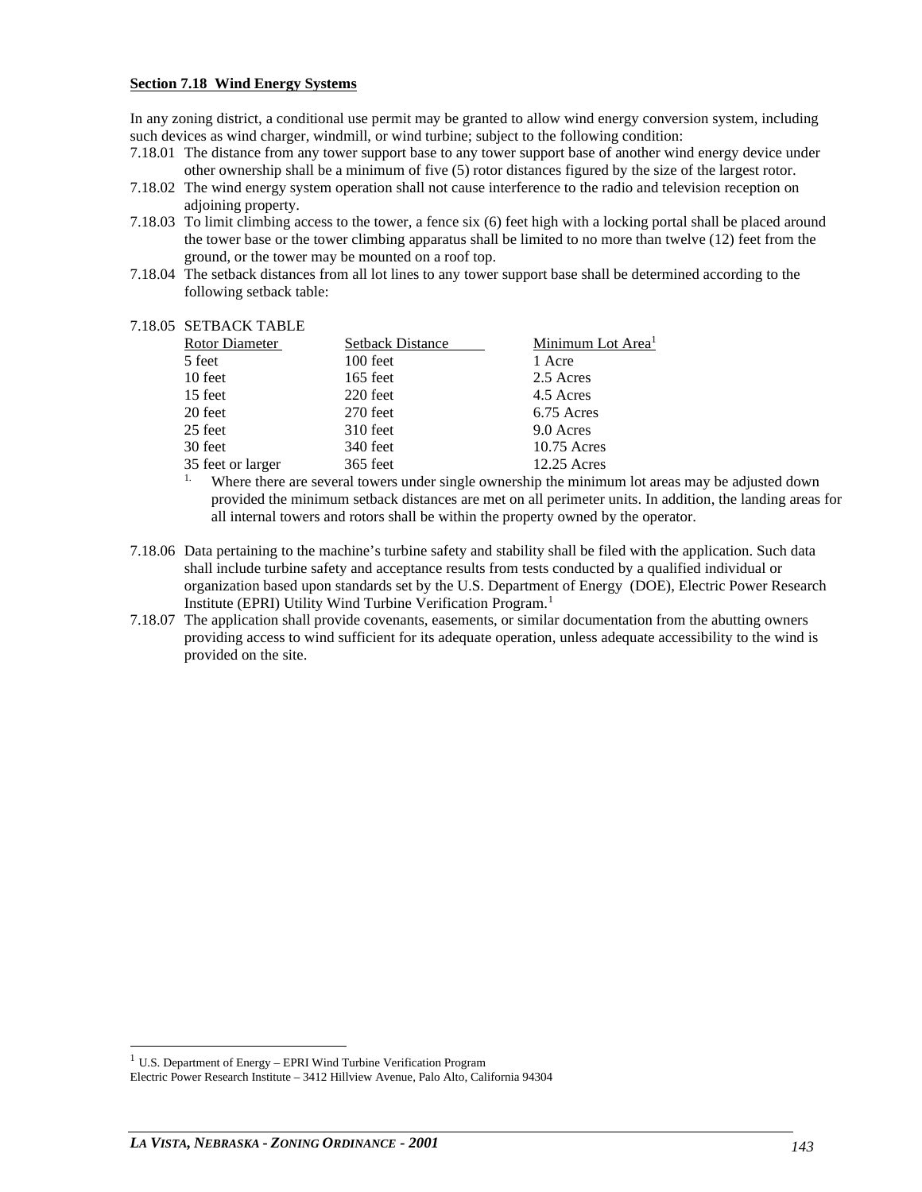**Section 7.18 Wind Energy Systems**

In any zoning district, a conditional use permit may be granted to allow wind energy conversion system, including such devices as wind charger, windmill, or wind turbine; subject to the following condition:

7.18.01 The distance from any tower support base to any tower support base of another wind energy device under other ownership shall be a minimum of five (5) rotor distances figured by the size of the largest rotor.

7.18.02 The wind energy system operation shall not cause interference to the radio and television reception on adjoining property.

7.18.03 To limit climbing access to the tower, a fence six (6) feet high with a locking portal shall be placed around the tower base or the tower climbing apparatus shall be limited to no more than twelve (12) feet from the ground, or the tower may be mounted on a roof top.

7.18.04 The setback distances from all lot lines to any tower support base shall be determined according to the following setback table:

7.18.05 SETBACK TABLE

| Rotor Diameter | Setback Distance | Minimum Lot Area[1] |
|---|---|---|
| 5 feet | 100 feet | 1 Acre |
| 10 feet | 165 feet | 2.5 Acres |
| 15 feet | 220 feet | 4.5 Acres |
| 20 feet | 270 feet | 6.75 Acres |
| 25 feet | 310 feet | 9.0 Acres |
| 30 feet | 340 feet | 10.75 Acres |
| 35 feet or larger | 365 feet | 12.25 Acres |

[1.] Where there are several towers under single ownership the minimum lot areas may be adjusted down provided the minimum setback distances are met on all perimeter units. In addition, the landing areas for all internal towers and rotors shall be within the property owned by the operator.

7.18.06 Data pertaining to the machine's turbine safety and stability shall be filed with the application. Such data shall include turbine safety and acceptance results from tests conducted by a qualified individual or organization based upon standards set by the U.S. Department of Energy (DOE), Electric Power Research Institute (EPRI) Utility Wind Turbine Verification Program.[1]

7.18.07 The application shall provide covenants, easements, or similar documentation from the abutting owners providing access to wind sufficient for its adequate operation, unless adequate accessibility to the wind is provided on the site.

---

[1] U.S. Department of Energy – EPRI Wind Turbine Verification Program
Electric Power Research Institute – 3412 Hillview Avenue, Palo Alto, California 94304